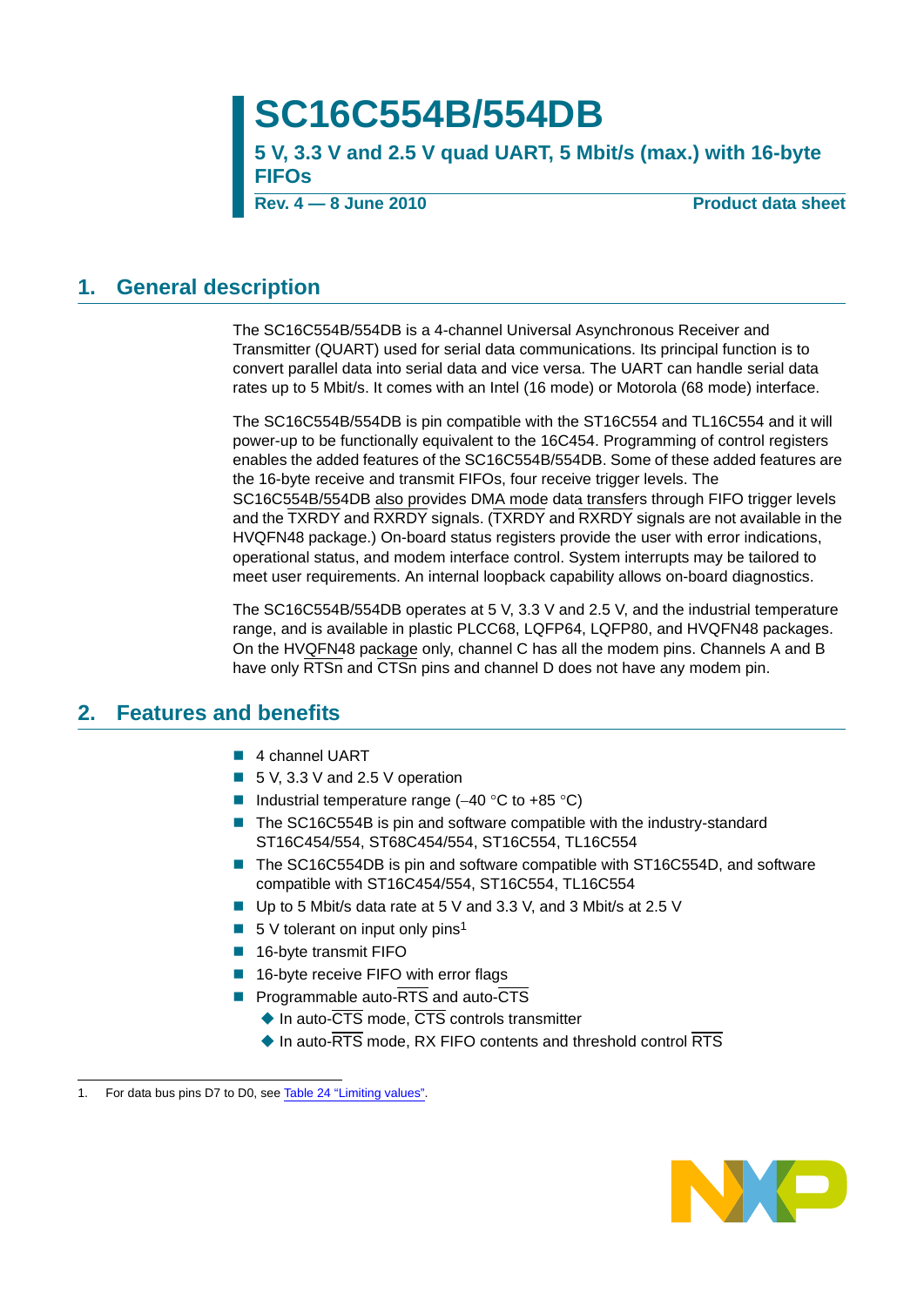# SC16C554B/554DB

## 5 V, 3.3 V and 2.5 V quad UART, 5 Mbit/s (max.) with 16-byte FIFOs

**Rev. 4 — 8 June 2010** **Product data sheet**

## 1. General description

The SC16C554B/554DB is a 4-channel Universal Asynchronous Receiver and Transmitter (QUART) used for serial data communications. Its principal function is to convert parallel data into serial data and vice versa. The UART can handle serial data rates up to 5 Mbit/s. It comes with an Intel (16 mode) or Motorola (68 mode) interface.

The SC16C554B/554DB is pin compatible with the ST16C554 and TL16C554 and it will power-up to be functionally equivalent to the 16C454. Programming of control registers enables the added features of the SC16C554B/554DB. Some of these added features are the 16-byte receive and transmit FIFOs, four receive trigger levels. The SC16C554B/554DB also provides DMA mode data transfers through FIFO trigger levels and the $\overline{\text{TXRDY}}$ and $\overline{\text{RXRDY}}$ signals. ($\overline{\text{TXRDY}}$ and $\overline{\text{RXRDY}}$ signals are not available in the HVQFN48 package.) On-board status registers provide the user with error indications, operational status, and modem interface control. System interrupts may be tailored to meet user requirements. An internal loopback capability allows on-board diagnostics.

The SC16C554B/554DB operates at 5 V, 3.3 V and 2.5 V, and the industrial temperature range, and is available in plastic PLCC68, LQFP64, LQFP80, and HVQFN48 packages. On the HVQFN48 package only, channel C has all the modem pins. Channels A and B have only $\overline{\text{RTSn}}$ and $\overline{\text{CTSn}}$ pins and channel D does not have any modem pin.

## 2. Features and benefits

- 4 channel UART
- 5 V, 3.3 V and 2.5 V operation
- Industrial temperature range (−40 °C to +85 °C)
- The SC16C554B is pin and software compatible with the industry-standard ST16C454/554, ST68C454/554, ST16C554, TL16C554
- The SC16C554DB is pin and software compatible with ST16C554D, and software compatible with ST16C454/554, ST16C554, TL16C554
- Up to 5 Mbit/s data rate at 5 V and 3.3 V, and 3 Mbit/s at 2.5 V
- 5 V tolerant on input only pins[1]
- 16-byte transmit FIFO
- 16-byte receive FIFO with error flags
- Programmable auto-$\overline{\text{RTS}}$ and auto-$\overline{\text{CTS}}$
  - In auto-$\overline{\text{CTS}}$ mode, $\overline{\text{CTS}}$ controls transmitter
  - In auto-$\overline{\text{RTS}}$ mode, RX FIFO contents and threshold control $\overline{\text{RTS}}$

1. For data bus pins D7 to D0, see Table 24 "Limiting values".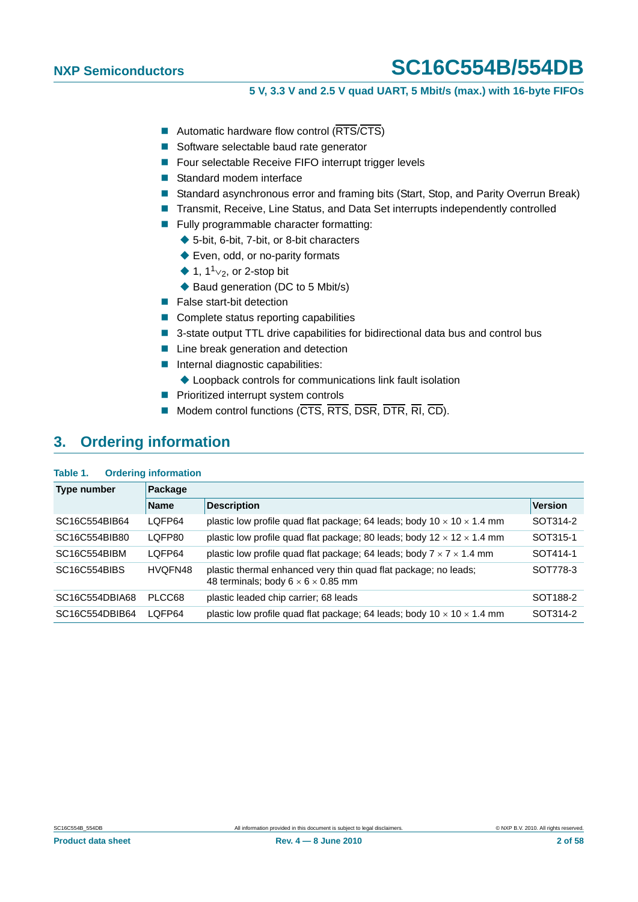- Automatic hardware flow control ($\overline{RTS}$/$\overline{CTS}$)
- Software selectable baud rate generator
- Four selectable Receive FIFO interrupt trigger levels
- Standard modem interface
- Standard asynchronous error and framing bits (Start, Stop, and Parity Overrun Break)
- Transmit, Receive, Line Status, and Data Set interrupts independently controlled
- Fully programmable character formatting:
    - 5-bit, 6-bit, 7-bit, or 8-bit characters
    - Even, odd, or no-parity formats
    - 1, $1\frac{1}{2}$, or 2-stop bit
    - Baud generation (DC to 5 Mbit/s)
- False start-bit detection
- Complete status reporting capabilities
- 3-state output TTL drive capabilities for bidirectional data bus and control bus
- Line break generation and detection
- Internal diagnostic capabilities:
    - Loopback controls for communications link fault isolation
- Prioritized interrupt system controls
- Modem control functions ($\overline{CTS}$, $\overline{RTS}$, $\overline{DSR}$, $\overline{DTR}$, $\overline{RI}$, $\overline{CD}$).

## 3. Ordering information

**Table 1. Ordering information**

| Type number | Package | | |
|---|---|---|---|
| | **Name** | **Description** | **Version** |
| SC16C554BIB64 | LQFP64 | plastic low profile quad flat package; 64 leads; body 10 × 10 × 1.4 mm | SOT314-2 |
| SC16C554BIB80 | LQFP80 | plastic low profile quad flat package; 80 leads; body 12 × 12 × 1.4 mm | SOT315-1 |
| SC16C554BIBM | LQFP64 | plastic low profile quad flat package; 64 leads; body 7 × 7 × 1.4 mm | SOT414-1 |
| SC16C554BIBS | HVQFN48 | plastic thermal enhanced very thin quad flat package; no leads; 48 terminals; body 6 × 6 × 0.85 mm | SOT778-3 |
| SC16C554DBIA68 | PLCC68 | plastic leaded chip carrier; 68 leads | SOT188-2 |
| SC16C554DBIB64 | LQFP64 | plastic low profile quad flat package; 64 leads; body 10 × 10 × 1.4 mm | SOT314-2 |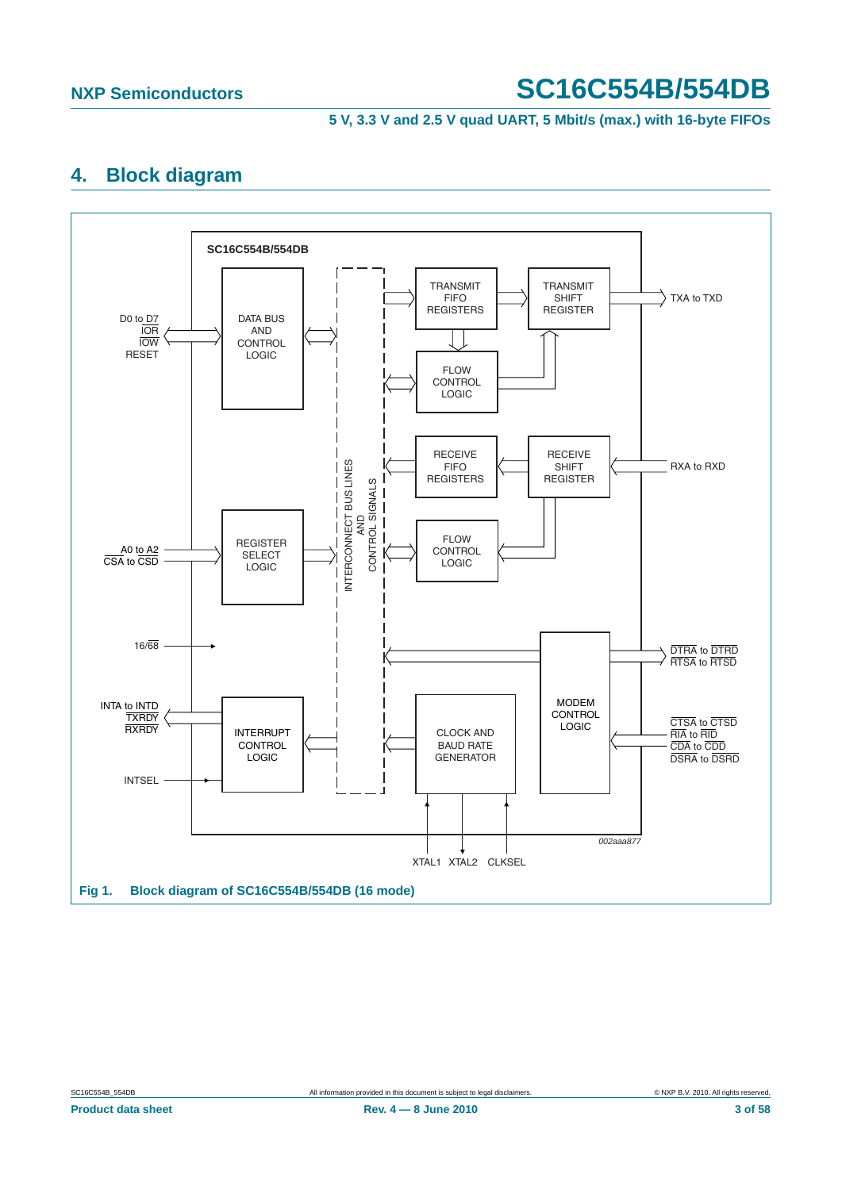## 4. Block diagram

SC16C554B/554DB

D0 to D7
IOR
IOW
RESET

DATA BUS AND CONTROL LOGIC

A0 to A2
CSA to CSD

REGISTER SELECT LOGIC

16/68

INTA to INTD
TXRDY
RXRDY

INTERRUPT CONTROL LOGIC

INTSEL

INTERCONNECT BUS LINES AND CONTROL SIGNALS

TRANSMIT FIFO REGISTERS

TRANSMIT SHIFT REGISTER

TXA to TXD

FLOW CONTROL LOGIC

RECEIVE FIFO REGISTERS

RECEIVE SHIFT REGISTER

RXA to RXD

FLOW CONTROL LOGIC

MODEM CONTROL LOGIC

DTRA to DTRD
RTSA to RTSD

CTSA to CTSD
RIA to RID
CDA to CDD
DSRA to DSRD

CLOCK AND BAUD RATE GENERATOR

XTAL1 XTAL2 CLKSEL

002aaa877

**Fig 1. Block diagram of SC16C554B/554DB (16 mode)**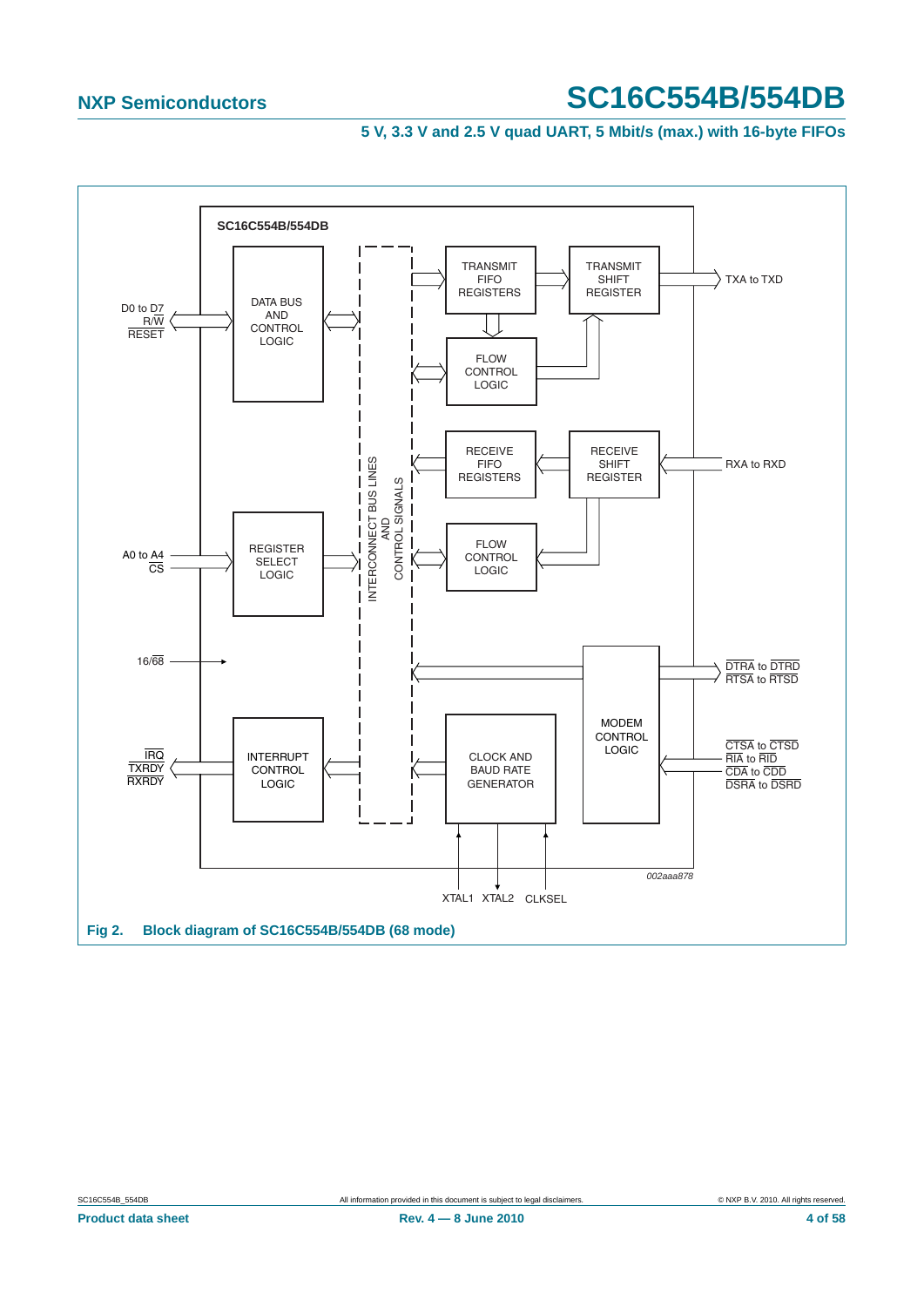SC16C554B/554DB

D0 to D7
R/W
RESET

DATA BUS AND CONTROL LOGIC

INTERCONNECT BUS LINES AND CONTROL SIGNALS

TRANSMIT FIFO REGISTERS

TRANSMIT SHIFT REGISTER

TXA to TXD

FLOW CONTROL LOGIC

RECEIVE FIFO REGISTERS

RECEIVE SHIFT REGISTER

RXA to RXD

A0 to A4
CS

REGISTER SELECT LOGIC

FLOW CONTROL LOGIC

16/68

MODEM CONTROL LOGIC

DTRA to DTRD
RTSA to RTSD

CTSA to CTSD
RIA to RID
CDA to CDD
DSRA to DSRD

IRQ
TXRDY
RXRDY

INTERRUPT CONTROL LOGIC

CLOCK AND BAUD RATE GENERATOR

XTAL1 XTAL2 CLKSEL

002aaa878

**Fig 2. Block diagram of SC16C554B/554DB (68 mode)**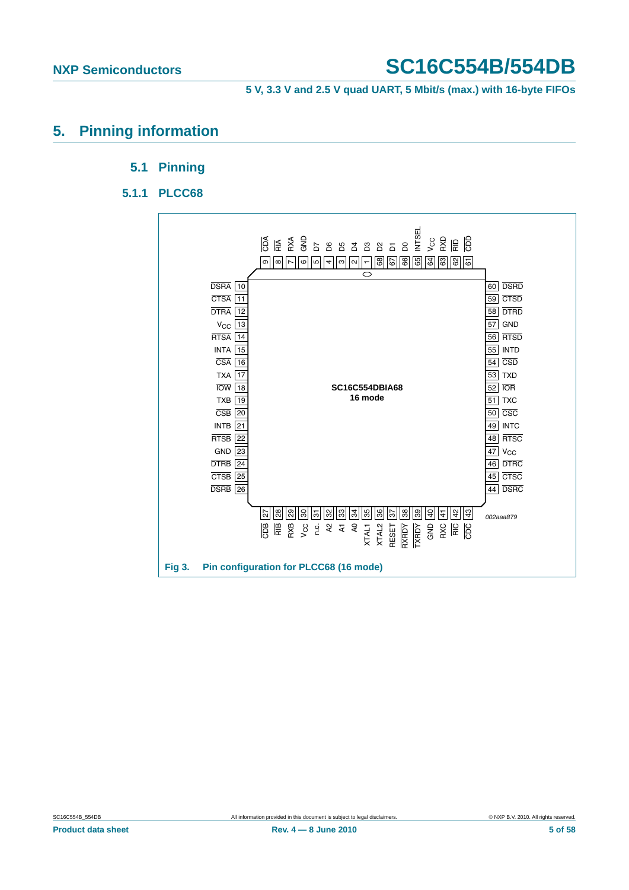# 5. Pinning information

## 5.1 Pinning

### 5.1.1 PLCC68

| Pin | Symbol | Pin | Symbol |
|---|---|---|---|
| 1 | D3 | 35 | XTAL1 |
| 2 | D4 | 36 | XTAL2 |
| 3 | D5 | 37 | RESET |
| 4 | D6 | 38 | RXRDY |
| 5 | D7 | 39 | TXRDY |
| 6 | GND | 40 | GND |
| 7 | RXA | 41 | RXC |
| 8 | RIA | 42 | RIC |
| 9 | CDA | 43 | CDC |
| 10 | DSRA | 44 | DSRC |
| 11 | CTSA | 45 | CTSC |
| 12 | DTRA | 46 | DTRC |
| 13 | $V_{CC}$ | 47 | $V_{CC}$ |
| 14 | RTSA | 48 | RTSC |
| 15 | INTA | 49 | INTC |
| 16 | CSA | 50 | CSC |
| 17 | TXA | 51 | TXC |
| 18 | IOW | 52 | IOR |
| 19 | TXB | 53 | TXD |
| 20 | CSB | 54 | CSD |
| 21 | INTB | 55 | INTD |
| 22 | RTSB | 56 | RTSD |
| 23 | GND | 57 | GND |
| 24 | DTRB | 58 | DTRD |
| 25 | CTSB | 59 | CTSD |
| 26 | DSRB | 60 | DSRD |
| 27 | CDB | 61 | CDD |
| 28 | RIB | 62 | RID |
| 29 | RXB | 63 | RXD |
| 30 | $V_{CC}$ | 64 | $V_{CC}$ |
| 31 | n.c. | 65 | INTSEL |
| 32 | A2 | 66 | D0 |
| 33 | A1 | 67 | D1 |
| 34 | A0 | 68 | D2 |

SC16C554DBIA68
16 mode

002aaa879

**Fig 3. Pin configuration for PLCC68 (16 mode)**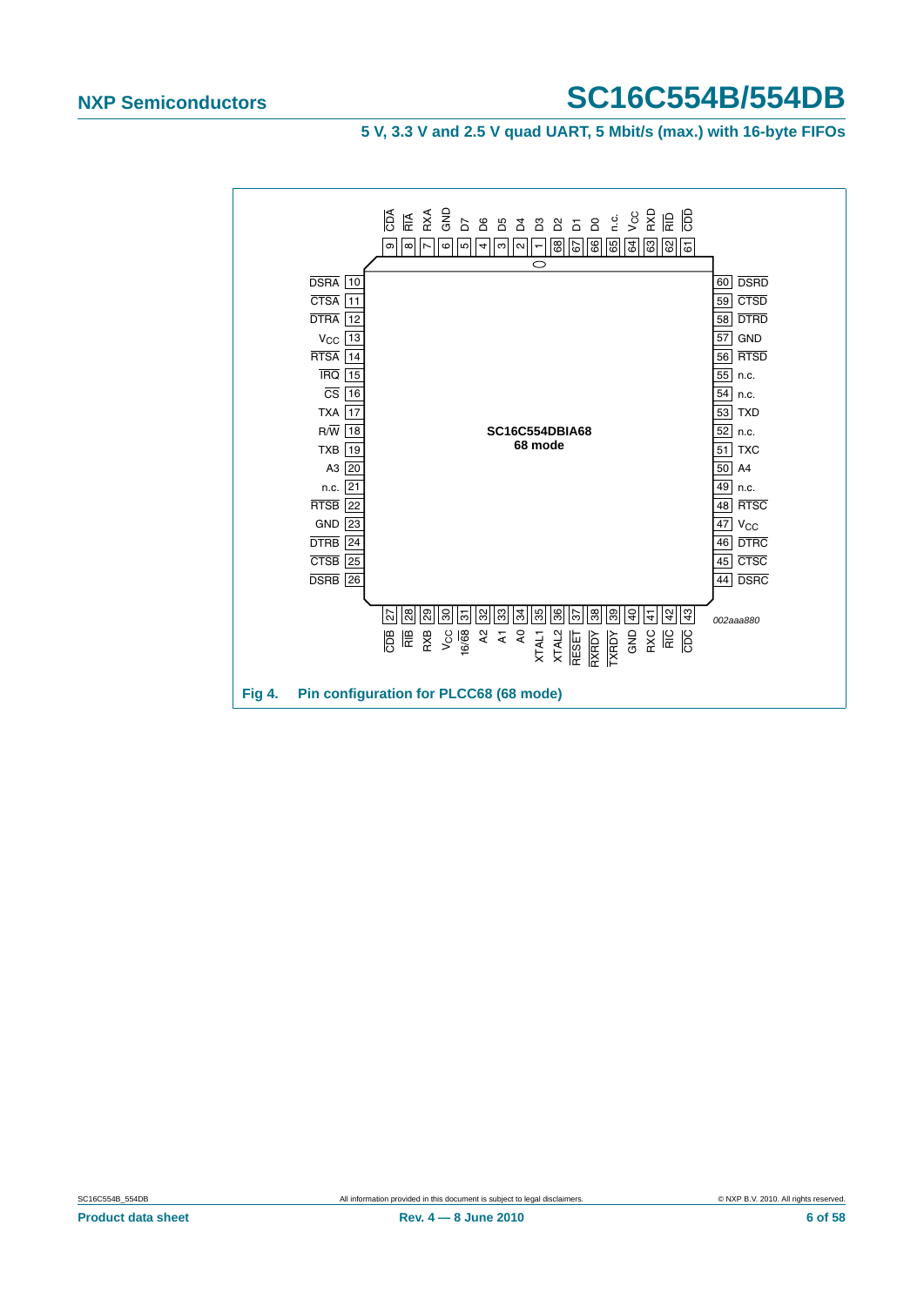SC16C554DBIA68

68 mode

002aaa880

**Fig 4. Pin configuration for PLCC68 (68 mode)**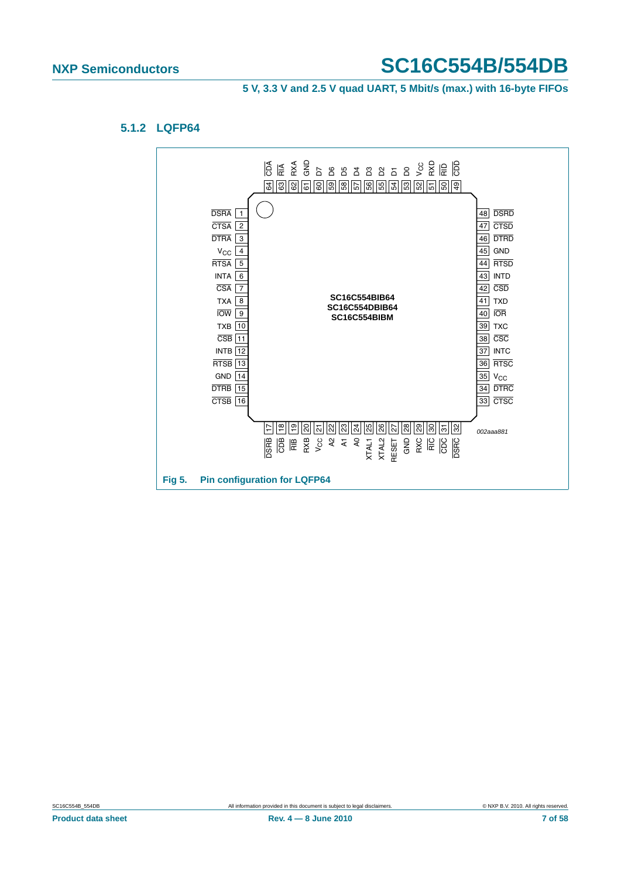### 5.1.2 LQFP64

**Fig 5. Pin configuration for LQFP64**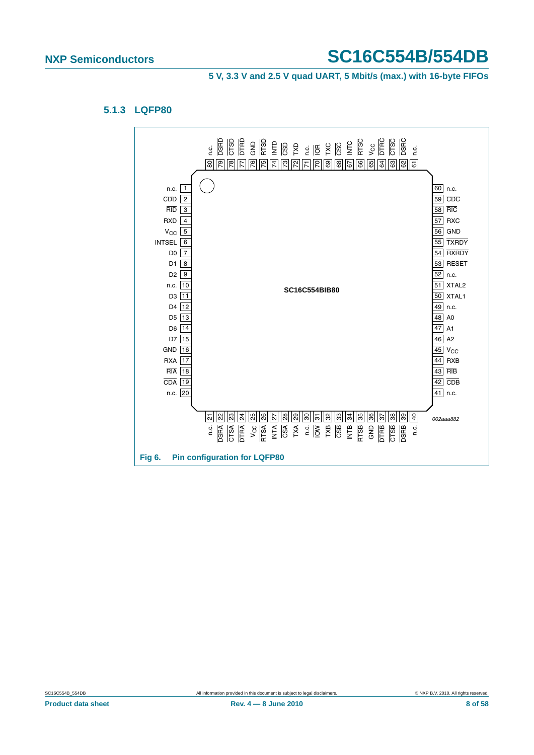### 5.1.3 LQFP80

| Pin | Symbol | Pin | Symbol | Pin | Symbol | Pin | Symbol |
|---|---|---|---|---|---|---|---|
| 1 | n.c. | 21 | n.c. | 41 | n.c. | 61 | n.c. |
| 2 | CDD | 22 | DSRA | 42 | CDB | 62 | DSRC |
| 3 | RID | 23 | CTSA | 43 | RIB | 63 | CTSC |
| 4 | RXD | 24 | DTRA | 44 | RXB | 64 | DTRC |
| 5 | $V_{CC}$ | 25 | $V_{CC}$ | 45 | $V_{CC}$ | 65 | $V_{CC}$ |
| 6 | INTSEL | 26 | RTSA | 46 | A2 | 66 | RTSC |
| 7 | D0 | 27 | INTA | 47 | A1 | 67 | INTC |
| 8 | D1 | 28 | CSA | 48 | A0 | 68 | CSC |
| 9 | D2 | 29 | TXA | 49 | n.c. | 69 | TXC |
| 10 | n.c. | 30 | n.c. | 50 | XTAL1 | 70 | IOR |
| 11 | D3 | 31 | IOW | 51 | XTAL2 | 71 | n.c. |
| 12 | D4 | 32 | TXB | 52 | n.c. | 72 | TXD |
| 13 | D5 | 33 | CSB | 53 | RESET | 73 | CSD |
| 14 | D6 | 34 | INTB | 54 | RXRDY | 74 | INTD |
| 15 | D7 | 35 | RTSB | 55 | TXRDY | 75 | RTSD |
| 16 | GND | 36 | GND | 56 | GND | 76 | GND |
| 17 | RXA | 37 | DTRB | 57 | RXC | 77 | DTRD |
| 18 | RIA | 38 | CTSB | 58 | RIC | 78 | CTSD |
| 19 | CDA | 39 | DSRB | 59 | CDC | 79 | DSRD |
| 20 | n.c. | 40 | n.c. | 60 | n.c. | 80 | n.c. |

SC16C554BIB80

002aaa882

**Fig 6. Pin configuration for LQFP80**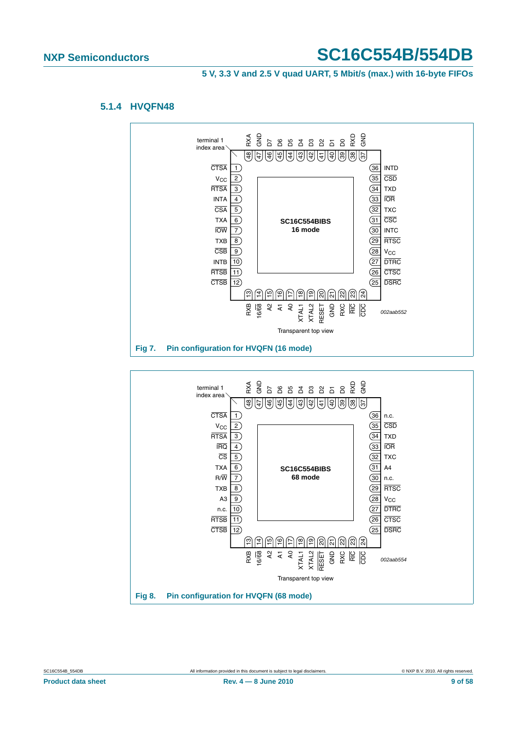#### 5.1.4 HVQFN48

Fig 7. Pin configuration for HVQFN (16 mode)

Fig 8. Pin configuration for HVQFN (68 mode)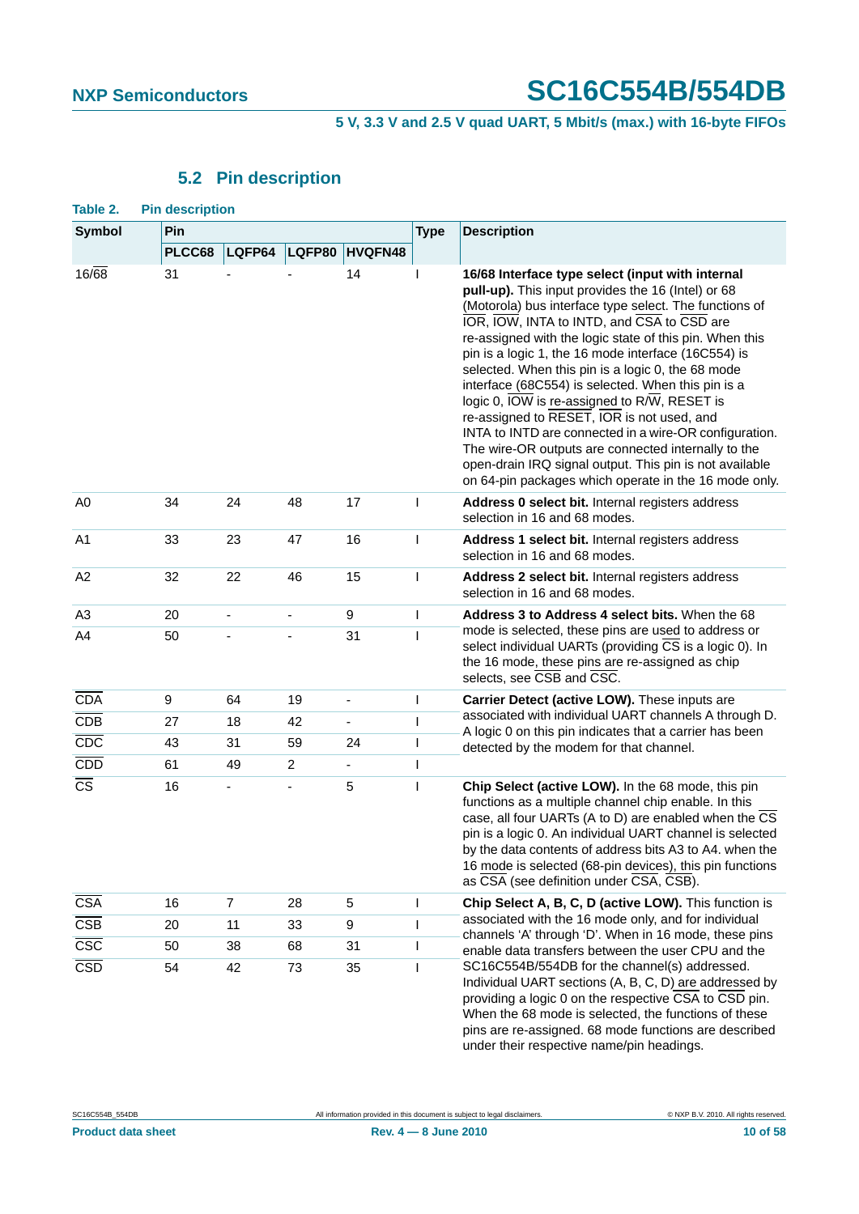## 5.2 Pin description

**Table 2. Pin description**

| Symbol | Pin | | | | Type | Description |
|---|---|---|---|---|---|---|
| | PLCC68 | LQFP64 | LQFP80 | HVQFN48 | | |
| 16/$\overline{68}$ | 31 | - | - | 14 | I | **16/68 Interface type select (input with internal pull-up).** This input provides the 16 (Intel) or 68 (Motorola) bus interface type select. The functions of $\overline{IOR}$, $\overline{IOW}$, INTA to INTD, and $\overline{CSA}$ to $\overline{CSD}$ are re-assigned with the logic state of this pin. When this pin is a logic 1, the 16 mode interface (16C554) is selected. When this pin is a logic 0, the 68 mode interface (68C554) is selected. When this pin is a logic 0, $\overline{IOW}$ is re-assigned to R/$\overline{W}$, RESET is re-assigned to $\overline{RESET}$, $\overline{IOR}$ is not used, and INTA to INTD are connected in a wire-OR configuration. The wire-OR outputs are connected internally to the open-drain IRQ signal output. This pin is not available on 64-pin packages which operate in the 16 mode only. |
| A0 | 34 | 24 | 48 | 17 | I | **Address 0 select bit.** Internal registers address selection in 16 and 68 modes. |
| A1 | 33 | 23 | 47 | 16 | I | **Address 1 select bit.** Internal registers address selection in 16 and 68 modes. |
| A2 | 32 | 22 | 46 | 15 | I | **Address 2 select bit.** Internal registers address selection in 16 and 68 modes. |
| A3 | 20 | - | - | 9 | I | **Address 3 to Address 4 select bits.** When the 68 mode is selected, these pins are used to address or select individual UARTs (providing $\overline{CS}$ is a logic 0). In the 16 mode, these pins are re-assigned as chip selects, see $\overline{CSB}$ and $\overline{CSC}$. |
| A4 | 50 | - | - | 31 | I | |
| $\overline{CDA}$ | 9 | 64 | 19 | - | I | **Carrier Detect (active LOW).** These inputs are associated with individual UART channels A through D. A logic 0 on this pin indicates that a carrier has been detected by the modem for that channel. |
| $\overline{CDB}$ | 27 | 18 | 42 | - | I | |
| $\overline{CDC}$ | 43 | 31 | 59 | 24 | I | |
| $\overline{CDD}$ | 61 | 49 | 2 | - | I | |
| $\overline{CS}$ | 16 | - | - | 5 | I | **Chip Select (active LOW).** In the 68 mode, this pin functions as a multiple channel chip enable. In this case, all four UARTs (A to D) are enabled when the $\overline{CS}$ pin is a logic 0. An individual UART channel is selected by the data contents of address bits A3 to A4. when the 16 mode is selected (68-pin devices), this pin functions as $\overline{CSA}$ (see definition under $\overline{CSA}$, $\overline{CSB}$). |
| $\overline{CSA}$ | 16 | 7 | 28 | 5 | I | **Chip Select A, B, C, D (active LOW).** This function is associated with the 16 mode only, and for individual channels 'A' through 'D'. When in 16 mode, these pins enable data transfers between the user CPU and the SC16C554B/554DB for the channel(s) addressed. Individual UART sections (A, B, C, D) are addressed by providing a logic 0 on the respective $\overline{CSA}$ to $\overline{CSD}$ pin. When the 68 mode is selected, the functions of these pins are re-assigned. 68 mode functions are described under their respective name/pin headings. |
| $\overline{CSB}$ | 20 | 11 | 33 | 9 | I | |
| $\overline{CSC}$ | 50 | 38 | 68 | 31 | I | |
| $\overline{CSD}$ | 54 | 42 | 73 | 35 | I | |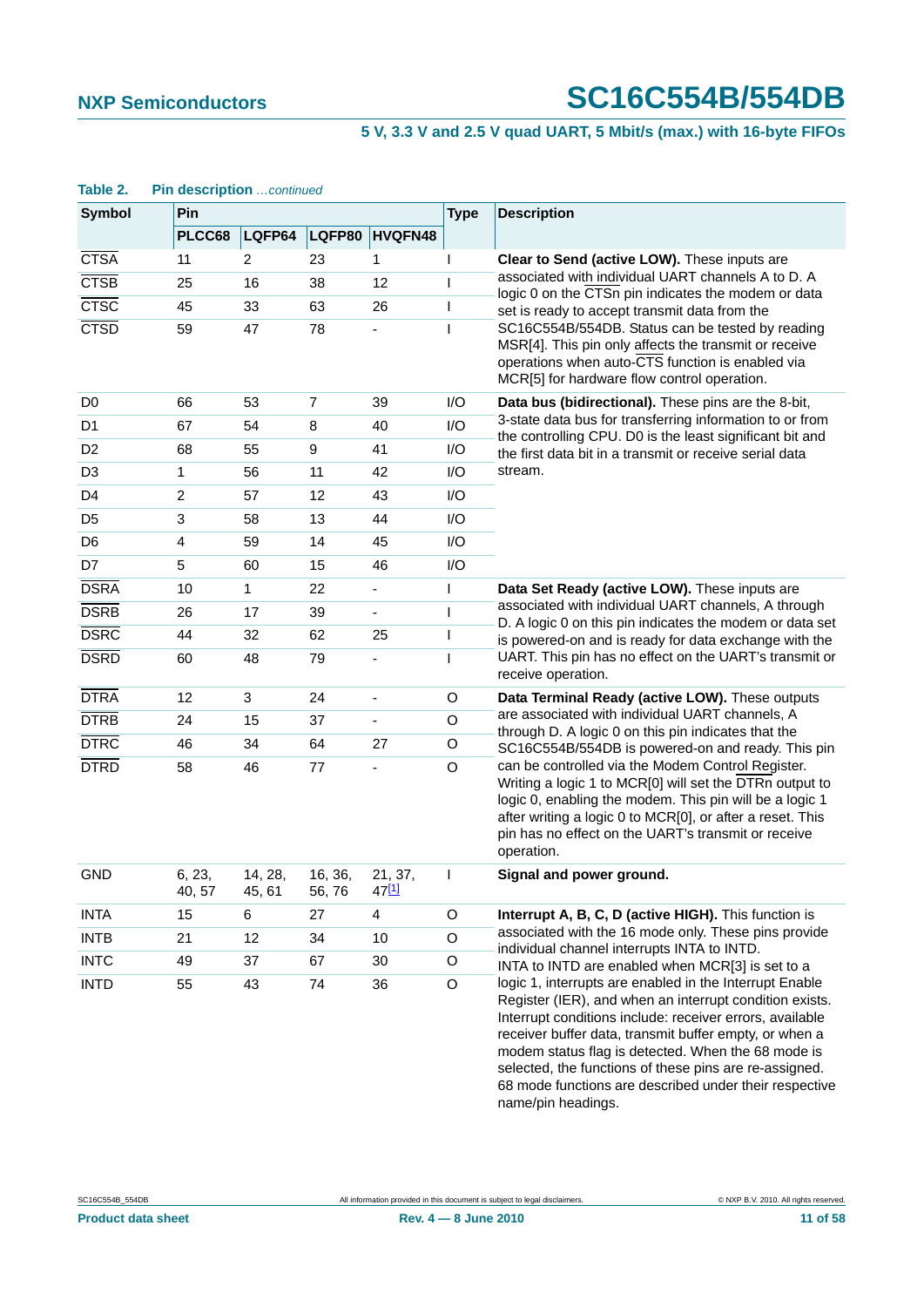**Table 2. Pin description** *…continued*

| Symbol | Pin | | | | Type | Description |
|---|---|---|---|---|---|---|
| | PLCC68 | LQFP64 | LQFP80 | HVQFN48 | | |
| CTSA | 11 | 2 | 23 | 1 | I | **Clear to Send (active LOW).** These inputs are associated with individual UART channels A to D. A logic 0 on the CTSn pin indicates the modem or data set is ready to accept transmit data from the SC16C554B/554DB. Status can be tested by reading MSR[4]. This pin only affects the transmit or receive operations when auto-CTS function is enabled via MCR[5] for hardware flow control operation. |
| CTSB | 25 | 16 | 38 | 12 | I | |
| CTSC | 45 | 33 | 63 | 26 | I | |
| CTSD | 59 | 47 | 78 | - | I | |
| D0 | 66 | 53 | 7 | 39 | I/O | **Data bus (bidirectional).** These pins are the 8-bit, 3-state data bus for transferring information to or from the controlling CPU. D0 is the least significant bit and the first data bit in a transmit or receive serial data stream. |
| D1 | 67 | 54 | 8 | 40 | I/O | |
| D2 | 68 | 55 | 9 | 41 | I/O | |
| D3 | 1 | 56 | 11 | 42 | I/O | |
| D4 | 2 | 57 | 12 | 43 | I/O | |
| D5 | 3 | 58 | 13 | 44 | I/O | |
| D6 | 4 | 59 | 14 | 45 | I/O | |
| D7 | 5 | 60 | 15 | 46 | I/O | |
| DSRA | 10 | 1 | 22 | - | I | **Data Set Ready (active LOW).** These inputs are associated with individual UART channels, A through D. A logic 0 on this pin indicates the modem or data set is powered-on and is ready for data exchange with the UART. This pin has no effect on the UART's transmit or receive operation. |
| DSRB | 26 | 17 | 39 | - | I | |
| DSRC | 44 | 32 | 62 | 25 | I | |
| DSRD | 60 | 48 | 79 | - | I | |
| DTRA | 12 | 3 | 24 | - | O | **Data Terminal Ready (active LOW).** These outputs are associated with individual UART channels, A through D. A logic 0 on this pin indicates that the SC16C554B/554DB is powered-on and ready. This pin can be controlled via the Modem Control Register. Writing a logic 1 to MCR[0] will set the DTRn output to logic 0, enabling the modem. This pin will be a logic 1 after writing a logic 0 to MCR[0], or after a reset. This pin has no effect on the UART's transmit or receive operation. |
| DTRB | 24 | 15 | 37 | - | O | |
| DTRC | 46 | 34 | 64 | 27 | O | |
| DTRD | 58 | 46 | 77 | - | O | |
| GND | 6, 23, 40, 57 | 14, 28, 45, 61 | 16, 36, 56, 76 | 21, 37, 47[1] | I | **Signal and power ground.** |
| INTA | 15 | 6 | 27 | 4 | O | **Interrupt A, B, C, D (active HIGH).** This function is associated with the 16 mode only. These pins provide individual channel interrupts INTA to INTD. INTA to INTD are enabled when MCR[3] is set to a logic 1, interrupts are enabled in the Interrupt Enable Register (IER), and when an interrupt condition exists. Interrupt conditions include: receiver errors, available receiver buffer data, transmit buffer empty, or when a modem status flag is detected. When the 68 mode is selected, the functions of these pins are re-assigned. 68 mode functions are described under their respective name/pin headings. |
| INTB | 21 | 12 | 34 | 10 | O | |
| INTC | 49 | 37 | 67 | 30 | O | |
| INTD | 55 | 43 | 74 | 36 | O | |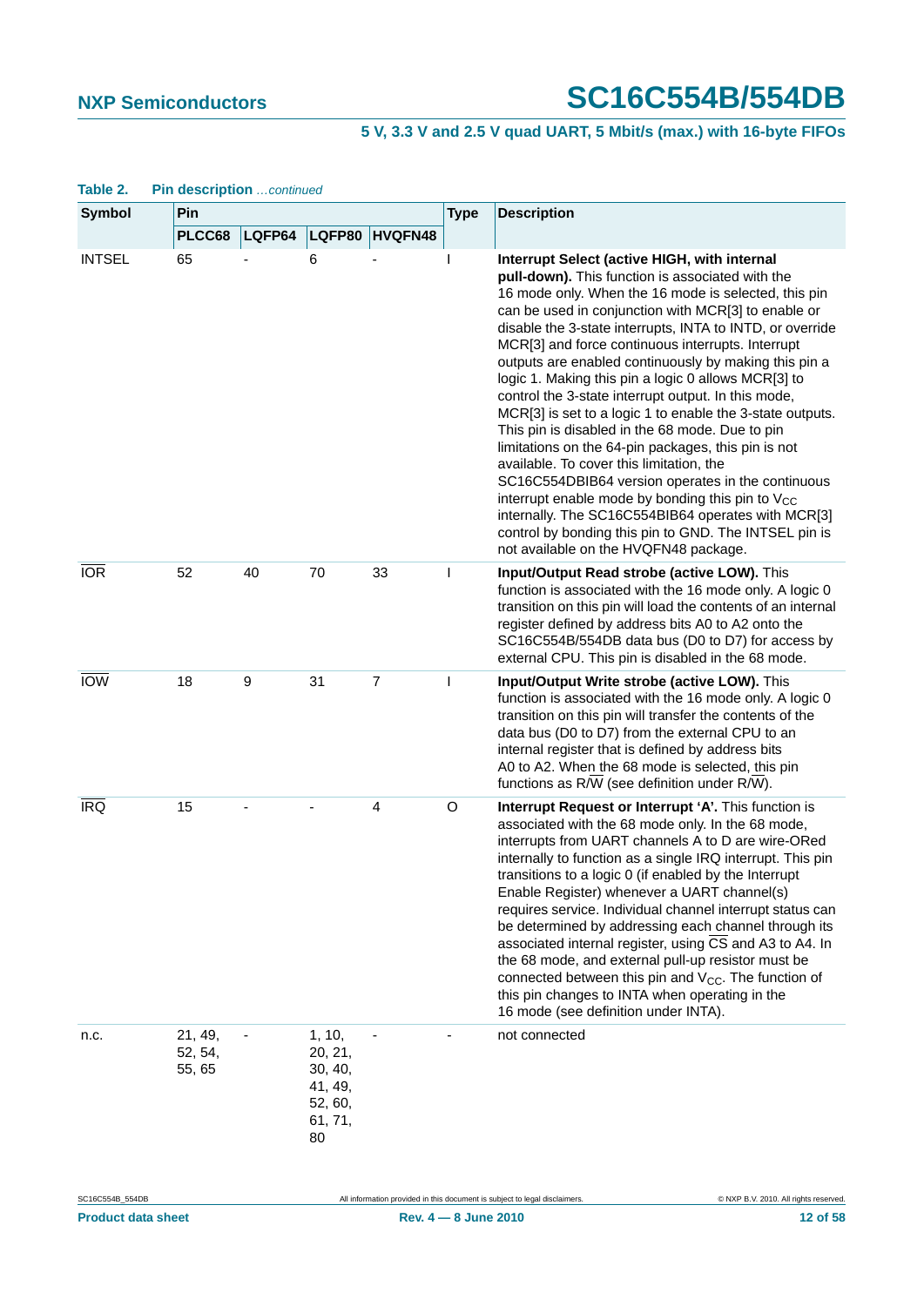**Table 2. Pin description** *…continued*

| Symbol | Pin | | | | Type | Description |
|---|---|---|---|---|---|---|
| | PLCC68 | LQFP64 | LQFP80 | HVQFN48 | | |
| INTSEL | 65 | - | 6 | - | I | **Interrupt Select (active HIGH, with internal pull-down).** This function is associated with the 16 mode only. When the 16 mode is selected, this pin can be used in conjunction with MCR[3] to enable or disable the 3-state interrupts, INTA to INTD, or override MCR[3] and force continuous interrupts. Interrupt outputs are enabled continuously by making this pin a logic 1. Making this pin a logic 0 allows MCR[3] to control the 3-state interrupt output. In this mode, MCR[3] is set to a logic 1 to enable the 3-state outputs. This pin is disabled in the 68 mode. Due to pin limitations on the 64-pin packages, this pin is not available. To cover this limitation, the SC16C554DBIB64 version operates in the continuous interrupt enable mode by bonding this pin to $V_{CC}$ internally. The SC16C554BIB64 operates with MCR[3] control by bonding this pin to GND. The INTSEL pin is not available on the HVQFN48 package. |
| $\overline{\text{IOR}}$ | 52 | 40 | 70 | 33 | I | **Input/Output Read strobe (active LOW).** This function is associated with the 16 mode only. A logic 0 transition on this pin will load the contents of an internal register defined by address bits A0 to A2 onto the SC16C554B/554DB data bus (D0 to D7) for access by external CPU. This pin is disabled in the 68 mode. |
| $\overline{\text{IOW}}$ | 18 | 9 | 31 | 7 | I | **Input/Output Write strobe (active LOW).** This function is associated with the 16 mode only. A logic 0 transition on this pin will transfer the contents of the data bus (D0 to D7) from the external CPU to an internal register that is defined by address bits A0 to A2. When the 68 mode is selected, this pin functions as R/$\overline{\text{W}}$ (see definition under R/$\overline{\text{W}}$). |
| $\overline{\text{IRQ}}$ | 15 | - | - | 4 | O | **Interrupt Request or Interrupt 'A'.** This function is associated with the 68 mode only. In the 68 mode, interrupts from UART channels A to D are wire-ORed internally to function as a single IRQ interrupt. This pin transitions to a logic 0 (if enabled by the Interrupt Enable Register) whenever a UART channel(s) requires service. Individual channel interrupt status can be determined by addressing each channel through its associated internal register, using $\overline{\text{CS}}$ and A3 to A4. In the 68 mode, and external pull-up resistor must be connected between this pin and $V_{CC}$. The function of this pin changes to INTA when operating in the 16 mode (see definition under INTA). |
| n.c. | 21, 49, 52, 54, 55, 65 | - | 1, 10, 20, 21, 30, 40, 41, 49, 52, 60, 61, 71, 80 | - | - | not connected |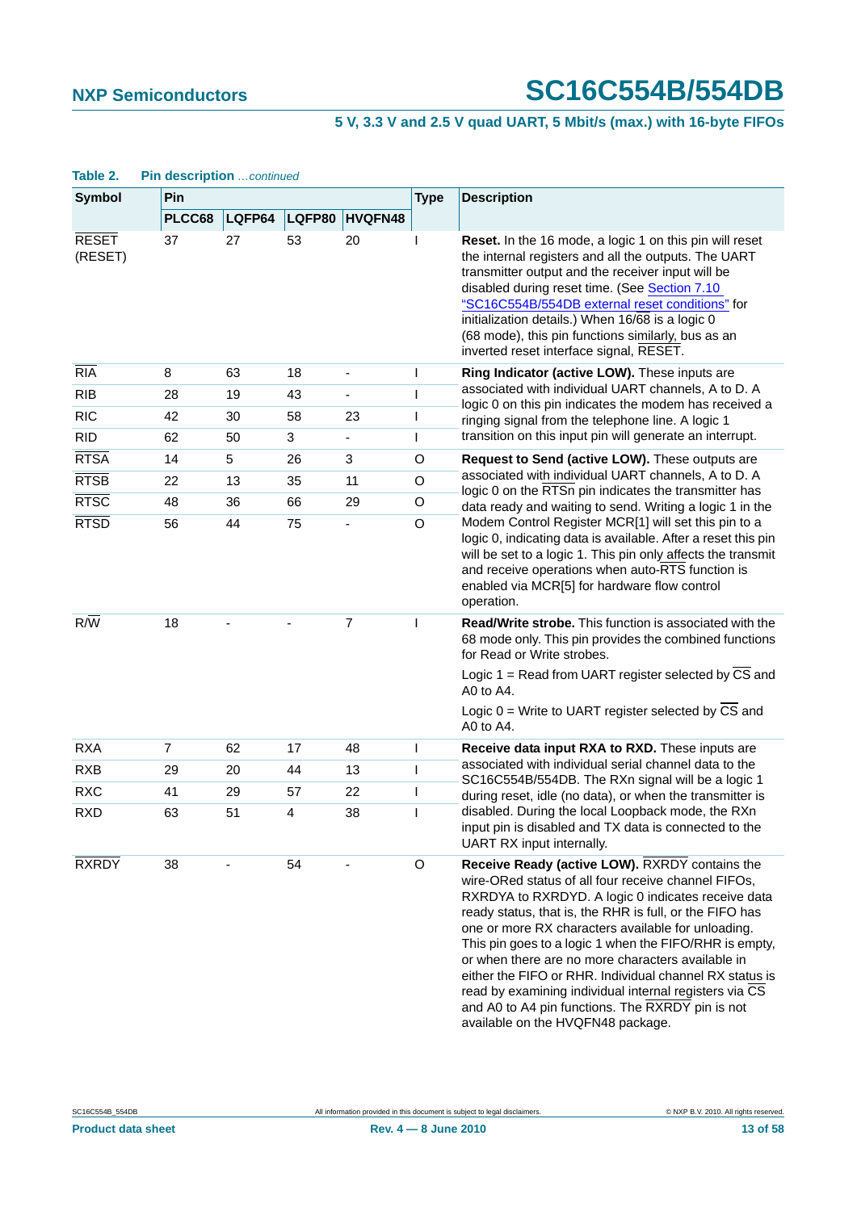**Table 2. Pin description** *...continued*

| Symbol | Pin | | | | Type | Description |
|---|---|---|---|---|---|---|
| | PLCC68 | LQFP64 | LQFP80 | HVQFN48 | | |
| $\overline{RESET}$ (RESET) | 37 | 27 | 53 | 20 | I | **Reset.** In the 16 mode, a logic 1 on this pin will reset the internal registers and all the outputs. The UART transmitter output and the receiver input will be disabled during reset time. (See Section 7.10 "SC16C554B/554DB external reset conditions" for initialization details.) When 16/$\overline{68}$ is a logic 0 (68 mode), this pin functions similarly, bus as an inverted reset interface signal, $\overline{RESET}$. |
| $\overline{RIA}$ | 8 | 63 | 18 | - | I | **Ring Indicator (active LOW).** These inputs are associated with individual UART channels, A to D. A logic 0 on this pin indicates the modem has received a ringing signal from the telephone line. A logic 1 transition on this input pin will generate an interrupt. |
| $\overline{RIB}$ | 28 | 19 | 43 | - | I | |
| $\overline{RIC}$ | 42 | 30 | 58 | 23 | I | |
| $\overline{RID}$ | 62 | 50 | 3 | - | I | |
| $\overline{RTSA}$ | 14 | 5 | 26 | 3 | O | **Request to Send (active LOW).** These outputs are associated with individual UART channels, A to D. A logic 0 on the $\overline{RTSn}$ pin indicates the transmitter has data ready and waiting to send. Writing a logic 1 in the Modem Control Register MCR[1] will set this pin to a logic 0, indicating data is available. After a reset this pin will be set to a logic 1. This pin only affects the transmit and receive operations when auto-$\overline{RTS}$ function is enabled via MCR[5] for hardware flow control operation. |
| $\overline{RTSB}$ | 22 | 13 | 35 | 11 | O | |
| $\overline{RTSC}$ | 48 | 36 | 66 | 29 | O | |
| $\overline{RTSD}$ | 56 | 44 | 75 | - | O | |
| R/$\overline{W}$ | 18 | - | - | 7 | I | **Read/Write strobe.** This function is associated with the 68 mode only. This pin provides the combined functions for Read or Write strobes.<br><br>Logic 1 = Read from UART register selected by $\overline{CS}$ and A0 to A4.<br><br>Logic 0 = Write to UART register selected by $\overline{CS}$ and A0 to A4. |
| RXA | 7 | 62 | 17 | 48 | I | **Receive data input RXA to RXD.** These inputs are associated with individual serial channel data to the SC16C554B/554DB. The RXn signal will be a logic 1 during reset, idle (no data), or when the transmitter is disabled. During the local Loopback mode, the RXn input pin is disabled and TX data is connected to the UART RX input internally. |
| RXB | 29 | 20 | 44 | 13 | I | |
| RXC | 41 | 29 | 57 | 22 | I | |
| RXD | 63 | 51 | 4 | 38 | I | |
| $\overline{RXRDY}$ | 38 | - | 54 | - | O | **Receive Ready (active LOW).** $\overline{RXRDY}$ contains the wire-ORed status of all four receive channel FIFOs, RXRDYA to RXRDYD. A logic 0 indicates receive data ready status, that is, the RHR is full, or the FIFO has one or more RX characters available for unloading. This pin goes to a logic 1 when the FIFO/RHR is empty, or when there are no more characters available in either the FIFO or RHR. Individual channel RX status is read by examining individual internal registers via $\overline{CS}$ and A0 to A4 pin functions. The $\overline{RXRDY}$ pin is not available on the HVQFN48 package. |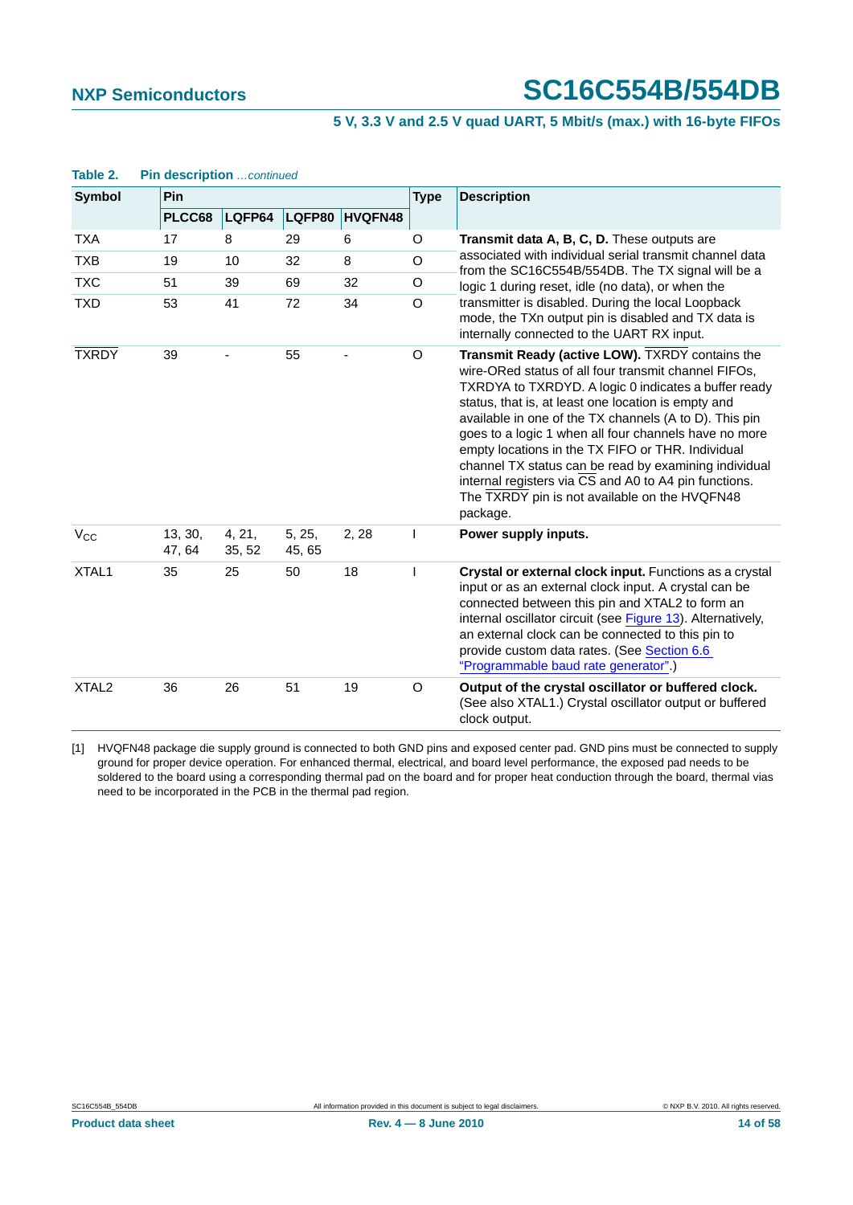**Table 2. Pin description** *...continued*

| Symbol | Pin | | | | Type | Description |
|---|---|---|---|---|---|---|
| | PLCC68 | LQFP64 | LQFP80 | HVQFN48 | | |
| TXA | 17 | 8 | 29 | 6 | O | **Transmit data A, B, C, D.** These outputs are associated with individual serial transmit channel data from the SC16C554B/554DB. The TX signal will be a logic 1 during reset, idle (no data), or when the transmitter is disabled. During the local Loopback mode, the TXn output pin is disabled and TX data is internally connected to the UART RX input. |
| TXB | 19 | 10 | 32 | 8 | O | |
| TXC | 51 | 39 | 69 | 32 | O | |
| TXD | 53 | 41 | 72 | 34 | O | |
| $\overline{TXRDY}$ | 39 | - | 55 | - | O | **Transmit Ready (active LOW).** $\overline{TXRDY}$ contains the wire-ORed status of all four transmit channel FIFOs, TXRDYA to TXRDYD. A logic 0 indicates a buffer ready status, that is, at least one location is empty and available in one of the TX channels (A to D). This pin goes to a logic 1 when all four channels have no more empty locations in the TX FIFO or THR. Individual channel TX status can be read by examining individual internal registers via $\overline{CS}$ and A0 to A4 pin functions. The $\overline{TXRDY}$ pin is not available on the HVQFN48 package. |
| $V_{CC}$ | 13, 30, 47, 64 | 4, 21, 35, 52 | 5, 25, 45, 65 | 2, 28 | I | **Power supply inputs.** |
| XTAL1 | 35 | 25 | 50 | 18 | I | **Crystal or external clock input.** Functions as a crystal input or as an external clock input. A crystal can be connected between this pin and XTAL2 to form an internal oscillator circuit (see Figure 13). Alternatively, an external clock can be connected to this pin to provide custom data rates. (See Section 6.6 "Programmable baud rate generator".) |
| XTAL2 | 36 | 26 | 51 | 19 | O | **Output of the crystal oscillator or buffered clock.** (See also XTAL1.) Crystal oscillator output or buffered clock output. |

[1] HVQFN48 package die supply ground is connected to both GND pins and exposed center pad. GND pins must be connected to supply ground for proper device operation. For enhanced thermal, electrical, and board level performance, the exposed pad needs to be soldered to the board using a corresponding thermal pad on the board and for proper heat conduction through the board, thermal vias need to be incorporated in the PCB in the thermal pad region.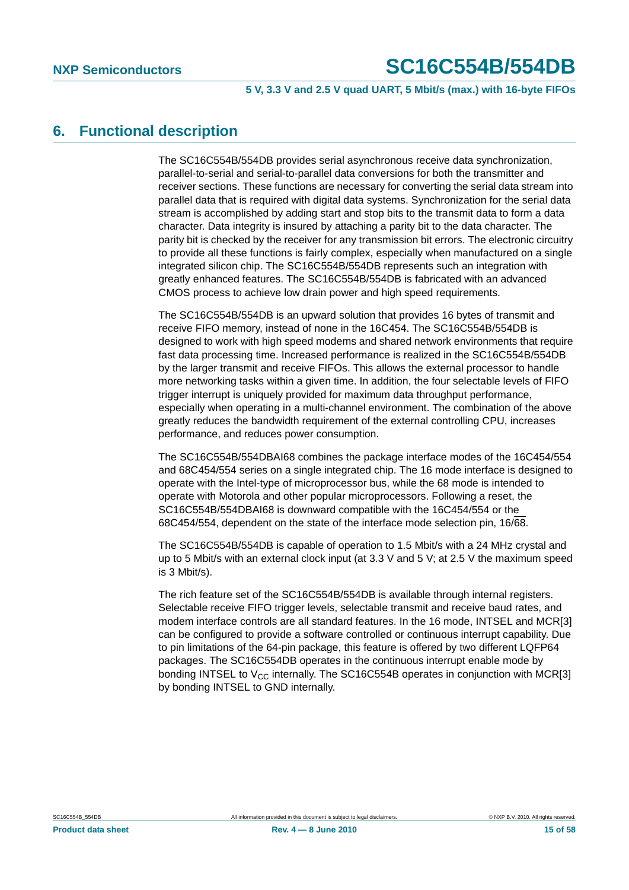## 6. Functional description

The SC16C554B/554DB provides serial asynchronous receive data synchronization, parallel-to-serial and serial-to-parallel data conversions for both the transmitter and receiver sections. These functions are necessary for converting the serial data stream into parallel data that is required with digital data systems. Synchronization for the serial data stream is accomplished by adding start and stop bits to the transmit data to form a data character. Data integrity is insured by attaching a parity bit to the data character. The parity bit is checked by the receiver for any transmission bit errors. The electronic circuitry to provide all these functions is fairly complex, especially when manufactured on a single integrated silicon chip. The SC16C554B/554DB represents such an integration with greatly enhanced features. The SC16C554B/554DB is fabricated with an advanced CMOS process to achieve low drain power and high speed requirements.

The SC16C554B/554DB is an upward solution that provides 16 bytes of transmit and receive FIFO memory, instead of none in the 16C454. The SC16C554B/554DB is designed to work with high speed modems and shared network environments that require fast data processing time. Increased performance is realized in the SC16C554B/554DB by the larger transmit and receive FIFOs. This allows the external processor to handle more networking tasks within a given time. In addition, the four selectable levels of FIFO trigger interrupt is uniquely provided for maximum data throughput performance, especially when operating in a multi-channel environment. The combination of the above greatly reduces the bandwidth requirement of the external controlling CPU, increases performance, and reduces power consumption.

The SC16C554B/554DBAI68 combines the package interface modes of the 16C454/554 and 68C454/554 series on a single integrated chip. The 16 mode interface is designed to operate with the Intel-type of microprocessor bus, while the 68 mode is intended to operate with Motorola and other popular microprocessors. Following a reset, the SC16C554B/554DBAI68 is downward compatible with the 16C454/554 or the 68C454/554, dependent on the state of the interface mode selection pin, 16/$\overline{68}$.

The SC16C554B/554DB is capable of operation to 1.5 Mbit/s with a 24 MHz crystal and up to 5 Mbit/s with an external clock input (at 3.3 V and 5 V; at 2.5 V the maximum speed is 3 Mbit/s).

The rich feature set of the SC16C554B/554DB is available through internal registers. Selectable receive FIFO trigger levels, selectable transmit and receive baud rates, and modem interface controls are all standard features. In the 16 mode, INTSEL and MCR[3] can be configured to provide a software controlled or continuous interrupt capability. Due to pin limitations of the 64-pin package, this feature is offered by two different LQFP64 packages. The SC16C554DB operates in the continuous interrupt enable mode by bonding INTSEL to $V_{CC}$ internally. The SC16C554B operates in conjunction with MCR[3] by bonding INTSEL to GND internally.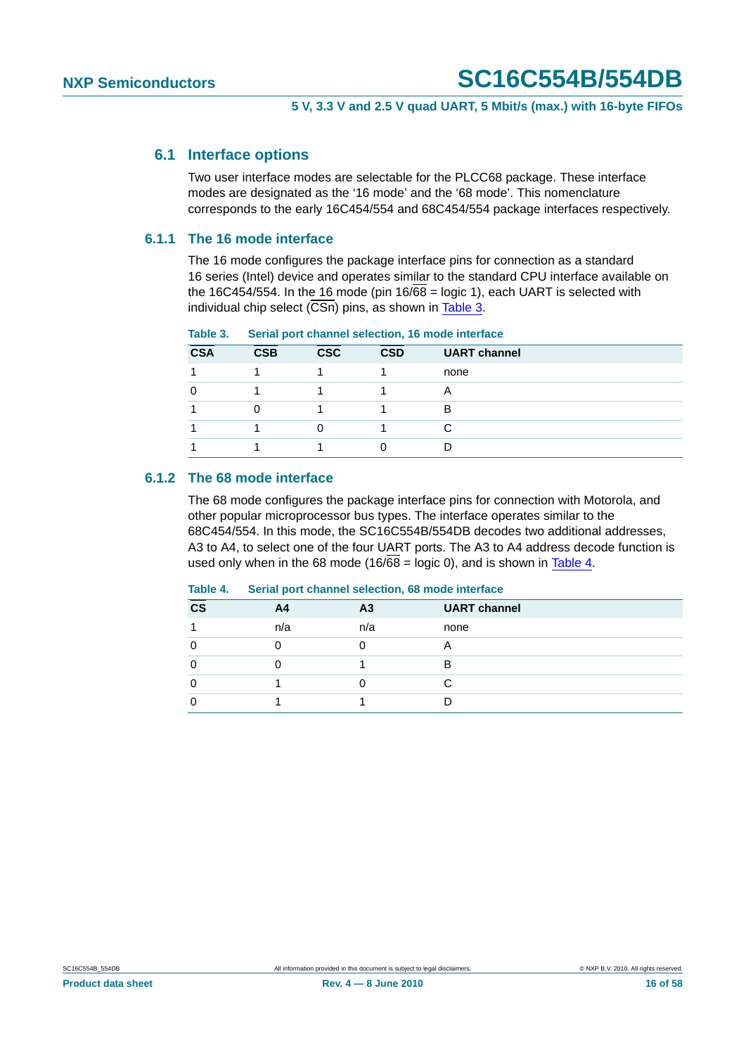### 6.1 Interface options

Two user interface modes are selectable for the PLCC68 package. These interface modes are designated as the '16 mode' and the '68 mode'. This nomenclature corresponds to the early 16C454/554 and 68C454/554 package interfaces respectively.

#### 6.1.1 The 16 mode interface

The 16 mode configures the package interface pins for connection as a standard 16 series (Intel) device and operates similar to the standard CPU interface available on the 16C454/554. In the 16 mode (pin 16/$\overline{68}$ = logic 1), each UART is selected with individual chip select ($\overline{CSn}$) pins, as shown in Table 3.

**Table 3. Serial port channel selection, 16 mode interface**

| $\overline{CSA}$ | $\overline{CSB}$ | $\overline{CSC}$ | $\overline{CSD}$ | UART channel |
|---|---|---|---|---|
| 1 | 1 | 1 | 1 | none |
| 0 | 1 | 1 | 1 | A |
| 1 | 0 | 1 | 1 | B |
| 1 | 1 | 0 | 1 | C |
| 1 | 1 | 1 | 0 | D |

#### 6.1.2 The 68 mode interface

The 68 mode configures the package interface pins for connection with Motorola, and other popular microprocessor bus types. The interface operates similar to the 68C454/554. In this mode, the SC16C554B/554DB decodes two additional addresses, A3 to A4, to select one of the four UART ports. The A3 to A4 address decode function is used only when in the 68 mode (16/$\overline{68}$ = logic 0), and is shown in Table 4.

**Table 4. Serial port channel selection, 68 mode interface**

| $\overline{CS}$ | A4 | A3 | UART channel |
|---|---|---|---|
| 1 | n/a | n/a | none |
| 0 | 0 | 0 | A |
| 0 | 0 | 1 | B |
| 0 | 1 | 0 | C |
| 0 | 1 | 1 | D |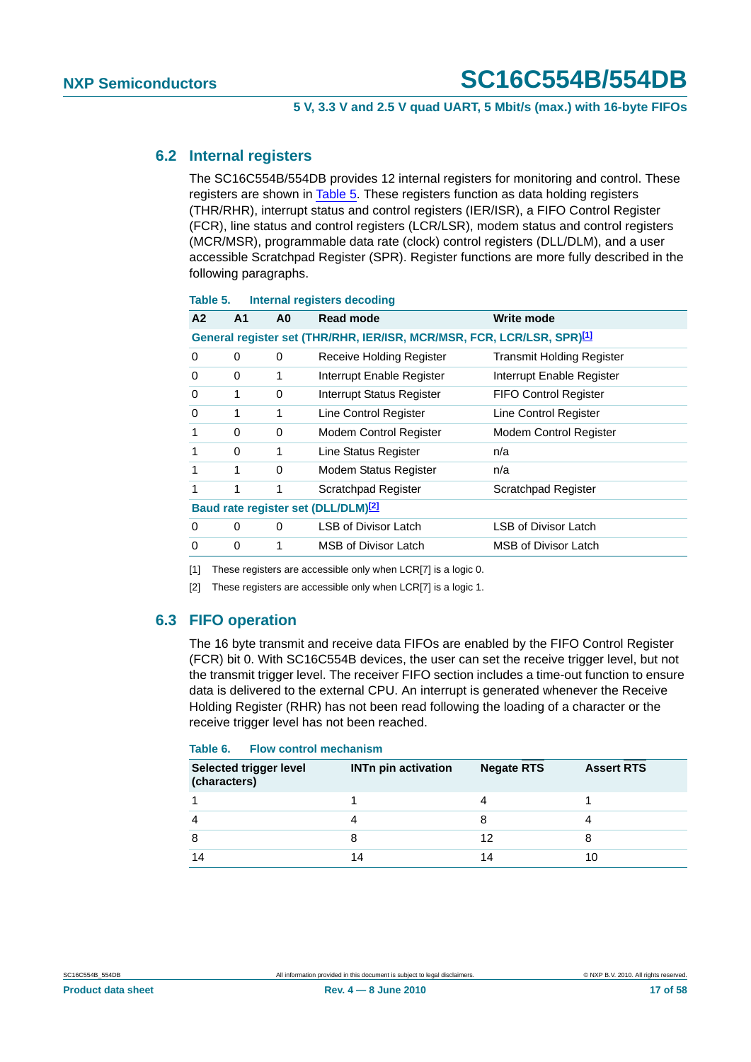## 6.2 Internal registers

The SC16C554B/554DB provides 12 internal registers for monitoring and control. These registers are shown in Table 5. These registers function as data holding registers (THR/RHR), interrupt status and control registers (IER/ISR), a FIFO Control Register (FCR), line status and control registers (LCR/LSR), modem status and control registers (MCR/MSR), programmable data rate (clock) control registers (DLL/DLM), and a user accessible Scratchpad Register (SPR). Register functions are more fully described in the following paragraphs.

**Table 5. Internal registers decoding**

| A2 | A1 | A0 | Read mode | Write mode |
|---|---|---|---|---|
| **General register set (THR/RHR, IER/ISR, MCR/MSR, FCR, LCR/LSR, SPR)[1]** | | | | |
| 0 | 0 | 0 | Receive Holding Register | Transmit Holding Register |
| 0 | 0 | 1 | Interrupt Enable Register | Interrupt Enable Register |
| 0 | 1 | 0 | Interrupt Status Register | FIFO Control Register |
| 0 | 1 | 1 | Line Control Register | Line Control Register |
| 1 | 0 | 0 | Modem Control Register | Modem Control Register |
| 1 | 0 | 1 | Line Status Register | n/a |
| 1 | 1 | 0 | Modem Status Register | n/a |
| 1 | 1 | 1 | Scratchpad Register | Scratchpad Register |
| **Baud rate register set (DLL/DLM)[2]** | | | | |
| 0 | 0 | 0 | LSB of Divisor Latch | LSB of Divisor Latch |
| 0 | 0 | 1 | MSB of Divisor Latch | MSB of Divisor Latch |

[1] These registers are accessible only when LCR[7] is a logic 0.

[2] These registers are accessible only when LCR[7] is a logic 1.

## 6.3 FIFO operation

The 16 byte transmit and receive data FIFOs are enabled by the FIFO Control Register (FCR) bit 0. With SC16C554B devices, the user can set the receive trigger level, but not the transmit trigger level. The receiver FIFO section includes a time-out function to ensure data is delivered to the external CPU. An interrupt is generated whenever the Receive Holding Register (RHR) has not been read following the loading of a character or the receive trigger level has not been reached.

**Table 6. Flow control mechanism**

| Selected trigger level (characters) | INTn pin activation | Negate RTS | Assert RTS |
|---|---|---|---|
| 1 | 1 | 4 | 1 |
| 4 | 4 | 8 | 4 |
| 8 | 8 | 12 | 8 |
| 14 | 14 | 14 | 10 |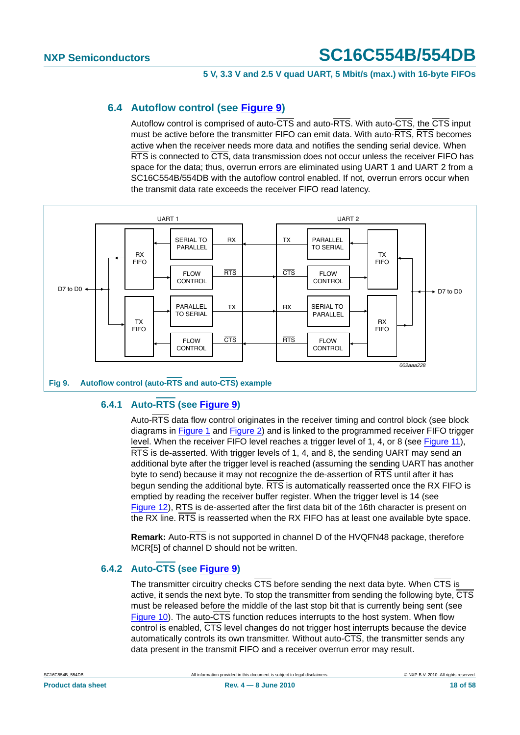## 6.4 Autoflow control (see Figure 9)

Autoflow control is comprised of auto-CTS and auto-RTS. With auto-CTS, the CTS input must be active before the transmitter FIFO can emit data. With auto-RTS, RTS becomes active when the receiver needs more data and notifies the sending serial device. When RTS is connected to CTS, data transmission does not occur unless the receiver FIFO has space for the data; thus, overrun errors are eliminated using UART 1 and UART 2 from a SC16C554B/554DB with the autoflow control enabled. If not, overrun errors occur when the transmit data rate exceeds the receiver FIFO read latency.

**Fig 9. Autoflow control (auto-RTS and auto-CTS) example**

### 6.4.1 Auto-RTS (see Figure 9)

Auto-RTS data flow control originates in the receiver timing and control block (see block diagrams in Figure 1 and Figure 2) and is linked to the programmed receiver FIFO trigger level. When the receiver FIFO level reaches a trigger level of 1, 4, or 8 (see Figure 11), RTS is de-asserted. With trigger levels of 1, 4, and 8, the sending UART may send an additional byte after the trigger level is reached (assuming the sending UART has another byte to send) because it may not recognize the de-assertion of RTS until after it has begun sending the additional byte. RTS is automatically reasserted once the RX FIFO is emptied by reading the receiver buffer register. When the trigger level is 14 (see Figure 12), RTS is de-asserted after the first data bit of the 16th character is present on the RX line. RTS is reasserted when the RX FIFO has at least one available byte space.

**Remark:** Auto-RTS is not supported in channel D of the HVQFN48 package, therefore MCR[5] of channel D should not be written.

### 6.4.2 Auto-CTS (see Figure 9)

The transmitter circuitry checks CTS before sending the next data byte. When CTS is active, it sends the next byte. To stop the transmitter from sending the following byte, CTS must be released before the middle of the last stop bit that is currently being sent (see Figure 10). The auto-CTS function reduces interrupts to the host system. When flow control is enabled, CTS level changes do not trigger host interrupts because the device automatically controls its own transmitter. Without auto-CTS, the transmitter sends any data present in the transmit FIFO and a receiver overrun error may result.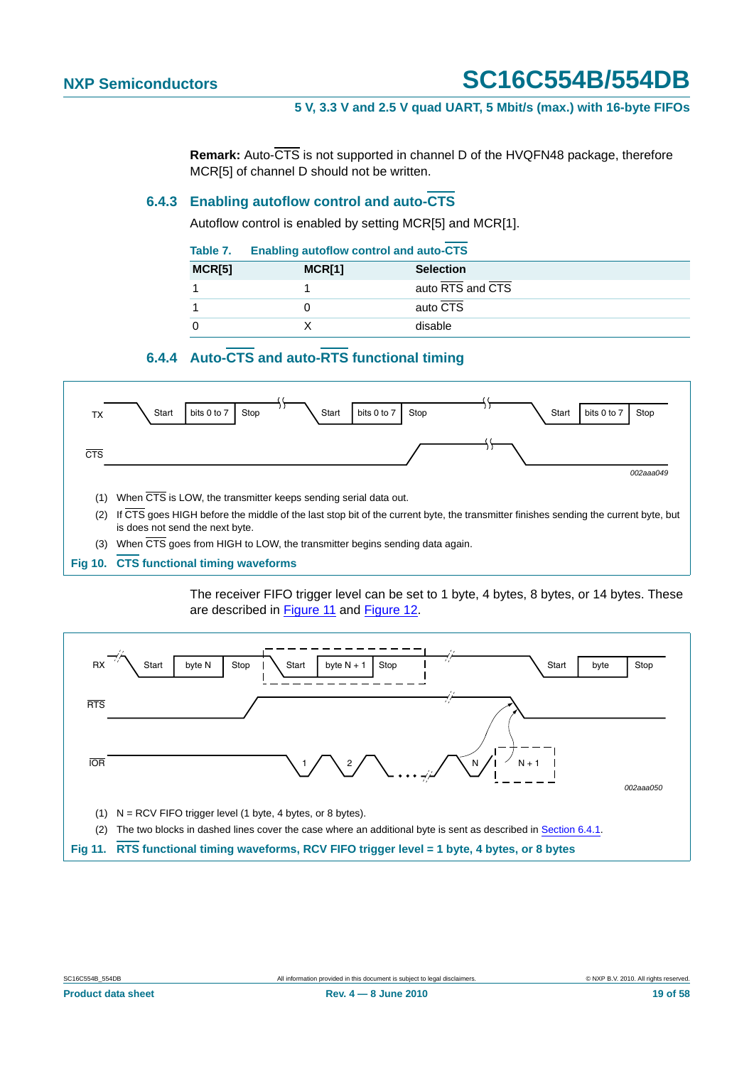**Remark:** Auto-CTS is not supported in channel D of the HVQFN48 package, therefore MCR[5] of channel D should not be written.

### 6.4.3 Enabling autoflow control and auto-CTS

Autoflow control is enabled by setting MCR[5] and MCR[1].

**Table 7. Enabling autoflow control and auto-CTS**

| MCR[5] | MCR[1] | Selection |
|---|---|---|
| 1 | 1 | auto RTS and CTS |
| 1 | 0 | auto CTS |
| 0 | X | disable |

### 6.4.4 Auto-CTS and auto-RTS functional timing

(1) When CTS is LOW, the transmitter keeps sending serial data out.

(2) If CTS goes HIGH before the middle of the last stop bit of the current byte, the transmitter finishes sending the current byte, but is does not send the next byte.

(3) When CTS goes from HIGH to LOW, the transmitter begins sending data again.

**Fig 10. CTS functional timing waveforms**

The receiver FIFO trigger level can be set to 1 byte, 4 bytes, 8 bytes, or 14 bytes. These are described in Figure 11 and Figure 12.

(1) N = RCV FIFO trigger level (1 byte, 4 bytes, or 8 bytes).

(2) The two blocks in dashed lines cover the case where an additional byte is sent as described in Section 6.4.1.

**Fig 11. RTS functional timing waveforms, RCV FIFO trigger level = 1 byte, 4 bytes, or 8 bytes**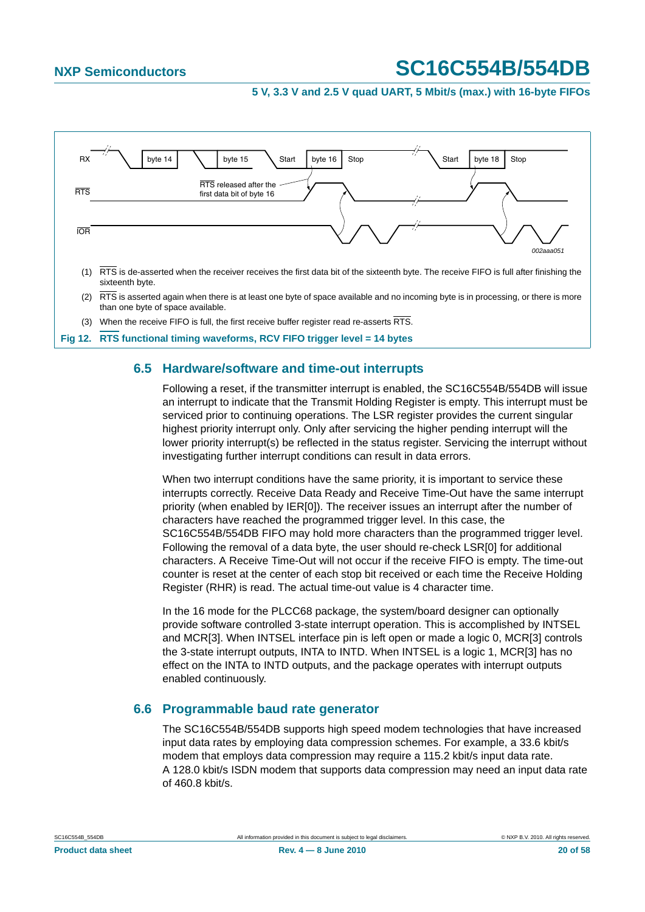(1) RTS is de-asserted when the receiver receives the first data bit of the sixteenth byte. The receive FIFO is full after finishing the sixteenth byte.

(2) RTS is asserted again when there is at least one byte of space available and no incoming byte is in processing, or there is more than one byte of space available.

(3) When the receive FIFO is full, the first receive buffer register read re-asserts RTS.

**Fig 12. RTS functional timing waveforms, RCV FIFO trigger level = 14 bytes**

## 6.5 Hardware/software and time-out interrupts

Following a reset, if the transmitter interrupt is enabled, the SC16C554B/554DB will issue an interrupt to indicate that the Transmit Holding Register is empty. This interrupt must be serviced prior to continuing operations. The LSR register provides the current singular highest priority interrupt only. Only after servicing the higher pending interrupt will the lower priority interrupt(s) be reflected in the status register. Servicing the interrupt without investigating further interrupt conditions can result in data errors.

When two interrupt conditions have the same priority, it is important to service these interrupts correctly. Receive Data Ready and Receive Time-Out have the same interrupt priority (when enabled by IER[0]). The receiver issues an interrupt after the number of characters have reached the programmed trigger level. In this case, the SC16C554B/554DB FIFO may hold more characters than the programmed trigger level. Following the removal of a data byte, the user should re-check LSR[0] for additional characters. A Receive Time-Out will not occur if the receive FIFO is empty. The time-out counter is reset at the center of each stop bit received or each time the Receive Holding Register (RHR) is read. The actual time-out value is 4 character time.

In the 16 mode for the PLCC68 package, the system/board designer can optionally provide software controlled 3-state interrupt operation. This is accomplished by INTSEL and MCR[3]. When INTSEL interface pin is left open or made a logic 0, MCR[3] controls the 3-state interrupt outputs, INTA to INTD. When INTSEL is a logic 1, MCR[3] has no effect on the INTA to INTD outputs, and the package operates with interrupt outputs enabled continuously.

## 6.6 Programmable baud rate generator

The SC16C554B/554DB supports high speed modem technologies that have increased input data rates by employing data compression schemes. For example, a 33.6 kbit/s modem that employs data compression may require a 115.2 kbit/s input data rate. A 128.0 kbit/s ISDN modem that supports data compression may need an input data rate of 460.8 kbit/s.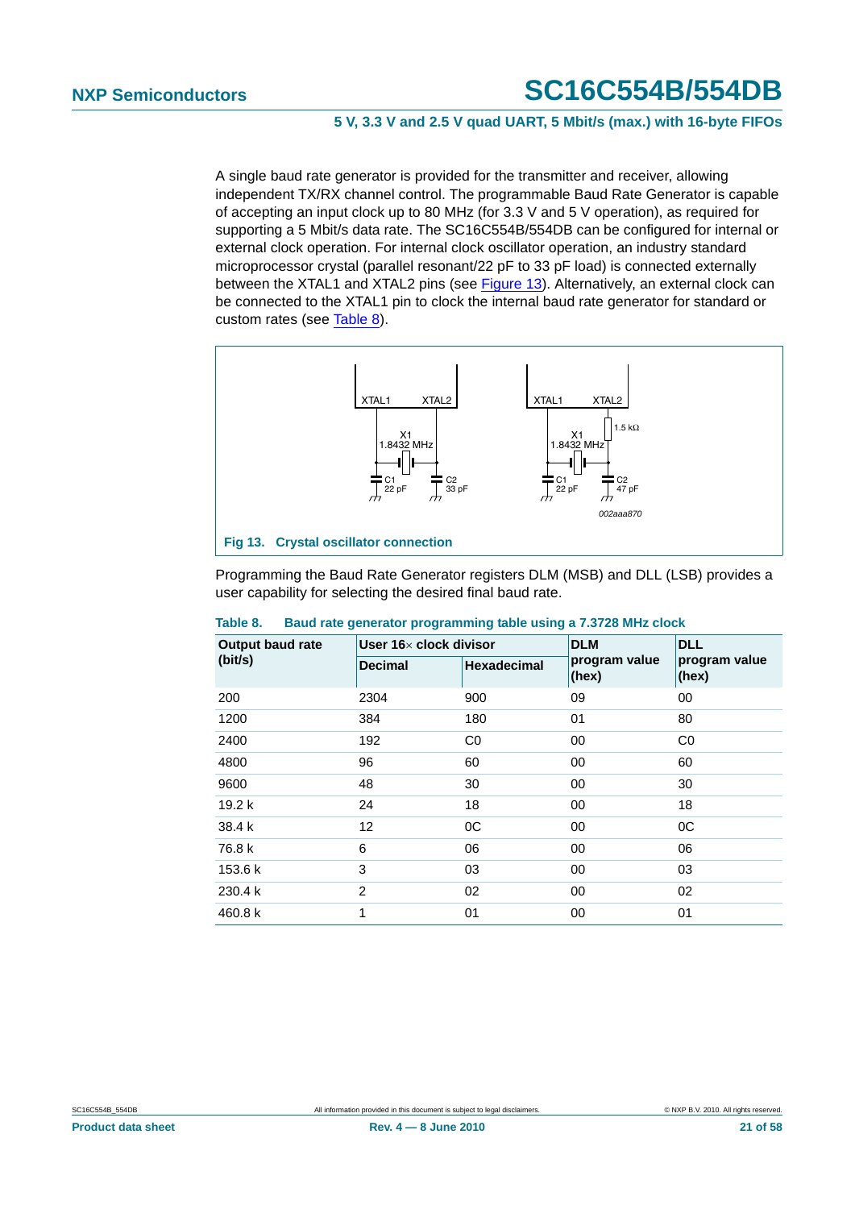A single baud rate generator is provided for the transmitter and receiver, allowing independent TX/RX channel control. The programmable Baud Rate Generator is capable of accepting an input clock up to 80 MHz (for 3.3 V and 5 V operation), as required for supporting a 5 Mbit/s data rate. The SC16C554B/554DB can be configured for internal or external clock operation. For internal clock oscillator operation, an industry standard microprocessor crystal (parallel resonant/22 pF to 33 pF load) is connected externally between the XTAL1 and XTAL2 pins (see Figure 13). Alternatively, an external clock can be connected to the XTAL1 pin to clock the internal baud rate generator for standard or custom rates (see Table 8).

XTAL1 XTAL2 X1 1.8432 MHz C1 22 pF C2 33 pF

XTAL1 XTAL2 1.5 kΩ X1 1.8432 MHz C1 22 pF C2 47 pF

002aaa870

**Fig 13. Crystal oscillator connection**

Programming the Baud Rate Generator registers DLM (MSB) and DLL (LSB) provides a user capability for selecting the desired final baud rate.

**Table 8. Baud rate generator programming table using a 7.3728 MHz clock**

| Output baud rate (bit/s) | User 16× clock divisor | | DLM program value (hex) | DLL program value (hex) |
|---|---|---|---|---|
| | Decimal | Hexadecimal | | |
| 200 | 2304 | 900 | 09 | 00 |
| 1200 | 384 | 180 | 01 | 80 |
| 2400 | 192 | C0 | 00 | C0 |
| 4800 | 96 | 60 | 00 | 60 |
| 9600 | 48 | 30 | 00 | 30 |
| 19.2 k | 24 | 18 | 00 | 18 |
| 38.4 k | 12 | 0C | 00 | 0C |
| 76.8 k | 6 | 06 | 00 | 06 |
| 153.6 k | 3 | 03 | 00 | 03 |
| 230.4 k | 2 | 02 | 00 | 02 |
| 460.8 k | 1 | 01 | 00 | 01 |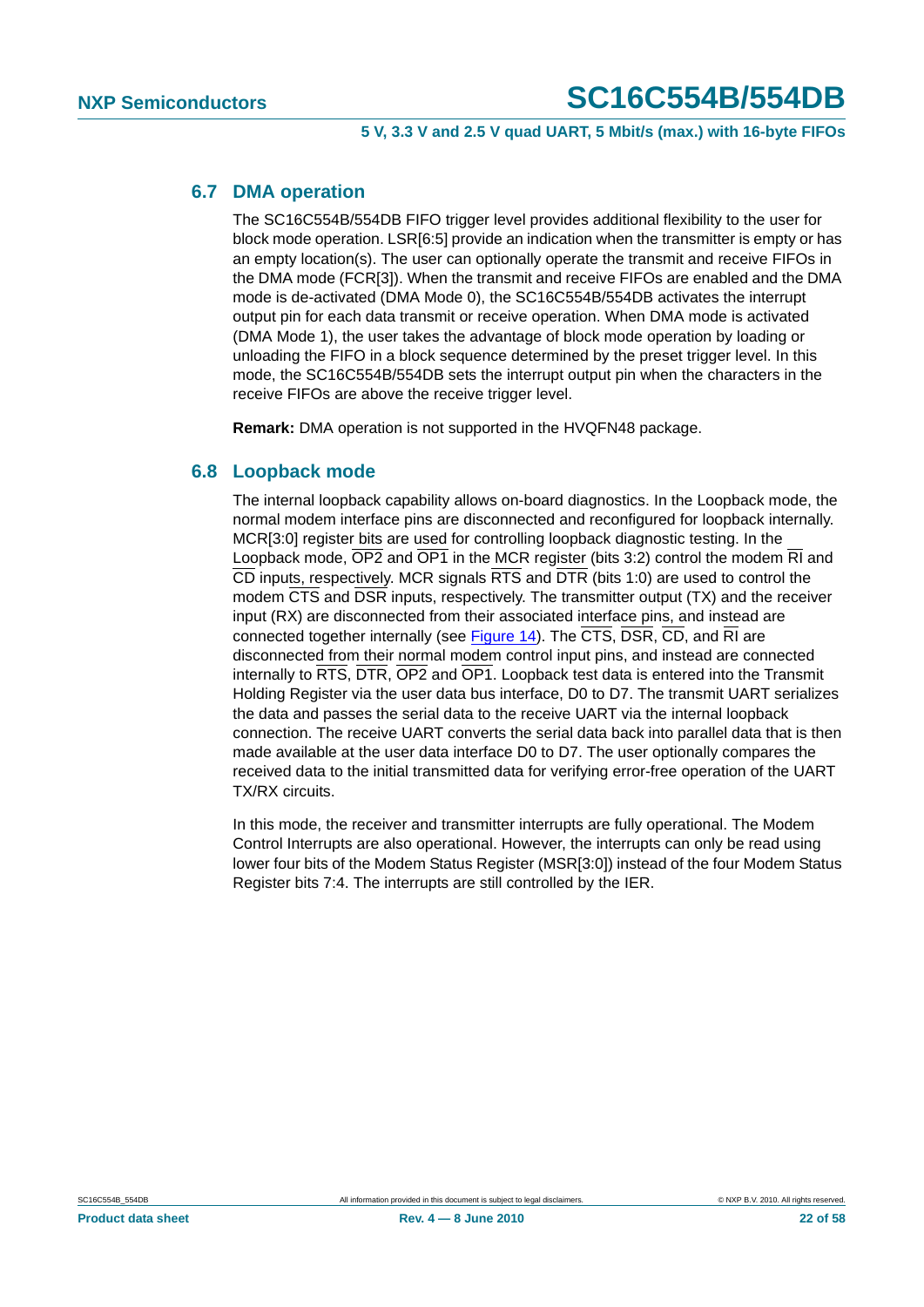## 6.7 DMA operation

The SC16C554B/554DB FIFO trigger level provides additional flexibility to the user for block mode operation. LSR[6:5] provide an indication when the transmitter is empty or has an empty location(s). The user can optionally operate the transmit and receive FIFOs in the DMA mode (FCR[3]). When the transmit and receive FIFOs are enabled and the DMA mode is de-activated (DMA Mode 0), the SC16C554B/554DB activates the interrupt output pin for each data transmit or receive operation. When DMA mode is activated (DMA Mode 1), the user takes the advantage of block mode operation by loading or unloading the FIFO in a block sequence determined by the preset trigger level. In this mode, the SC16C554B/554DB sets the interrupt output pin when the characters in the receive FIFOs are above the receive trigger level.

**Remark:** DMA operation is not supported in the HVQFN48 package.

## 6.8 Loopback mode

The internal loopback capability allows on-board diagnostics. In the Loopback mode, the normal modem interface pins are disconnected and reconfigured for loopback internally. MCR[3:0] register bits are used for controlling loopback diagnostic testing. In the Loopback mode, $\overline{\text{OP2}}$ and $\overline{\text{OP1}}$ in the MCR register (bits 3:2) control the modem $\overline{\text{RI}}$ and $\overline{\text{CD}}$ inputs, respectively. MCR signals $\overline{\text{RTS}}$ and $\overline{\text{DTR}}$ (bits 1:0) are used to control the modem $\overline{\text{CTS}}$ and $\overline{\text{DSR}}$ inputs, respectively. The transmitter output (TX) and the receiver input (RX) are disconnected from their associated interface pins, and instead are connected together internally (see Figure 14). The $\overline{\text{CTS}}$, $\overline{\text{DSR}}$, $\overline{\text{CD}}$, and $\overline{\text{RI}}$ are disconnected from their normal modem control input pins, and instead are connected internally to $\overline{\text{RTS}}$, $\overline{\text{DTR}}$, $\overline{\text{OP2}}$ and $\overline{\text{OP1}}$. Loopback test data is entered into the Transmit Holding Register via the user data bus interface, D0 to D7. The transmit UART serializes the data and passes the serial data to the receive UART via the internal loopback connection. The receive UART converts the serial data back into parallel data that is then made available at the user data interface D0 to D7. The user optionally compares the received data to the initial transmitted data for verifying error-free operation of the UART TX/RX circuits.

In this mode, the receiver and transmitter interrupts are fully operational. The Modem Control Interrupts are also operational. However, the interrupts can only be read using lower four bits of the Modem Status Register (MSR[3:0]) instead of the four Modem Status Register bits 7:4. The interrupts are still controlled by the IER.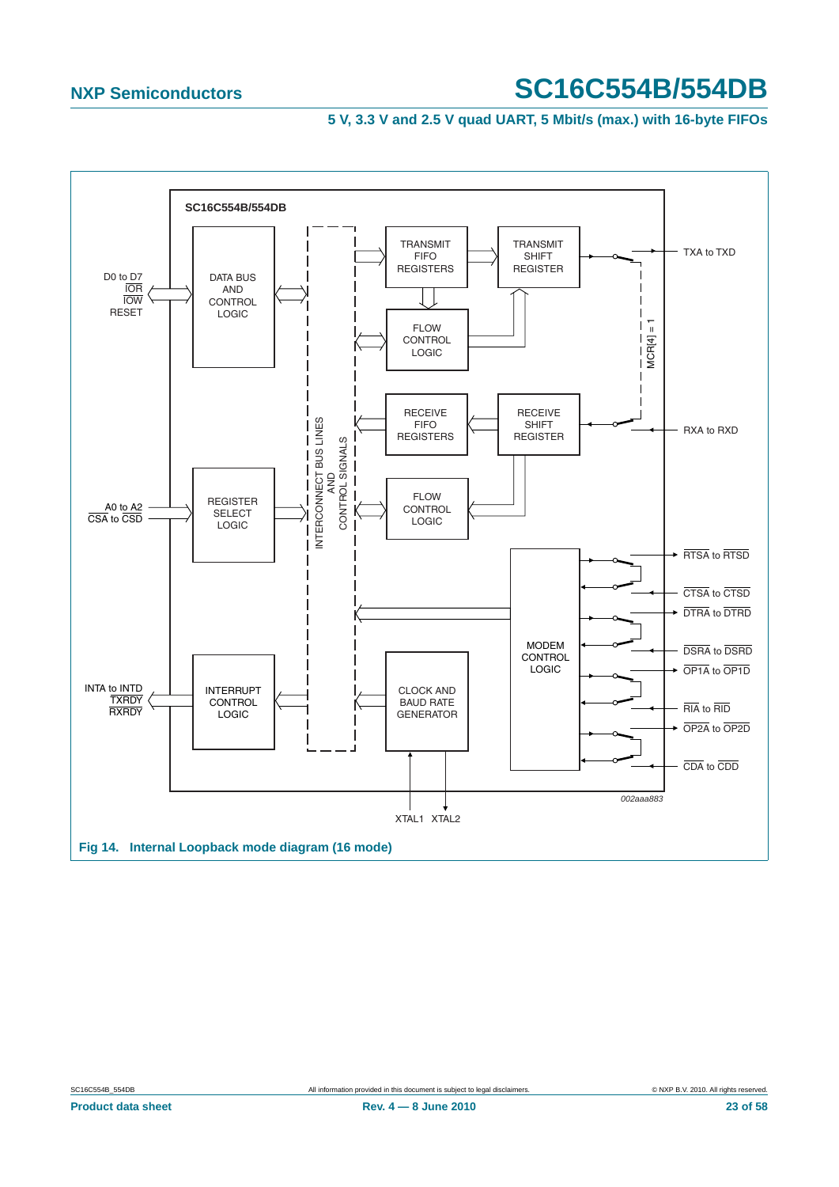SC16C554B/554DB

| Inputs/Outputs | Block |
| --- | --- |
| D0 to D7, $\overline{IOR}$, $\overline{IOW}$, RESET | DATA BUS AND CONTROL LOGIC |
| A0 to A2, $\overline{CSA}$ to $\overline{CSD}$ | REGISTER SELECT LOGIC |
| INTA to INTD, $\overline{TXRDY}$, $\overline{RXRDY}$ | INTERRUPT CONTROL LOGIC |
| TXA to TXD | TRANSMIT FIFO REGISTERS, TRANSMIT SHIFT REGISTER, FLOW CONTROL LOGIC |
| RXA to RXD | RECEIVE FIFO REGISTERS, RECEIVE SHIFT REGISTER, FLOW CONTROL LOGIC |
| $\overline{RTSA}$ to $\overline{RTSD}$, $\overline{CTSA}$ to $\overline{CTSD}$, $\overline{DTRA}$ to $\overline{DTRD}$, $\overline{DSRA}$ to $\overline{DSRD}$, $\overline{OP1A}$ to $\overline{OP1D}$, $\overline{RIA}$ to $\overline{RID}$, $\overline{OP2A}$ to $\overline{OP2D}$, $\overline{CDA}$ to $\overline{CDD}$ | MODEM CONTROL LOGIC |
| XTAL1, XTAL2 | CLOCK AND BAUD RATE GENERATOR |

INTERCONNECT BUS LINES AND CONTROL SIGNALS

MCR[4] = 1

002aaa883

**Fig 14. Internal Loopback mode diagram (16 mode)**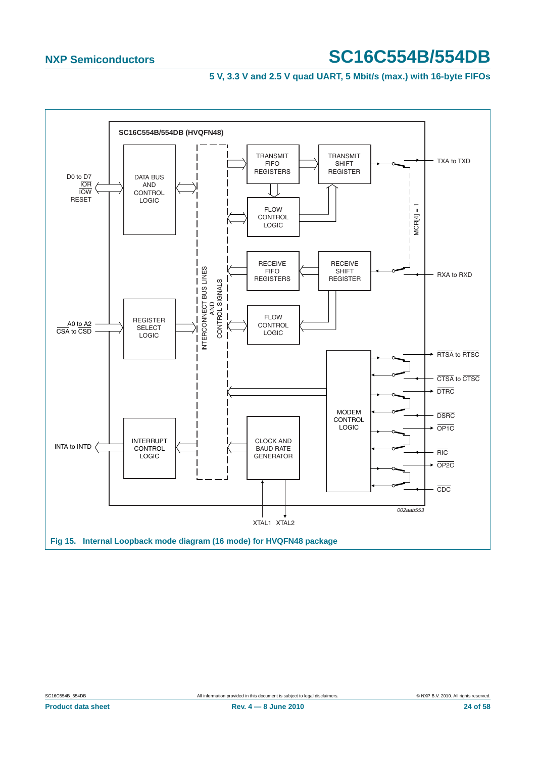Fig 15. Internal Loopback mode diagram (16 mode) for HVQFN48 package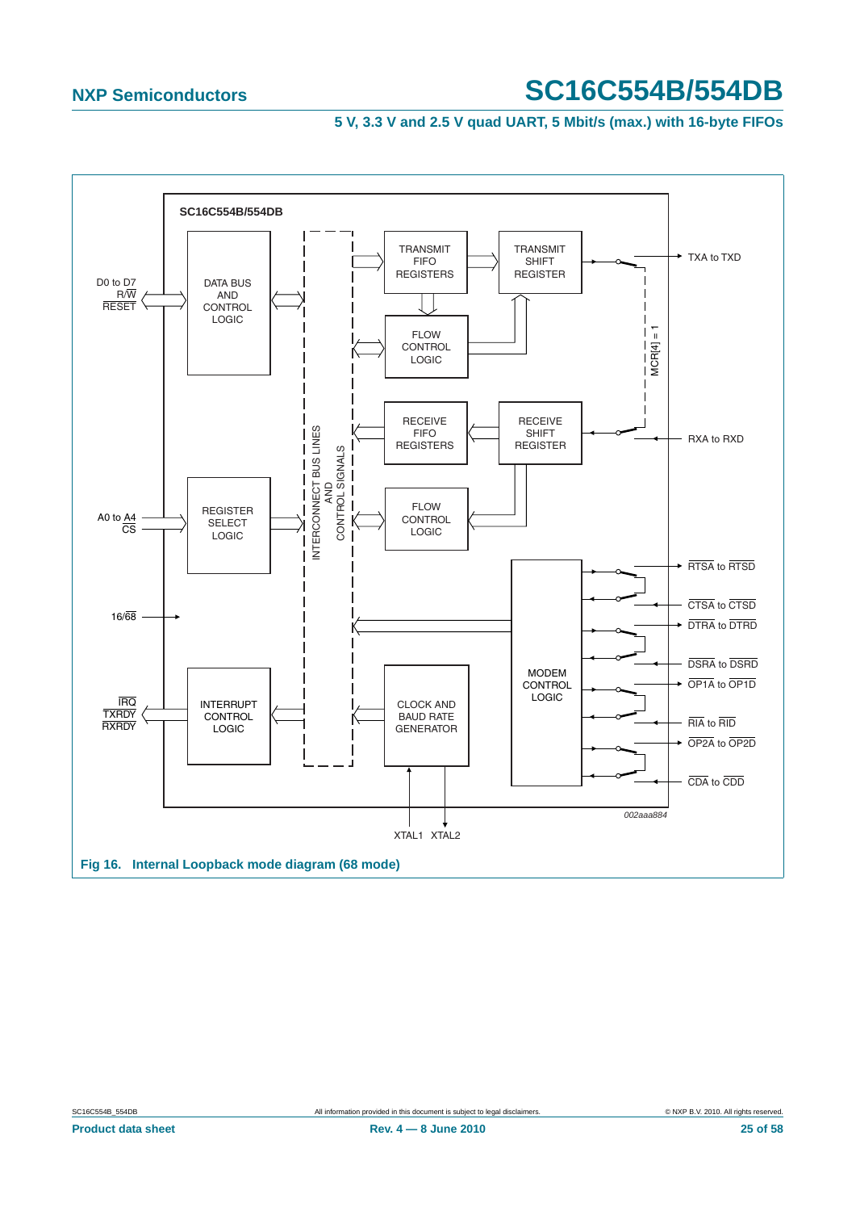Fig 16. Internal Loopback mode diagram (68 mode)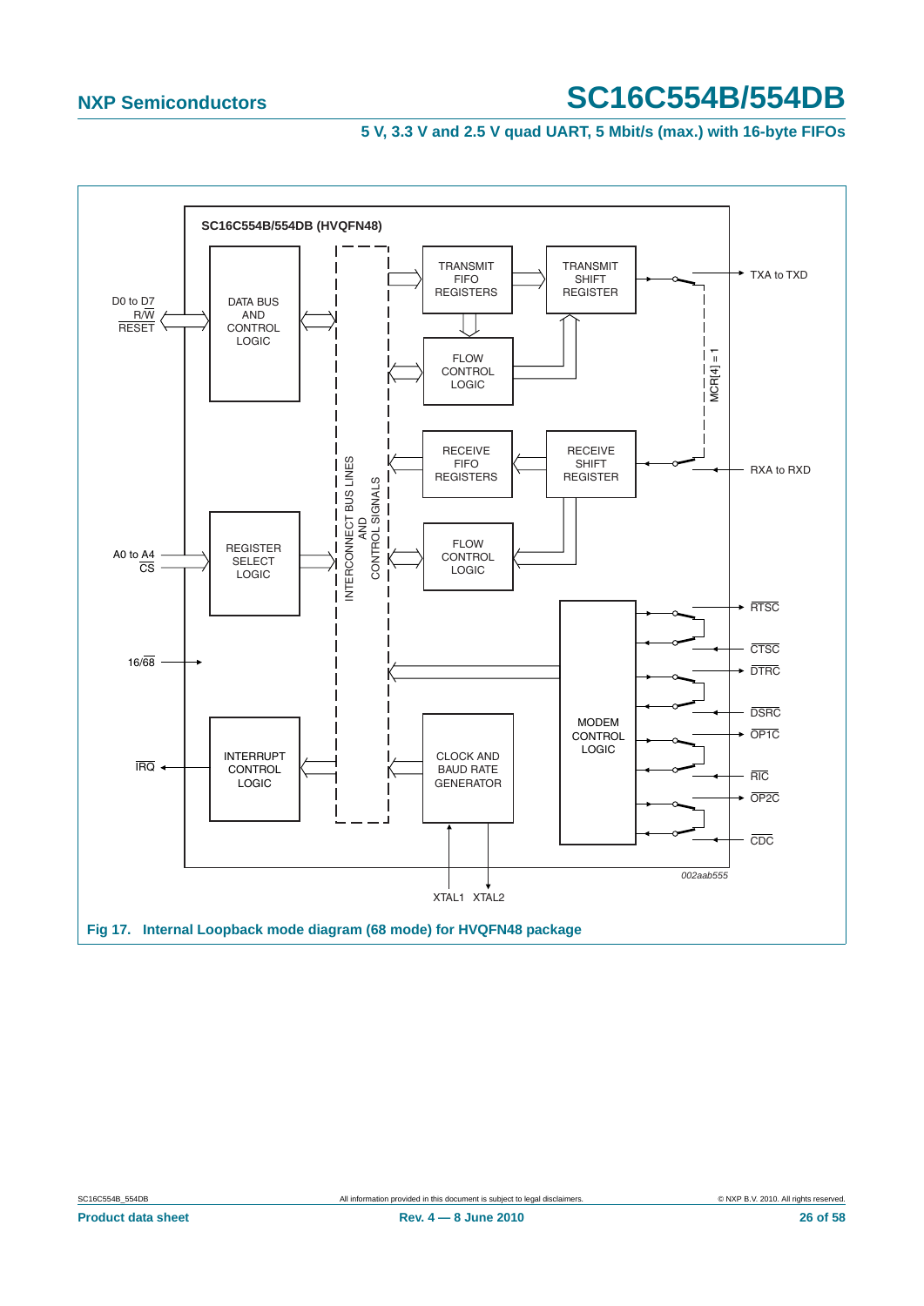Fig 17. Internal Loopback mode diagram (68 mode) for HVQFN48 package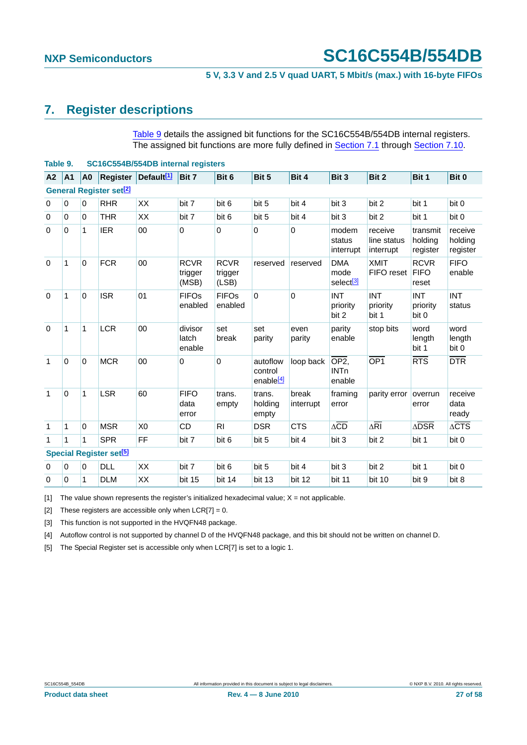# 7. Register descriptions

Table 9 details the assigned bit functions for the SC16C554B/554DB internal registers. The assigned bit functions are more fully defined in Section 7.1 through Section 7.10.

**Table 9. SC16C554B/554DB internal registers**

| A2 | A1 | A0 | Register | Default[1] | Bit 7 | Bit 6 | Bit 5 | Bit 4 | Bit 3 | Bit 2 | Bit 1 | Bit 0 |
|---|---|---|---|---|---|---|---|---|---|---|---|---|
| **General Register set[2]** | | | | | | | | | | | | |
| 0 | 0 | 0 | RHR | XX | bit 7 | bit 6 | bit 5 | bit 4 | bit 3 | bit 2 | bit 1 | bit 0 |
| 0 | 0 | 0 | THR | XX | bit 7 | bit 6 | bit 5 | bit 4 | bit 3 | bit 2 | bit 1 | bit 0 |
| 0 | 0 | 1 | IER | 00 | 0 | 0 | 0 | 0 | modem status interrupt | receive line status interrupt | transmit holding register | receive holding register |
| 0 | 1 | 0 | FCR | 00 | RCVR trigger (MSB) | RCVR trigger (LSB) | reserved | reserved | DMA mode select[3] | XMIT FIFO reset | RCVR FIFO reset | FIFO enable |
| 0 | 1 | 0 | ISR | 01 | FIFOs enabled | FIFOs enabled | 0 | 0 | INT priority bit 2 | INT priority bit 1 | INT priority bit 0 | INT status |
| 0 | 1 | 1 | LCR | 00 | divisor latch enable | set break | set parity | even parity | parity enable | stop bits | word length bit 1 | word length bit 0 |
| 1 | 0 | 0 | MCR | 00 | 0 | 0 | autoflow control enable[4] | loop back | $\overline{\text{OP2}}$, INTn enable | $\overline{\text{OP1}}$ | $\overline{\text{RTS}}$ | $\overline{\text{DTR}}$ |
| 1 | 0 | 1 | LSR | 60 | FIFO data error | trans. empty | trans. holding empty | break interrupt | framing error | parity error | overrun error | receive data ready |
| 1 | 1 | 0 | MSR | X0 | CD | RI | DSR | CTS | $\Delta\overline{\text{CD}}$ | $\Delta\overline{\text{RI}}$ | $\Delta\overline{\text{DSR}}$ | $\Delta\overline{\text{CTS}}$ |
| 1 | 1 | 1 | SPR | FF | bit 7 | bit 6 | bit 5 | bit 4 | bit 3 | bit 2 | bit 1 | bit 0 |
| **Special Register set[5]** | | | | | | | | | | | | |
| 0 | 0 | 0 | DLL | XX | bit 7 | bit 6 | bit 5 | bit 4 | bit 3 | bit 2 | bit 1 | bit 0 |
| 0 | 0 | 1 | DLM | XX | bit 15 | bit 14 | bit 13 | bit 12 | bit 11 | bit 10 | bit 9 | bit 8 |

[1] The value shown represents the register's initialized hexadecimal value; X = not applicable.

[2] These registers are accessible only when LCR[7] = 0.

[3] This function is not supported in the HVQFN48 package.

[4] Autoflow control is not supported by channel D of the HVQFN48 package, and this bit should not be written on channel D.

[5] The Special Register set is accessible only when LCR[7] is set to a logic 1.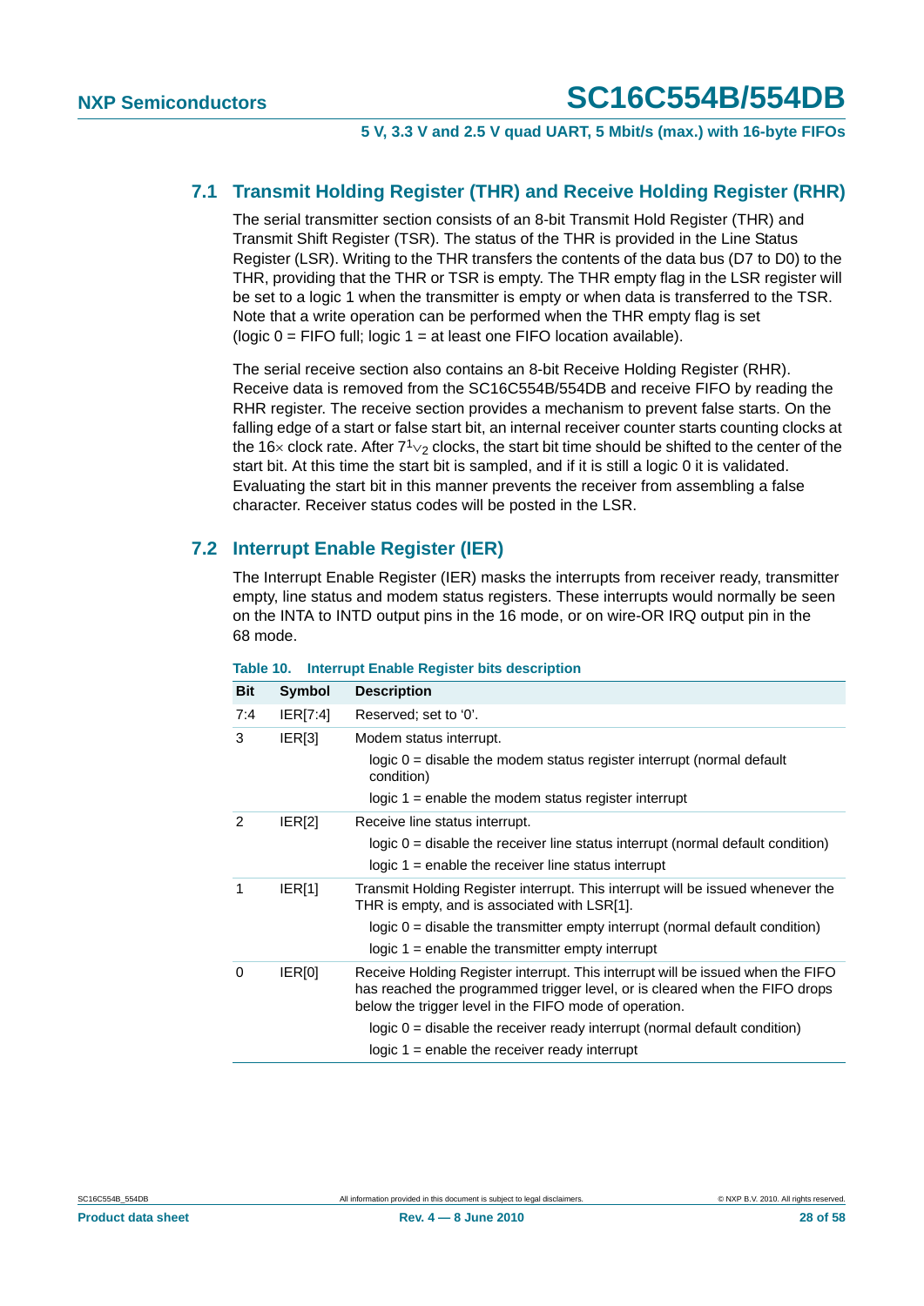### 7.1 Transmit Holding Register (THR) and Receive Holding Register (RHR)

The serial transmitter section consists of an 8-bit Transmit Hold Register (THR) and Transmit Shift Register (TSR). The status of the THR is provided in the Line Status Register (LSR). Writing to the THR transfers the contents of the data bus (D7 to D0) to the THR, providing that the THR or TSR is empty. The THR empty flag in the LSR register will be set to a logic 1 when the transmitter is empty or when data is transferred to the TSR. Note that a write operation can be performed when the THR empty flag is set (logic 0 = FIFO full; logic 1 = at least one FIFO location available).

The serial receive section also contains an 8-bit Receive Holding Register (RHR). Receive data is removed from the SC16C554B/554DB and receive FIFO by reading the RHR register. The receive section provides a mechanism to prevent false starts. On the falling edge of a start or false start bit, an internal receiver counter starts counting clocks at the 16× clock rate. After $7\frac{1}{2}$ clocks, the start bit time should be shifted to the center of the start bit. At this time the start bit is sampled, and if it is still a logic 0 it is validated. Evaluating the start bit in this manner prevents the receiver from assembling a false character. Receiver status codes will be posted in the LSR.

### 7.2 Interrupt Enable Register (IER)

The Interrupt Enable Register (IER) masks the interrupts from receiver ready, transmitter empty, line status and modem status registers. These interrupts would normally be seen on the INTA to INTD output pins in the 16 mode, or on wire-OR IRQ output pin in the 68 mode.

**Table 10. Interrupt Enable Register bits description**

| Bit | Symbol | Description |
|---|---|---|
| 7:4 | IER[7:4] | Reserved; set to '0'. |
| 3 | IER[3] | Modem status interrupt.<br>logic 0 = disable the modem status register interrupt (normal default condition)<br>logic 1 = enable the modem status register interrupt |
| 2 | IER[2] | Receive line status interrupt.<br>logic 0 = disable the receiver line status interrupt (normal default condition)<br>logic 1 = enable the receiver line status interrupt |
| 1 | IER[1] | Transmit Holding Register interrupt. This interrupt will be issued whenever the THR is empty, and is associated with LSR[1].<br>logic 0 = disable the transmitter empty interrupt (normal default condition)<br>logic 1 = enable the transmitter empty interrupt |
| 0 | IER[0] | Receive Holding Register interrupt. This interrupt will be issued when the FIFO has reached the programmed trigger level, or is cleared when the FIFO drops below the trigger level in the FIFO mode of operation.<br>logic 0 = disable the receiver ready interrupt (normal default condition)<br>logic 1 = enable the receiver ready interrupt |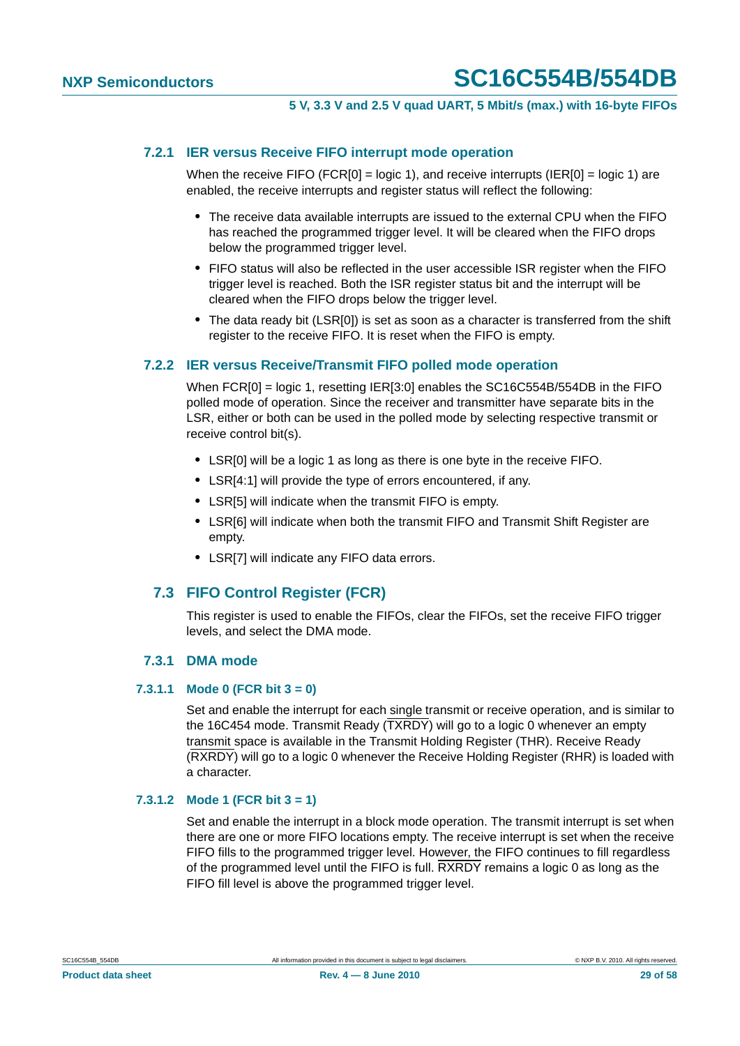### 7.2.1 IER versus Receive FIFO interrupt mode operation

When the receive FIFO (FCR[0] = logic 1), and receive interrupts (IER[0] = logic 1) are enabled, the receive interrupts and register status will reflect the following:

- The receive data available interrupts are issued to the external CPU when the FIFO has reached the programmed trigger level. It will be cleared when the FIFO drops below the programmed trigger level.
- FIFO status will also be reflected in the user accessible ISR register when the FIFO trigger level is reached. Both the ISR register status bit and the interrupt will be cleared when the FIFO drops below the trigger level.
- The data ready bit (LSR[0]) is set as soon as a character is transferred from the shift register to the receive FIFO. It is reset when the FIFO is empty.

### 7.2.2 IER versus Receive/Transmit FIFO polled mode operation

When FCR[0] = logic 1, resetting IER[3:0] enables the SC16C554B/554DB in the FIFO polled mode of operation. Since the receiver and transmitter have separate bits in the LSR, either or both can be used in the polled mode by selecting respective transmit or receive control bit(s).

- LSR[0] will be a logic 1 as long as there is one byte in the receive FIFO.
- LSR[4:1] will provide the type of errors encountered, if any.
- LSR[5] will indicate when the transmit FIFO is empty.
- LSR[6] will indicate when both the transmit FIFO and Transmit Shift Register are empty.
- LSR[7] will indicate any FIFO data errors.

## 7.3 FIFO Control Register (FCR)

This register is used to enable the FIFOs, clear the FIFOs, set the receive FIFO trigger levels, and select the DMA mode.

### 7.3.1 DMA mode

#### 7.3.1.1 Mode 0 (FCR bit 3 = 0)

Set and enable the interrupt for each single transmit or receive operation, and is similar to the 16C454 mode. Transmit Ready ($\overline{\text{TXRDY}}$) will go to a logic 0 whenever an empty transmit space is available in the Transmit Holding Register (THR). Receive Ready ($\overline{\text{RXRDY}}$) will go to a logic 0 whenever the Receive Holding Register (RHR) is loaded with a character.

#### 7.3.1.2 Mode 1 (FCR bit 3 = 1)

Set and enable the interrupt in a block mode operation. The transmit interrupt is set when there are one or more FIFO locations empty. The receive interrupt is set when the receive FIFO fills to the programmed trigger level. However, the FIFO continues to fill regardless of the programmed level until the FIFO is full. $\overline{\text{RXRDY}}$ remains a logic 0 as long as the FIFO fill level is above the programmed trigger level.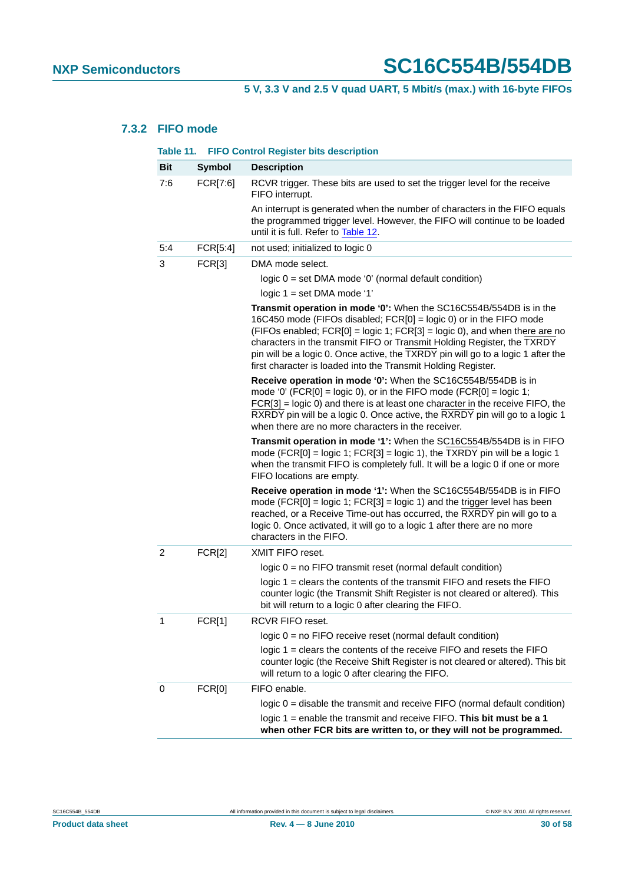### 7.3.2 FIFO mode

**Table 11. FIFO Control Register bits description**

| Bit | Symbol | Description |
|---|---|---|
| 7:6 | FCR[7:6] | RCVR trigger. These bits are used to set the trigger level for the receive FIFO interrupt.<br><br>An interrupt is generated when the number of characters in the FIFO equals the programmed trigger level. However, the FIFO will continue to be loaded until it is full. Refer to Table 12. |
| 5:4 | FCR[5:4] | not used; initialized to logic 0 |
| 3 | FCR[3] | DMA mode select.<br><br>logic 0 = set DMA mode '0' (normal default condition)<br><br>logic 1 = set DMA mode '1'<br><br>**Transmit operation in mode '0':** When the SC16C554B/554DB is in the 16C450 mode (FIFOs disabled; FCR[0] = logic 0) or in the FIFO mode (FIFOs enabled; FCR[0] = logic 1; FCR[3] = logic 0), and when there are no characters in the transmit FIFO or Transmit Holding Register, the $\overline{TXRDY}$ pin will be a logic 0. Once active, the $\overline{TXRDY}$ pin will go to a logic 1 after the first character is loaded into the Transmit Holding Register.<br><br>**Receive operation in mode '0':** When the SC16C554B/554DB is in mode '0' (FCR[0] = logic 0), or in the FIFO mode (FCR[0] = logic 1; FCR[3] = logic 0) and there is at least one character in the receive FIFO, the $\overline{RXRDY}$ pin will be a logic 0. Once active, the $\overline{RXRDY}$ pin will go to a logic 1 when there are no more characters in the receiver.<br><br>**Transmit operation in mode '1':** When the SC16C554B/554DB is in FIFO mode (FCR[0] = logic 1; FCR[3] = logic 1), the $\overline{TXRDY}$ pin will be a logic 1 when the transmit FIFO is completely full. It will be a logic 0 if one or more FIFO locations are empty.<br><br>**Receive operation in mode '1':** When the SC16C554B/554DB is in FIFO mode (FCR[0] = logic 1; FCR[3] = logic 1) and the trigger level has been reached, or a Receive Time-out has occurred, the $\overline{RXRDY}$ pin will go to a logic 0. Once activated, it will go to a logic 1 after there are no more characters in the FIFO. |
| 2 | FCR[2] | XMIT FIFO reset.<br><br>logic 0 = no FIFO transmit reset (normal default condition)<br><br>logic 1 = clears the contents of the transmit FIFO and resets the FIFO counter logic (the Transmit Shift Register is not cleared or altered). This bit will return to a logic 0 after clearing the FIFO. |
| 1 | FCR[1] | RCVR FIFO reset.<br><br>logic 0 = no FIFO receive reset (normal default condition)<br><br>logic 1 = clears the contents of the receive FIFO and resets the FIFO counter logic (the Receive Shift Register is not cleared or altered). This bit will return to a logic 0 after clearing the FIFO. |
| 0 | FCR[0] | FIFO enable.<br><br>logic 0 = disable the transmit and receive FIFO (normal default condition)<br><br>logic 1 = enable the transmit and receive FIFO. **This bit must be a 1 when other FCR bits are written to, or they will not be programmed.** |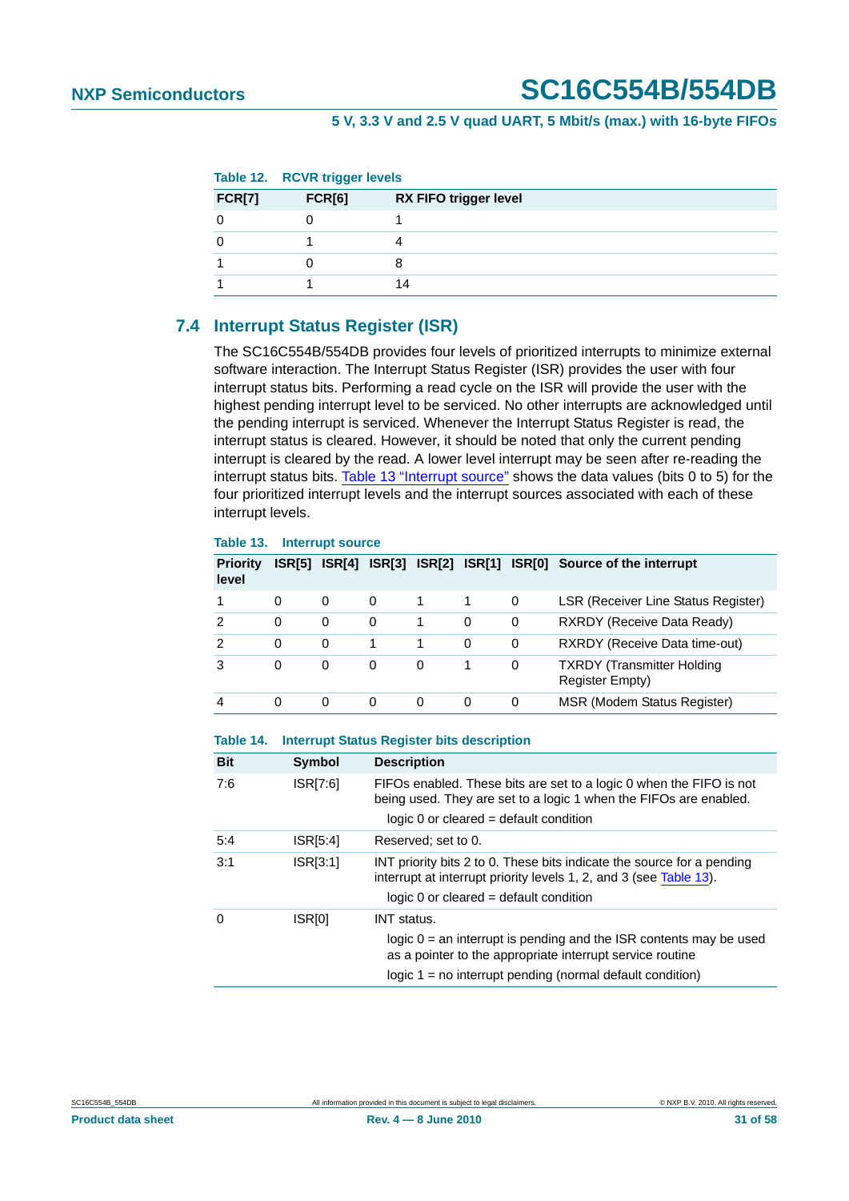Table 12. RCVR trigger levels

| FCR[7] | FCR[6] | RX FIFO trigger level |
|---|---|---|
| 0 | 0 | 1 |
| 0 | 1 | 4 |
| 1 | 0 | 8 |
| 1 | 1 | 14 |

## 7.4 Interrupt Status Register (ISR)

The SC16C554B/554DB provides four levels of prioritized interrupts to minimize external software interaction. The Interrupt Status Register (ISR) provides the user with four interrupt status bits. Performing a read cycle on the ISR will provide the user with the highest pending interrupt level to be serviced. No other interrupts are acknowledged until the pending interrupt is serviced. Whenever the Interrupt Status Register is read, the interrupt status is cleared. However, it should be noted that only the current pending interrupt is cleared by the read. A lower level interrupt may be seen after re-reading the interrupt status bits. Table 13 "Interrupt source" shows the data values (bits 0 to 5) for the four prioritized interrupt levels and the interrupt sources associated with each of these interrupt levels.

Table 13. Interrupt source

| Priority level | ISR[5] | ISR[4] | ISR[3] | ISR[2] | ISR[1] | ISR[0] | Source of the interrupt |
|---|---|---|---|---|---|---|---|
| 1 | 0 | 0 | 0 | 1 | 1 | 0 | LSR (Receiver Line Status Register) |
| 2 | 0 | 0 | 0 | 1 | 0 | 0 | RXRDY (Receive Data Ready) |
| 2 | 0 | 0 | 1 | 1 | 0 | 0 | RXRDY (Receive Data time-out) |
| 3 | 0 | 0 | 0 | 0 | 1 | 0 | TXRDY (Transmitter Holding Register Empty) |
| 4 | 0 | 0 | 0 | 0 | 0 | 0 | MSR (Modem Status Register) |

Table 14. Interrupt Status Register bits description

| Bit | Symbol | Description |
|---|---|---|
| 7:6 | ISR[7:6] | FIFOs enabled. These bits are set to a logic 0 when the FIFO is not being used. They are set to a logic 1 when the FIFOs are enabled.<br>logic 0 or cleared = default condition |
| 5:4 | ISR[5:4] | Reserved; set to 0. |
| 3:1 | ISR[3:1] | INT priority bits 2 to 0. These bits indicate the source for a pending interrupt at interrupt priority levels 1, 2, and 3 (see Table 13).<br>logic 0 or cleared = default condition |
| 0 | ISR[0] | INT status.<br>logic 0 = an interrupt is pending and the ISR contents may be used as a pointer to the appropriate interrupt service routine<br>logic 1 = no interrupt pending (normal default condition) |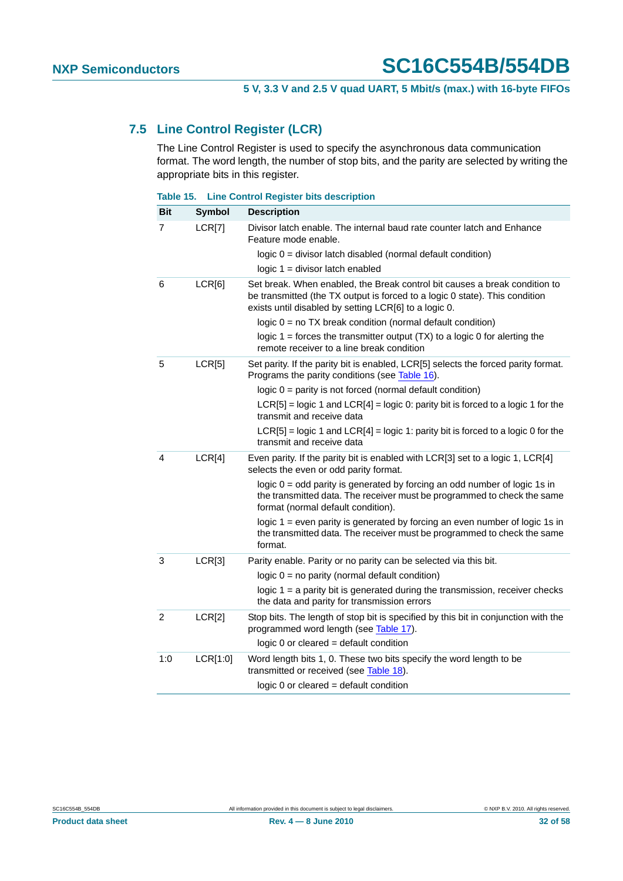### 7.5 Line Control Register (LCR)

The Line Control Register is used to specify the asynchronous data communication format. The word length, the number of stop bits, and the parity are selected by writing the appropriate bits in this register.

**Table 15. Line Control Register bits description**

| Bit | Symbol | Description |
|---|---|---|
| 7 | LCR[7] | Divisor latch enable. The internal baud rate counter latch and Enhance Feature mode enable.<br>logic 0 = divisor latch disabled (normal default condition)<br>logic 1 = divisor latch enabled |
| 6 | LCR[6] | Set break. When enabled, the Break control bit causes a break condition to be transmitted (the TX output is forced to a logic 0 state). This condition exists until disabled by setting LCR[6] to a logic 0.<br>logic 0 = no TX break condition (normal default condition)<br>logic 1 = forces the transmitter output (TX) to a logic 0 for alerting the remote receiver to a line break condition |
| 5 | LCR[5] | Set parity. If the parity bit is enabled, LCR[5] selects the forced parity format. Programs the parity conditions (see Table 16).<br>logic 0 = parity is not forced (normal default condition)<br>LCR[5] = logic 1 and LCR[4] = logic 0: parity bit is forced to a logic 1 for the transmit and receive data<br>LCR[5] = logic 1 and LCR[4] = logic 1: parity bit is forced to a logic 0 for the transmit and receive data |
| 4 | LCR[4] | Even parity. If the parity bit is enabled with LCR[3] set to a logic 1, LCR[4] selects the even or odd parity format.<br>logic 0 = odd parity is generated by forcing an odd number of logic 1s in the transmitted data. The receiver must be programmed to check the same format (normal default condition).<br>logic 1 = even parity is generated by forcing an even number of logic 1s in the transmitted data. The receiver must be programmed to check the same format. |
| 3 | LCR[3] | Parity enable. Parity or no parity can be selected via this bit.<br>logic 0 = no parity (normal default condition)<br>logic 1 = a parity bit is generated during the transmission, receiver checks the data and parity for transmission errors |
| 2 | LCR[2] | Stop bits. The length of stop bit is specified by this bit in conjunction with the programmed word length (see Table 17).<br>logic 0 or cleared = default condition |
| 1:0 | LCR[1:0] | Word length bits 1, 0. These two bits specify the word length to be transmitted or received (see Table 18).<br>logic 0 or cleared = default condition |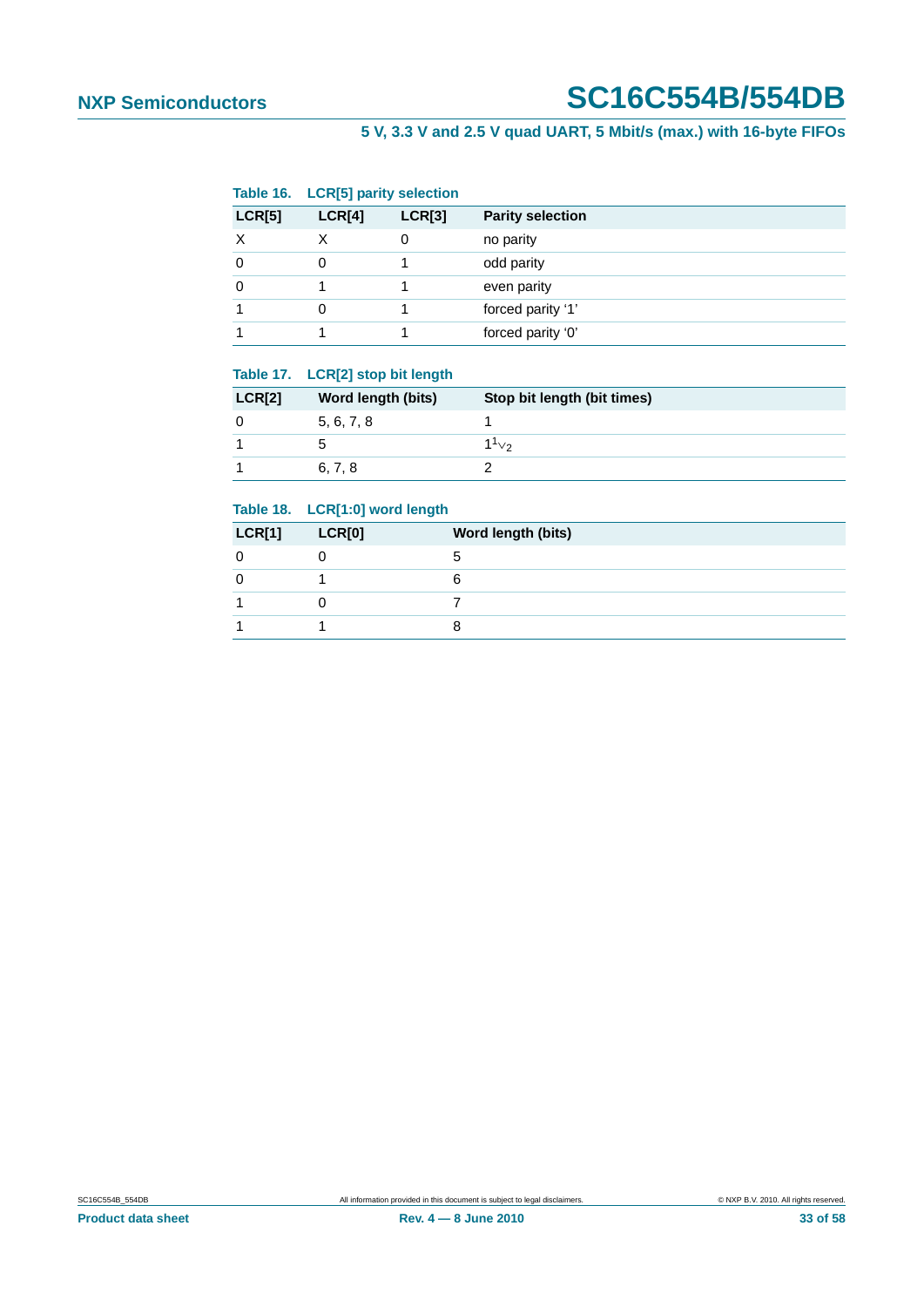**Table 16. LCR[5] parity selection**

| LCR[5] | LCR[4] | LCR[3] | Parity selection |
|---|---|---|---|
| X | X | 0 | no parity |
| 0 | 0 | 1 | odd parity |
| 0 | 1 | 1 | even parity |
| 1 | 0 | 1 | forced parity '1' |
| 1 | 1 | 1 | forced parity '0' |

**Table 17. LCR[2] stop bit length**

| LCR[2] | Word length (bits) | Stop bit length (bit times) |
|---|---|---|
| 0 | 5, 6, 7, 8 | 1 |
| 1 | 5 | $1\frac{1}{2}$ |
| 1 | 6, 7, 8 | 2 |

**Table 18. LCR[1:0] word length**

| LCR[1] | LCR[0] | Word length (bits) |
|---|---|---|
| 0 | 0 | 5 |
| 0 | 1 | 6 |
| 1 | 0 | 7 |
| 1 | 1 | 8 |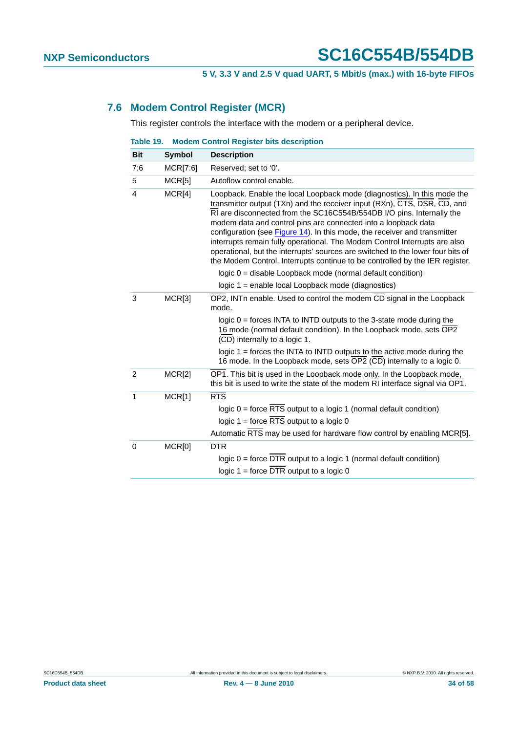## 7.6 Modem Control Register (MCR)

This register controls the interface with the modem or a peripheral device.

**Table 19. Modem Control Register bits description**

| Bit | Symbol | Description |
|---|---|---|
| 7:6 | MCR[7:6] | Reserved; set to '0'. |
| 5 | MCR[5] | Autoflow control enable. |
| 4 | MCR[4] | Loopback. Enable the local Loopback mode (diagnostics). In this mode the transmitter output (TXn) and the receiver input (RXn), $\overline{CTS}$, $\overline{DSR}$, $\overline{CD}$, and $\overline{RI}$ are disconnected from the SC16C554B/554DB I/O pins. Internally the modem data and control pins are connected into a loopback data configuration (see Figure 14). In this mode, the receiver and transmitter interrupts remain fully operational. The Modem Control Interrupts are also operational, but the interrupts' sources are switched to the lower four bits of the Modem Control. Interrupts continue to be controlled by the IER register.<br>logic 0 = disable Loopback mode (normal default condition)<br>logic 1 = enable local Loopback mode (diagnostics) |
| 3 | MCR[3] | $\overline{OP2}$, INTn enable. Used to control the modem $\overline{CD}$ signal in the Loopback mode.<br>logic 0 = forces INTA to INTD outputs to the 3-state mode during the 16 mode (normal default condition). In the Loopback mode, sets $\overline{OP2}$ ($\overline{CD}$) internally to a logic 1.<br>logic 1 = forces the INTA to INTD outputs to the active mode during the 16 mode. In the Loopback mode, sets $\overline{OP2}$ ($\overline{CD}$) internally to a logic 0. |
| 2 | MCR[2] | $\overline{OP1}$. This bit is used in the Loopback mode only. In the Loopback mode, this bit is used to write the state of the modem $\overline{RI}$ interface signal via $\overline{OP1}$. |
| 1 | MCR[1] | $\overline{RTS}$<br>logic 0 = force $\overline{RTS}$ output to a logic 1 (normal default condition)<br>logic 1 = force $\overline{RTS}$ output to a logic 0<br>Automatic $\overline{RTS}$ may be used for hardware flow control by enabling MCR[5]. |
| 0 | MCR[0] | $\overline{DTR}$<br>logic 0 = force $\overline{DTR}$ output to a logic 1 (normal default condition)<br>logic 1 = force $\overline{DTR}$ output to a logic 0 |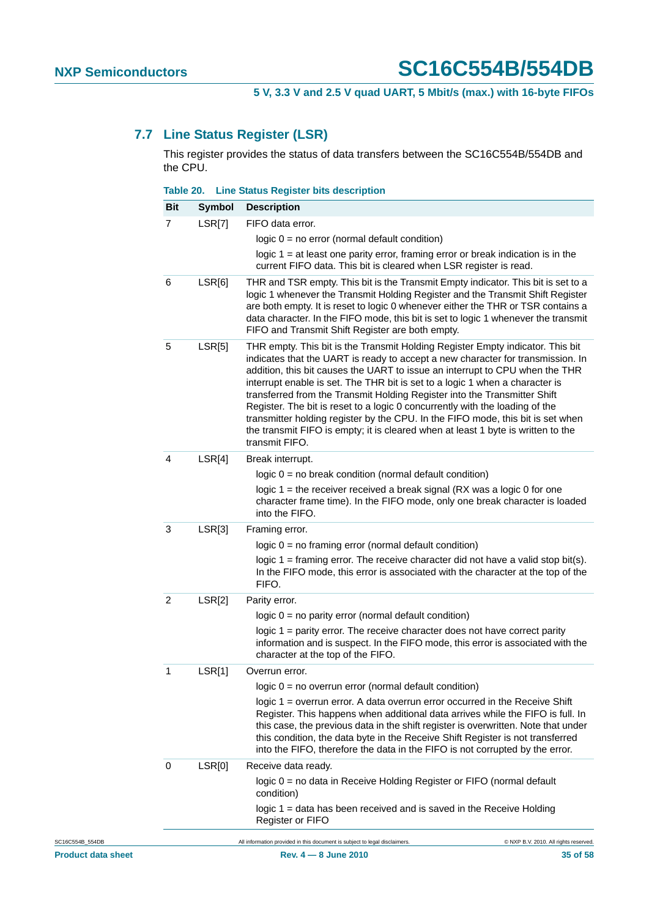## 7.7 Line Status Register (LSR)

This register provides the status of data transfers between the SC16C554B/554DB and the CPU.

**Table 20. Line Status Register bits description**

| Bit | Symbol | Description |
|---|---|---|
| 7 | LSR[7] | FIFO data error.<br>logic 0 = no error (normal default condition)<br>logic 1 = at least one parity error, framing error or break indication is in the current FIFO data. This bit is cleared when LSR register is read. |
| 6 | LSR[6] | THR and TSR empty. This bit is the Transmit Empty indicator. This bit is set to a logic 1 whenever the Transmit Holding Register and the Transmit Shift Register are both empty. It is reset to logic 0 whenever either the THR or TSR contains a data character. In the FIFO mode, this bit is set to logic 1 whenever the transmit FIFO and Transmit Shift Register are both empty. |
| 5 | LSR[5] | THR empty. This bit is the Transmit Holding Register Empty indicator. This bit indicates that the UART is ready to accept a new character for transmission. In addition, this bit causes the UART to issue an interrupt to CPU when the THR interrupt enable is set. The THR bit is set to a logic 1 when a character is transferred from the Transmit Holding Register into the Transmitter Shift Register. The bit is reset to a logic 0 concurrently with the loading of the transmitter holding register by the CPU. In the FIFO mode, this bit is set when the transmit FIFO is empty; it is cleared when at least 1 byte is written to the transmit FIFO. |
| 4 | LSR[4] | Break interrupt.<br>logic 0 = no break condition (normal default condition)<br>logic 1 = the receiver received a break signal (RX was a logic 0 for one character frame time). In the FIFO mode, only one break character is loaded into the FIFO. |
| 3 | LSR[3] | Framing error.<br>logic 0 = no framing error (normal default condition)<br>logic 1 = framing error. The receive character did not have a valid stop bit(s). In the FIFO mode, this error is associated with the character at the top of the FIFO. |
| 2 | LSR[2] | Parity error.<br>logic 0 = no parity error (normal default condition)<br>logic 1 = parity error. The receive character does not have correct parity information and is suspect. In the FIFO mode, this error is associated with the character at the top of the FIFO. |
| 1 | LSR[1] | Overrun error.<br>logic 0 = no overrun error (normal default condition)<br>logic 1 = overrun error. A data overrun error occurred in the Receive Shift Register. This happens when additional data arrives while the FIFO is full. In this case, the previous data in the shift register is overwritten. Note that under this condition, the data byte in the Receive Shift Register is not transferred into the FIFO, therefore the data in the FIFO is not corrupted by the error. |
| 0 | LSR[0] | Receive data ready.<br>logic 0 = no data in Receive Holding Register or FIFO (normal default condition)<br>logic 1 = data has been received and is saved in the Receive Holding Register or FIFO |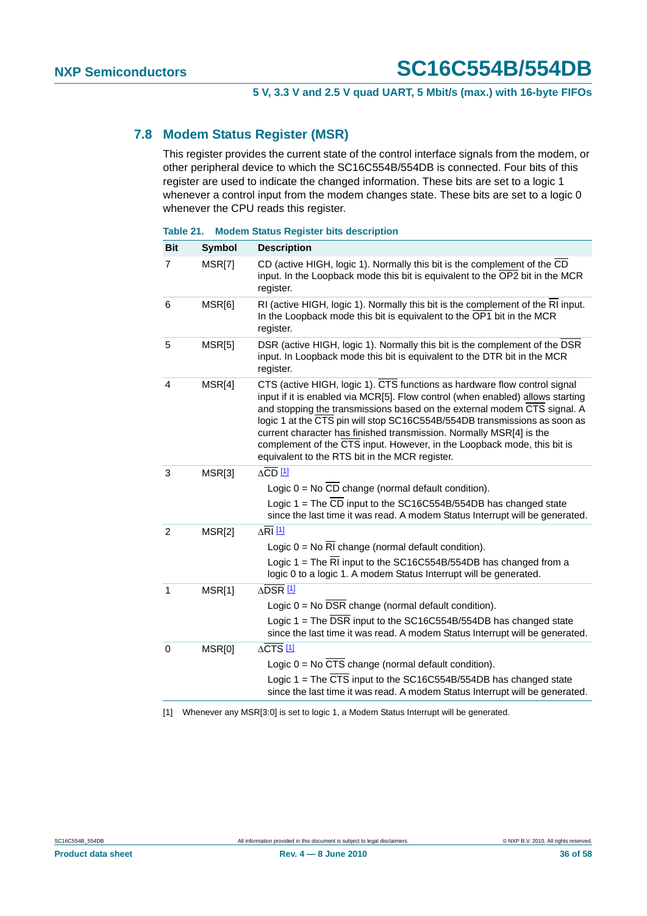## 7.8 Modem Status Register (MSR)

This register provides the current state of the control interface signals from the modem, or other peripheral device to which the SC16C554B/554DB is connected. Four bits of this register are used to indicate the changed information. These bits are set to a logic 1 whenever a control input from the modem changes state. These bits are set to a logic 0 whenever the CPU reads this register.

**Table 21. Modem Status Register bits description**

| Bit | Symbol | Description |
|---|---|---|
| 7 | MSR[7] | CD (active HIGH, logic 1). Normally this bit is the complement of the $\overline{\text{CD}}$ input. In the Loopback mode this bit is equivalent to the $\overline{\text{OP2}}$ bit in the MCR register. |
| 6 | MSR[6] | RI (active HIGH, logic 1). Normally this bit is the complement of the $\overline{\text{RI}}$ input. In the Loopback mode this bit is equivalent to the $\overline{\text{OP1}}$ bit in the MCR register. |
| 5 | MSR[5] | DSR (active HIGH, logic 1). Normally this bit is the complement of the $\overline{\text{DSR}}$ input. In Loopback mode this bit is equivalent to the DTR bit in the MCR register. |
| 4 | MSR[4] | CTS (active HIGH, logic 1). $\overline{\text{CTS}}$ functions as hardware flow control signal input if it is enabled via MCR[5]. Flow control (when enabled) allows starting and stopping the transmissions based on the external modem $\overline{\text{CTS}}$ signal. A logic 1 at the $\overline{\text{CTS}}$ pin will stop SC16C554B/554DB transmissions as soon as current character has finished transmission. Normally MSR[4] is the complement of the $\overline{\text{CTS}}$ input. However, in the Loopback mode, this bit is equivalent to the RTS bit in the MCR register. |
| 3 | MSR[3] | $\Delta\overline{\text{CD}}$ [1]<br>Logic 0 = No $\overline{\text{CD}}$ change (normal default condition).<br>Logic 1 = The $\overline{\text{CD}}$ input to the SC16C554B/554DB has changed state since the last time it was read. A modem Status Interrupt will be generated. |
| 2 | MSR[2] | $\Delta\overline{\text{RI}}$ [1]<br>Logic 0 = No $\overline{\text{RI}}$ change (normal default condition).<br>Logic 1 = The $\overline{\text{RI}}$ input to the SC16C554B/554DB has changed from a logic 0 to a logic 1. A modem Status Interrupt will be generated. |
| 1 | MSR[1] | $\Delta\overline{\text{DSR}}$ [1]<br>Logic 0 = No $\overline{\text{DSR}}$ change (normal default condition).<br>Logic 1 = The $\overline{\text{DSR}}$ input to the SC16C554B/554DB has changed state since the last time it was read. A modem Status Interrupt will be generated. |
| 0 | MSR[0] | $\Delta\overline{\text{CTS}}$ [1]<br>Logic 0 = No $\overline{\text{CTS}}$ change (normal default condition).<br>Logic 1 = The $\overline{\text{CTS}}$ input to the SC16C554B/554DB has changed state since the last time it was read. A modem Status Interrupt will be generated. |

[1] Whenever any MSR[3:0] is set to logic 1, a Modem Status Interrupt will be generated.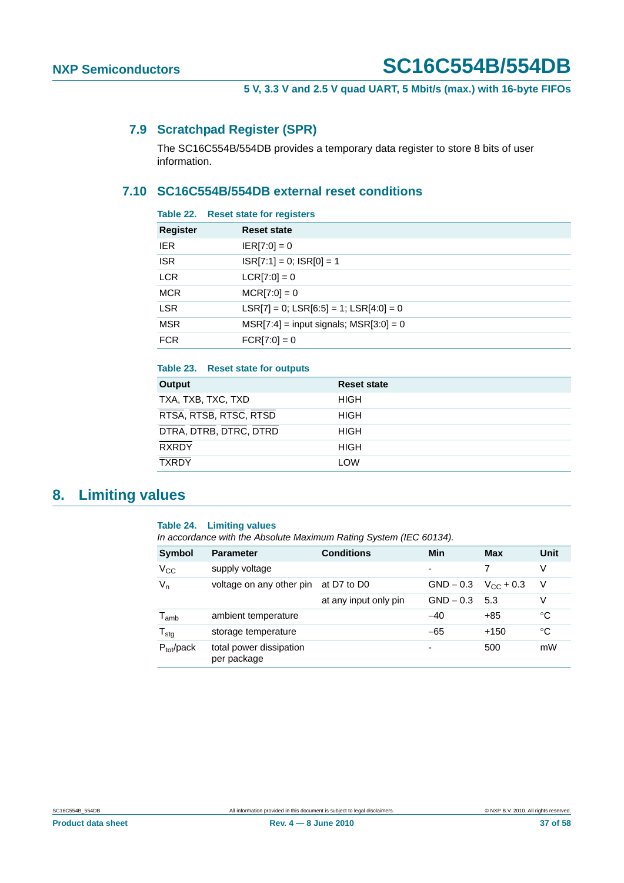### 7.9 Scratchpad Register (SPR)

The SC16C554B/554DB provides a temporary data register to store 8 bits of user information.

### 7.10 SC16C554B/554DB external reset conditions

**Table 22. Reset state for registers**

| Register | Reset state |
|---|---|
| IER | IER[7:0] = 0 |
| ISR | ISR[7:1] = 0; ISR[0] = 1 |
| LCR | LCR[7:0] = 0 |
| MCR | MCR[7:0] = 0 |
| LSR | LSR[7] = 0; LSR[6:5] = 1; LSR[4:0] = 0 |
| MSR | MSR[7:4] = input signals; MSR[3:0] = 0 |
| FCR | FCR[7:0] = 0 |

**Table 23. Reset state for outputs**

| Output | Reset state |
|---|---|
| TXA, TXB, TXC, TXD | HIGH |
| $\overline{RTSA}$, $\overline{RTSB}$, $\overline{RTSC}$, $\overline{RTSD}$ | HIGH |
| $\overline{DTRA}$, $\overline{DTRB}$, $\overline{DTRC}$, $\overline{DTRD}$ | HIGH |
| $\overline{RXRDY}$ | HIGH |
| $\overline{TXRDY}$ | LOW |

## 8. Limiting values

**Table 24. Limiting values**

*In accordance with the Absolute Maximum Rating System (IEC 60134).*

| Symbol | Parameter | Conditions | Min | Max | Unit |
|---|---|---|---|---|---|
| $V_{CC}$ | supply voltage | | - | 7 | V |
| $V_n$ | voltage on any other pin | at D7 to D0 | GND − 0.3 | $V_{CC}$ + 0.3 | V |
| | | at any input only pin | GND − 0.3 | 5.3 | V |
| $T_{amb}$ | ambient temperature | | −40 | +85 | °C |
| $T_{stg}$ | storage temperature | | −65 | +150 | °C |
| $P_{tot}$/pack | total power dissipation per package | | - | 500 | mW |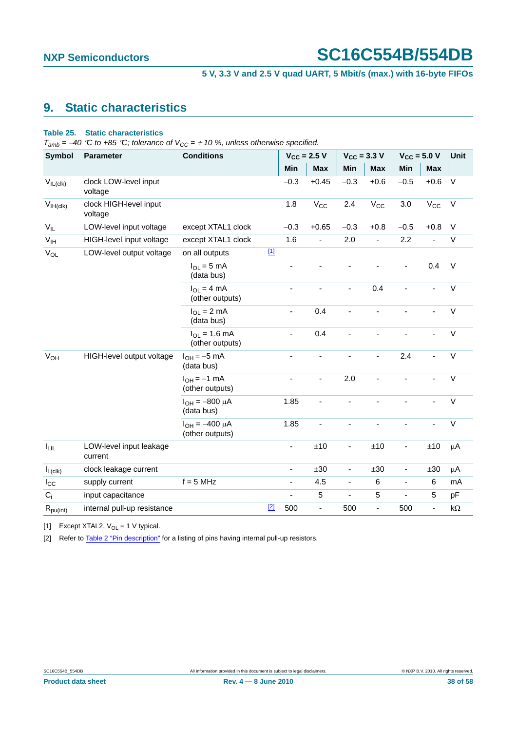## 9. Static characteristics

**Table 25. Static characteristics**

*$T_{amb}$ = −40 °C to +85 °C; tolerance of $V_{CC}$ = ± 10 %, unless otherwise specified.*

| Symbol | Parameter | Conditions | | $V_{CC}$ = 2.5 V | | $V_{CC}$ = 3.3 V | | $V_{CC}$ = 5.0 V | | Unit |
|---|---|---|---|---|---|---|---|---|---|---|
| | | | | Min | Max | Min | Max | Min | Max | |
| $V_{IL(clk)}$ | clock LOW-level input voltage | | | −0.3 | +0.45 | −0.3 | +0.6 | −0.5 | +0.6 | V |
| $V_{IH(clk)}$ | clock HIGH-level input voltage | | | 1.8 | $V_{CC}$ | 2.4 | $V_{CC}$ | 3.0 | $V_{CC}$ | V |
| $V_{IL}$ | LOW-level input voltage | except XTAL1 clock | | −0.3 | +0.65 | −0.3 | +0.8 | −0.5 | +0.8 | V |
| $V_{IH}$ | HIGH-level input voltage | except XTAL1 clock | | 1.6 | - | 2.0 | - | 2.2 | - | V |
| $V_{OL}$ | LOW-level output voltage | on all outputs | [1] | | | | | | | |
| | | $I_{OL}$ = 5 mA (data bus) | | - | - | - | - | - | 0.4 | V |
| | | $I_{OL}$ = 4 mA (other outputs) | | - | - | - | 0.4 | - | - | V |
| | | $I_{OL}$ = 2 mA (data bus) | | - | 0.4 | - | - | - | - | V |
| | | $I_{OL}$ = 1.6 mA (other outputs) | | - | 0.4 | - | - | - | - | V |
| $V_{OH}$ | HIGH-level output voltage | $I_{OH}$ = −5 mA (data bus) | | - | - | - | - | 2.4 | - | V |
| | | $I_{OH}$ = −1 mA (other outputs) | | - | - | 2.0 | - | - | - | V |
| | | $I_{OH}$ = −800 μA (data bus) | | 1.85 | - | - | - | - | - | V |
| | | $I_{OH}$ = −400 μA (other outputs) | | 1.85 | - | - | - | - | - | V |
| $I_{LIL}$ | LOW-level input leakage current | | | - | ±10 | - | ±10 | - | ±10 | μA |
| $I_{L(clk)}$ | clock leakage current | | | - | ±30 | - | ±30 | - | ±30 | μA |
| $I_{CC}$ | supply current | f = 5 MHz | | - | 4.5 | - | 6 | - | 6 | mA |
| $C_i$ | input capacitance | | | - | 5 | - | 5 | - | 5 | pF |
| $R_{pu(int)}$ | internal pull-up resistance | | [2] | 500 | - | 500 | - | 500 | - | kΩ |

[1] Except XTAL2, $V_{OL}$ = 1 V typical.

[2] Refer to Table 2 "Pin description" for a listing of pins having internal pull-up resistors.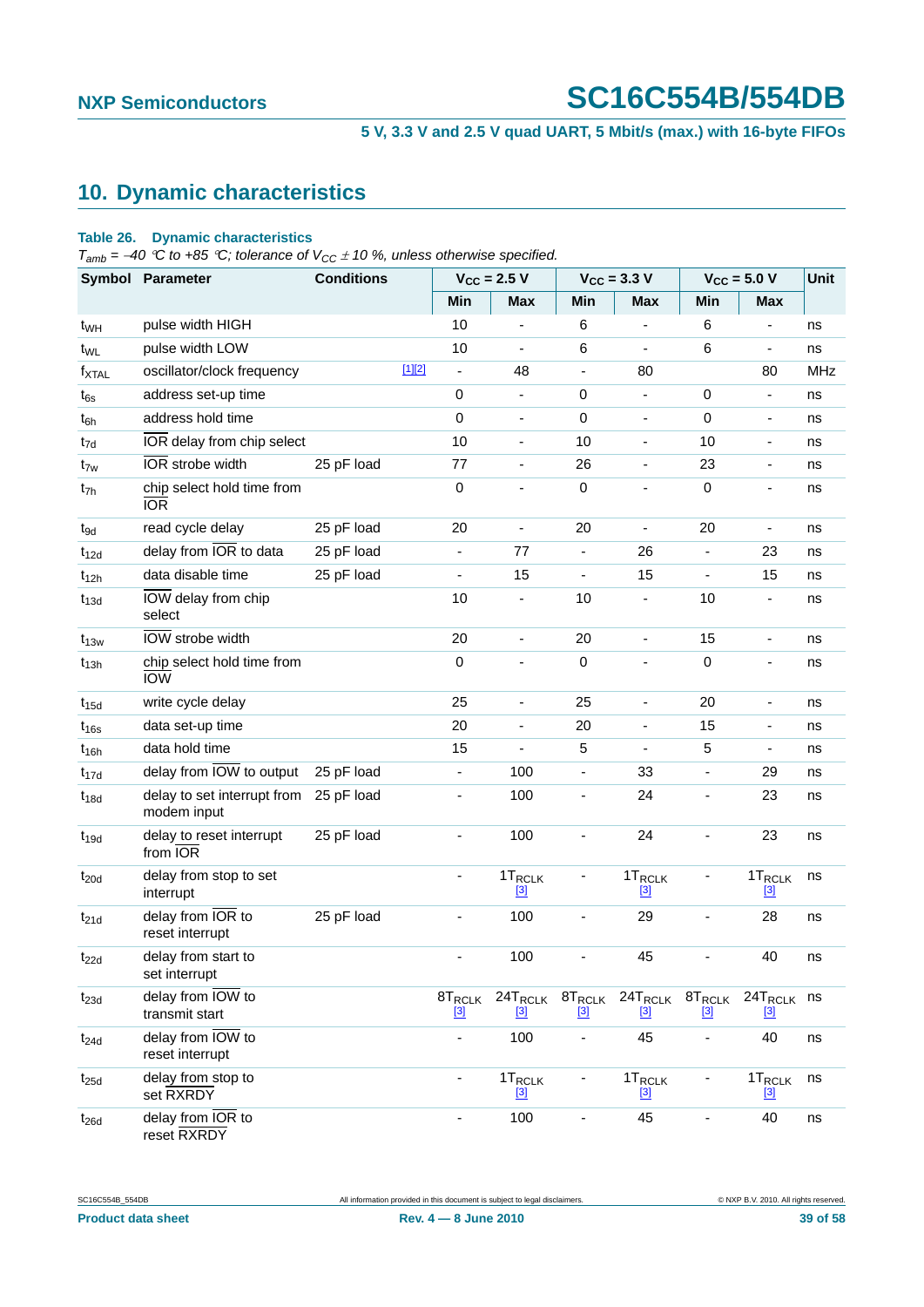## 10. Dynamic characteristics

**Table 26. Dynamic characteristics**

*$T_{amb}$ = −40 °C to +85 °C; tolerance of $V_{CC}$ ± 10 %, unless otherwise specified.*

| Symbol | Parameter | Conditions | | $V_{CC}$ = 2.5 V | | $V_{CC}$ = 3.3 V | | $V_{CC}$ = 5.0 V | | Unit |
|---|---|---|---|---|---|---|---|---|---|---|
| | | | | Min | Max | Min | Max | Min | Max | |
| $t_{WH}$ | pulse width HIGH | | | 10 | - | 6 | - | 6 | - | ns |
| $t_{WL}$ | pulse width LOW | | | 10 | - | 6 | - | 6 | - | ns |
| $f_{XTAL}$ | oscillator/clock frequency | | [1][2] | - | 48 | - | 80 | | 80 | MHz |
| $t_{6s}$ | address set-up time | | | 0 | - | 0 | - | 0 | - | ns |
| $t_{6h}$ | address hold time | | | 0 | - | 0 | - | 0 | - | ns |
| $t_{7d}$ | $\overline{IOR}$ delay from chip select | | | 10 | - | 10 | - | 10 | - | ns |
| $t_{7w}$ | $\overline{IOR}$ strobe width | 25 pF load | | 77 | - | 26 | - | 23 | - | ns |
| $t_{7h}$ | chip select hold time from $\overline{IOR}$ | | | 0 | - | 0 | - | 0 | - | ns |
| $t_{9d}$ | read cycle delay | 25 pF load | | 20 | - | 20 | - | 20 | - | ns |
| $t_{12d}$ | delay from $\overline{IOR}$ to data | 25 pF load | | - | 77 | - | 26 | - | 23 | ns |
| $t_{12h}$ | data disable time | 25 pF load | | - | 15 | - | 15 | - | 15 | ns |
| $t_{13d}$ | $\overline{IOW}$ delay from chip select | | | 10 | - | 10 | - | 10 | - | ns |
| $t_{13w}$ | $\overline{IOW}$ strobe width | | | 20 | - | 20 | - | 15 | - | ns |
| $t_{13h}$ | chip select hold time from $\overline{IOW}$ | | | 0 | - | 0 | - | 0 | - | ns |
| $t_{15d}$ | write cycle delay | | | 25 | - | 25 | - | 20 | - | ns |
| $t_{16s}$ | data set-up time | | | 20 | - | 20 | - | 15 | - | ns |
| $t_{16h}$ | data hold time | | | 15 | - | 5 | - | 5 | - | ns |
| $t_{17d}$ | delay from $\overline{IOW}$ to output | 25 pF load | | - | 100 | - | 33 | - | 29 | ns |
| $t_{18d}$ | delay to set interrupt from modem input | 25 pF load | | - | 100 | - | 24 | - | 23 | ns |
| $t_{19d}$ | delay to reset interrupt from $\overline{IOR}$ | 25 pF load | | - | 100 | - | 24 | - | 23 | ns |
| $t_{20d}$ | delay from stop to set interrupt | | | - | $1T_{RCLK}$ [3] | - | $1T_{RCLK}$ [3] | - | $1T_{RCLK}$ [3] | ns |
| $t_{21d}$ | delay from $\overline{IOR}$ to reset interrupt | 25 pF load | | - | 100 | - | 29 | - | 28 | ns |
| $t_{22d}$ | delay from start to set interrupt | | | - | 100 | - | 45 | - | 40 | ns |
| $t_{23d}$ | delay from $\overline{IOW}$ to transmit start | | | $8T_{RCLK}$ [3] | $24T_{RCLK}$ [3] | $8T_{RCLK}$ [3] | $24T_{RCLK}$ [3] | $8T_{RCLK}$ [3] | $24T_{RCLK}$ [3] | ns |
| $t_{24d}$ | delay from $\overline{IOW}$ to reset interrupt | | | - | 100 | - | 45 | - | 40 | ns |
| $t_{25d}$ | delay from stop to set $\overline{RXRDY}$ | | | - | $1T_{RCLK}$ [3] | - | $1T_{RCLK}$ [3] | - | $1T_{RCLK}$ [3] | ns |
| $t_{26d}$ | delay from $\overline{IOR}$ to reset $\overline{RXRDY}$ | | | - | 100 | - | 45 | - | 40 | ns |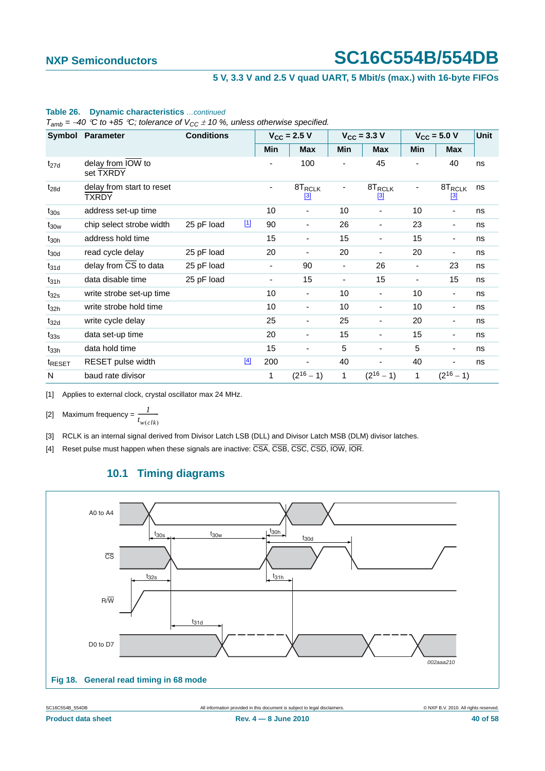**Table 26. Dynamic characteristics** *...continued*

*$T_{amb}$ = −40 °C to +85 °C; tolerance of $V_{CC}$ ± 10 %, unless otherwise specified.*

| Symbol | Parameter | Conditions | | $V_{CC}$ = 2.5 V | | $V_{CC}$ = 3.3 V | | $V_{CC}$ = 5.0 V | | Unit |
|---|---|---|---|---|---|---|---|---|---|---|
| | | | | Min | Max | Min | Max | Min | Max | |
| $t_{27d}$ | delay from $\overline{IOW}$ to set TXRDY | | | - | 100 | - | 45 | - | 40 | ns |
| $t_{28d}$ | delay from start to reset $\overline{TXRDY}$ | | | - | $8T_{RCLK}$ [3] | - | $8T_{RCLK}$ [3] | - | $8T_{RCLK}$ [3] | ns |
| $t_{30s}$ | address set-up time | | | 10 | - | 10 | - | 10 | - | ns |
| $t_{30w}$ | chip select strobe width | 25 pF load | [1] | 90 | - | 26 | - | 23 | - | ns |
| $t_{30h}$ | address hold time | | | 15 | - | 15 | - | 15 | - | ns |
| $t_{30d}$ | read cycle delay | 25 pF load | | 20 | - | 20 | - | 20 | - | ns |
| $t_{31d}$ | delay from $\overline{CS}$ to data | 25 pF load | | - | 90 | - | 26 | - | 23 | ns |
| $t_{31h}$ | data disable time | 25 pF load | | - | 15 | - | 15 | - | 15 | ns |
| $t_{32s}$ | write strobe set-up time | | | 10 | - | 10 | - | 10 | - | ns |
| $t_{32h}$ | write strobe hold time | | | 10 | - | 10 | - | 10 | - | ns |
| $t_{32d}$ | write cycle delay | | | 25 | - | 25 | - | 20 | - | ns |
| $t_{33s}$ | data set-up time | | | 20 | - | 15 | - | 15 | - | ns |
| $t_{33h}$ | data hold time | | | 15 | - | 5 | - | 5 | - | ns |
| $t_{RESET}$ | RESET pulse width | | [4] | 200 | - | 40 | - | 40 | - | ns |
| N | baud rate divisor | | | 1 | $(2^{16} - 1)$ | 1 | $(2^{16} - 1)$ | 1 | $(2^{16} - 1)$ | |

[1] Applies to external clock, crystal oscillator max 24 MHz.

[2] Maximum frequency = $\frac{1}{t_{w(clk)}}$

[3] RCLK is an internal signal derived from Divisor Latch LSB (DLL) and Divisor Latch MSB (DLM) divisor latches.

[4] Reset pulse must happen when these signals are inactive: $\overline{CSA}$, $\overline{CSB}$, $\overline{CSC}$, $\overline{CSD}$, $\overline{IOW}$, $\overline{IOR}$.

## 10.1 Timing diagrams

Fig 18. General read timing in 68 mode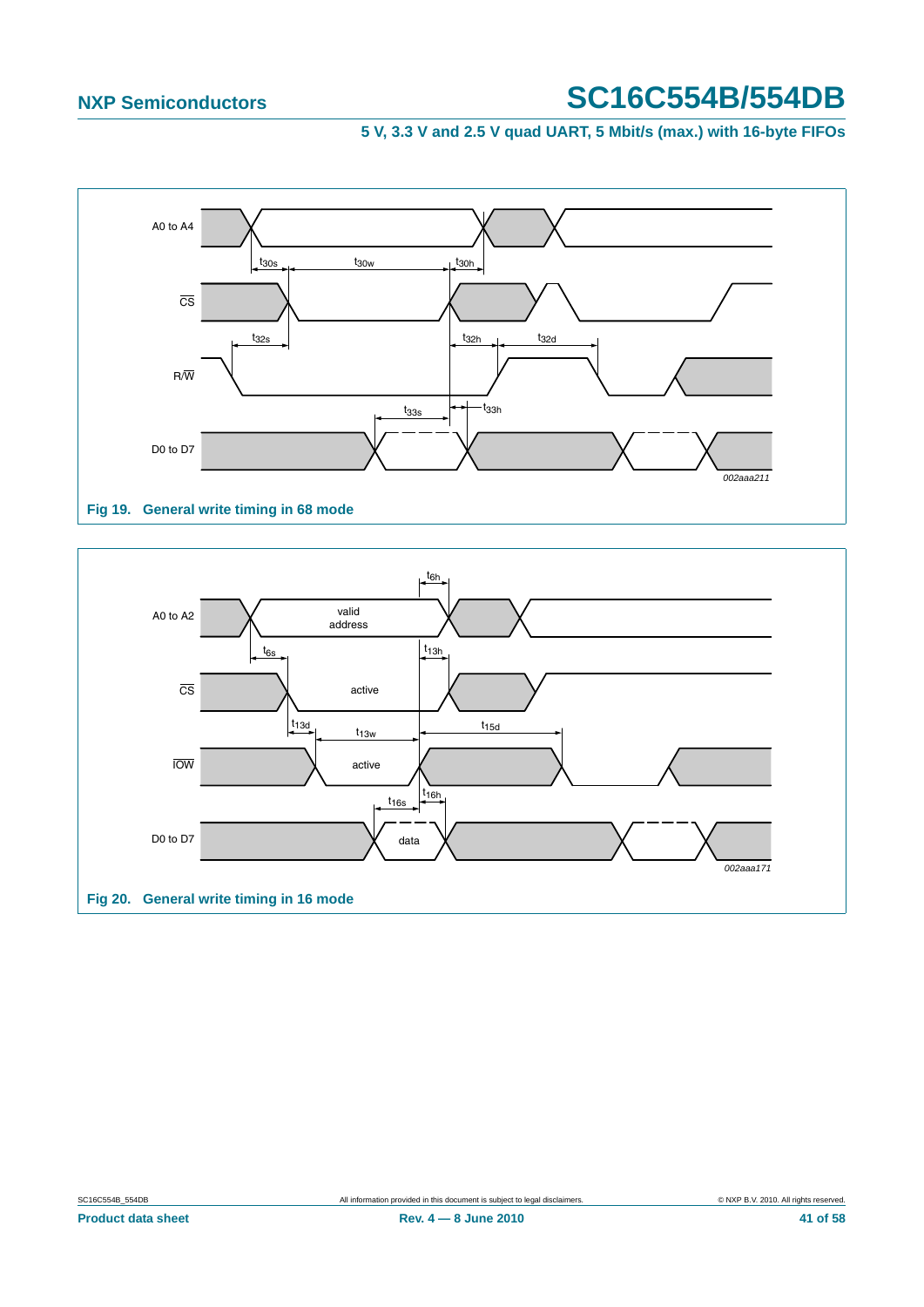Fig 19. General write timing in 68 mode

Fig 20. General write timing in 16 mode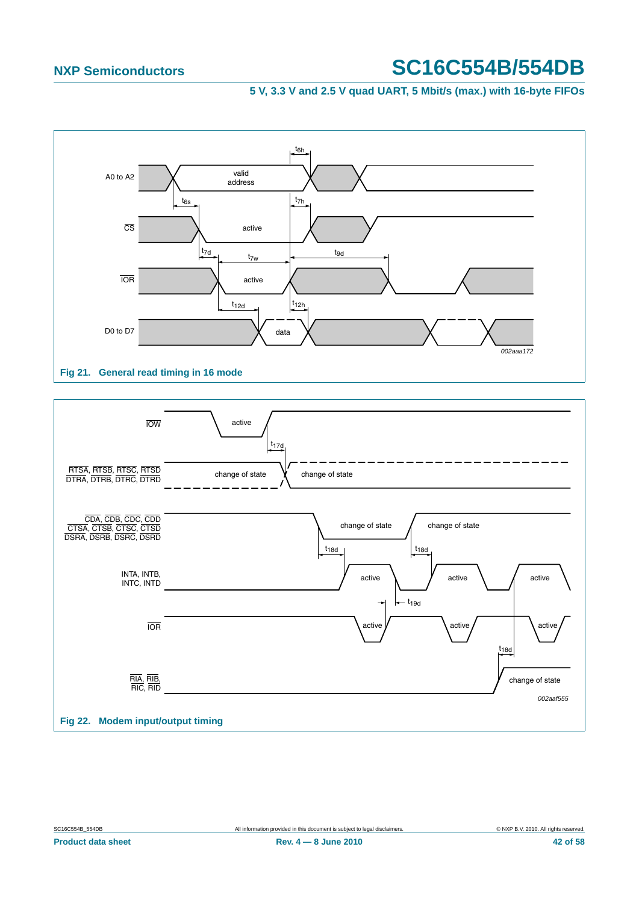Fig 21. General read timing in 16 mode

Fig 22. Modem input/output timing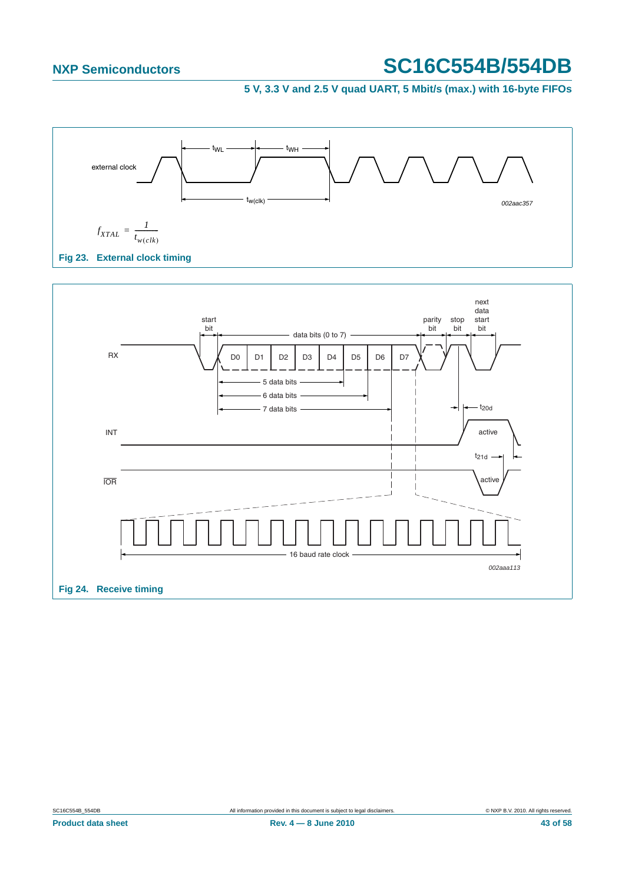$$f_{XTAL} = \frac{1}{t_{w(clk)}}$$

**Fig 23. External clock timing**

**Fig 24. Receive timing**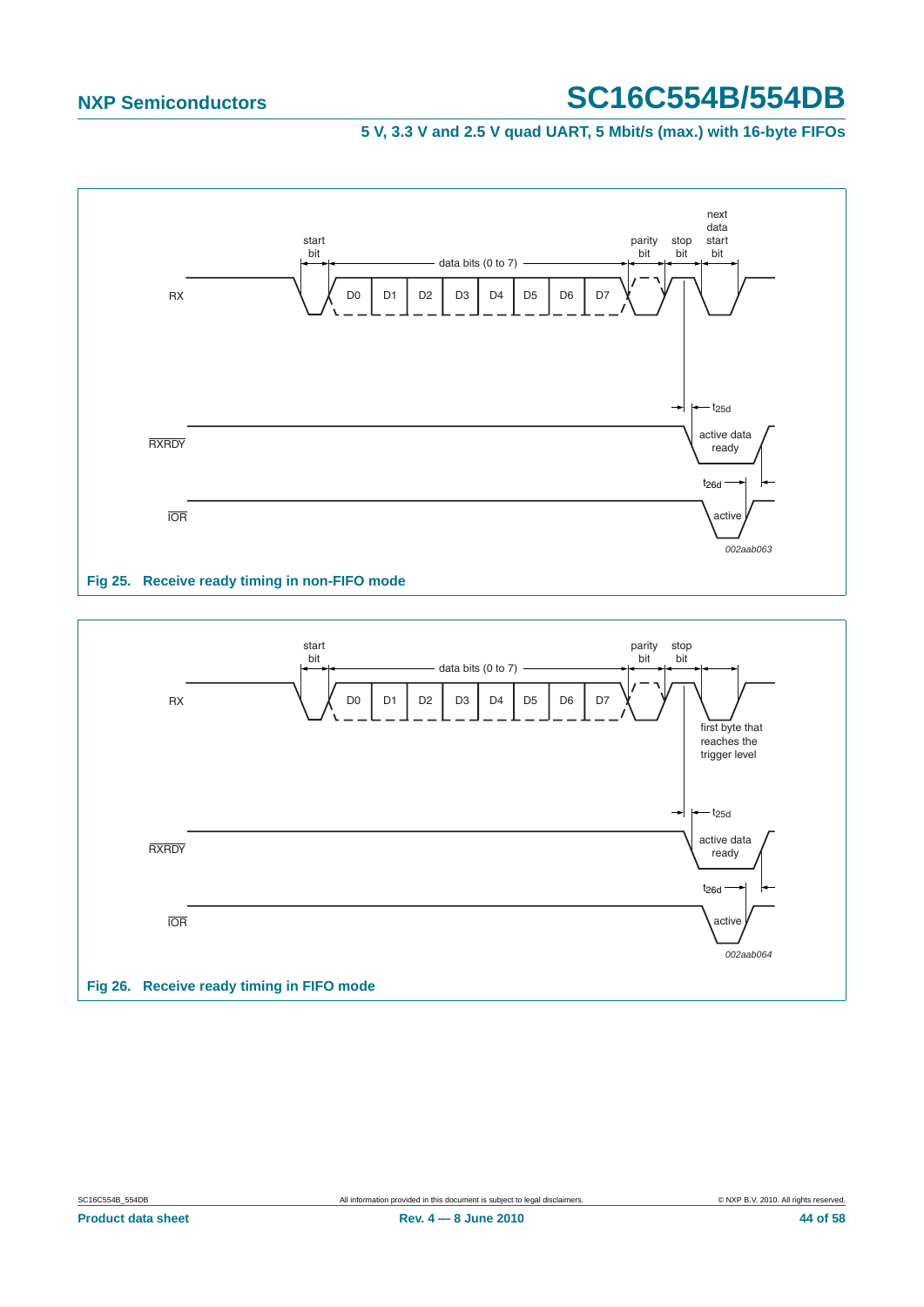Fig 25. Receive ready timing in non-FIFO mode

Fig 26. Receive ready timing in FIFO mode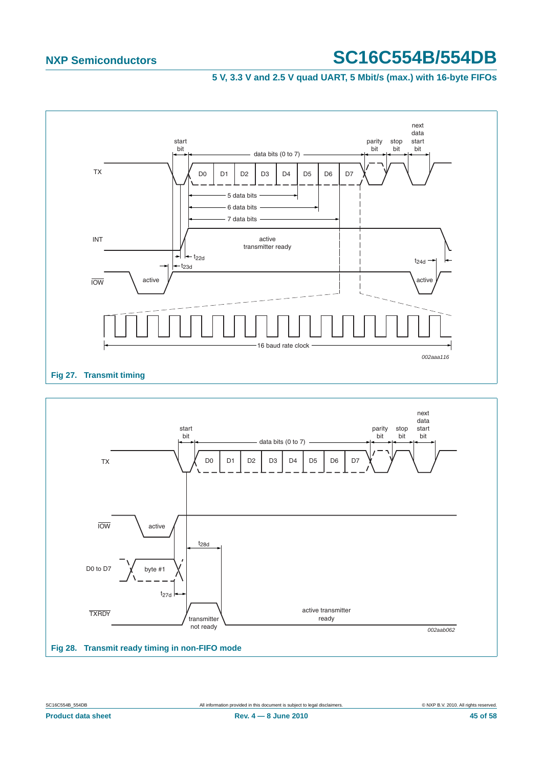Fig 27. Transmit timing

Fig 28. Transmit ready timing in non-FIFO mode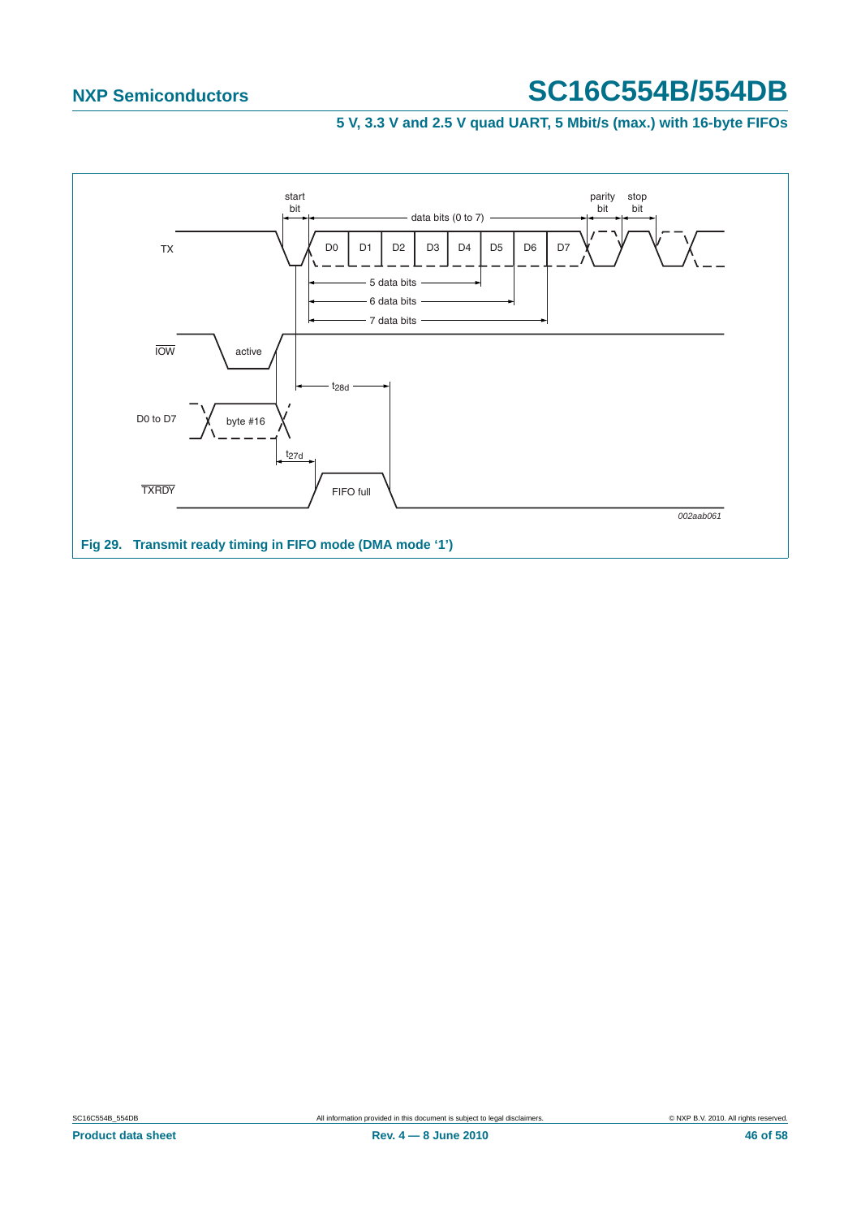start bit

data bits (0 to 7)

parity bit

stop bit

TX

D0 D1 D2 D3 D4 D5 D6 D7

5 data bits

6 data bits

7 data bits

IOW

active

$t_{28d}$

D0 to D7

byte #16

$t_{27d}$

TXRDY

FIFO full

002aab061

**Fig 29. Transmit ready timing in FIFO mode (DMA mode ‘1’)**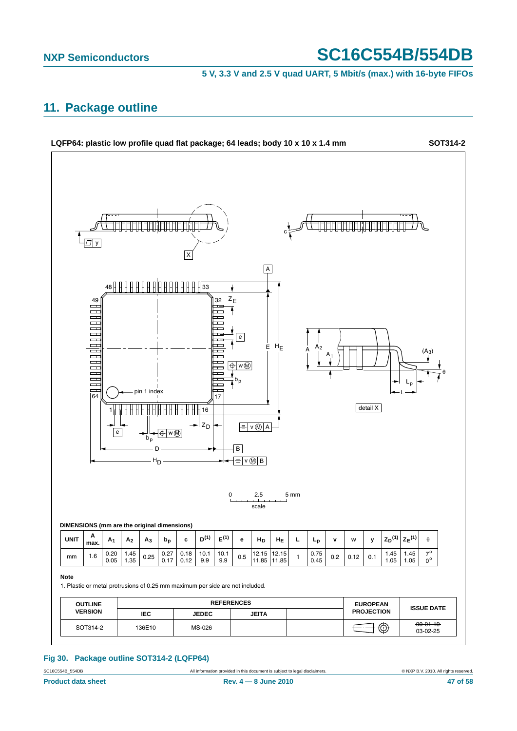## 11. Package outline

**LQFP64: plastic low profile quad flat package; 64 leads; body 10 x 10 x 1.4 mm** **SOT314-2**

**DIMENSIONS (mm are the original dimensions)**

| UNIT | A max. | $A_1$ | $A_2$ | $A_3$ | $b_p$ | c | $D^{(1)}$ | $E^{(1)}$ | e | $H_D$ | $H_E$ | L | $L_p$ | v | w | y | $Z_D^{(1)}$ | $Z_E^{(1)}$ | θ |
|---|---|---|---|---|---|---|---|---|---|---|---|---|---|---|---|---|---|---|---|
| mm | 1.6 | 0.20<br>0.05 | 1.45<br>1.35 | 0.25 | 0.27<br>0.17 | 0.18<br>0.12 | 10.1<br>9.9 | 10.1<br>9.9 | 0.5 | 12.15<br>11.85 | 12.15<br>11.85 | 1 | 0.75<br>0.45 | 0.2 | 0.12 | 0.1 | 1.45<br>1.05 | 1.45<br>1.05 | 7°<br>0° |

**Note**

1. Plastic or metal protrusions of 0.25 mm maximum per side are not included.

| OUTLINE VERSION | REFERENCES | | | | EUROPEAN PROJECTION | ISSUE DATE |
|---|---|---|---|---|---|---|
| | IEC | JEDEC | JEITA | | | |
| SOT314-2 | 136E10 | MS-026 | | | | ~~00-01-19~~<br>03-02-25 |

**Fig 30. Package outline SOT314-2 (LQFP64)**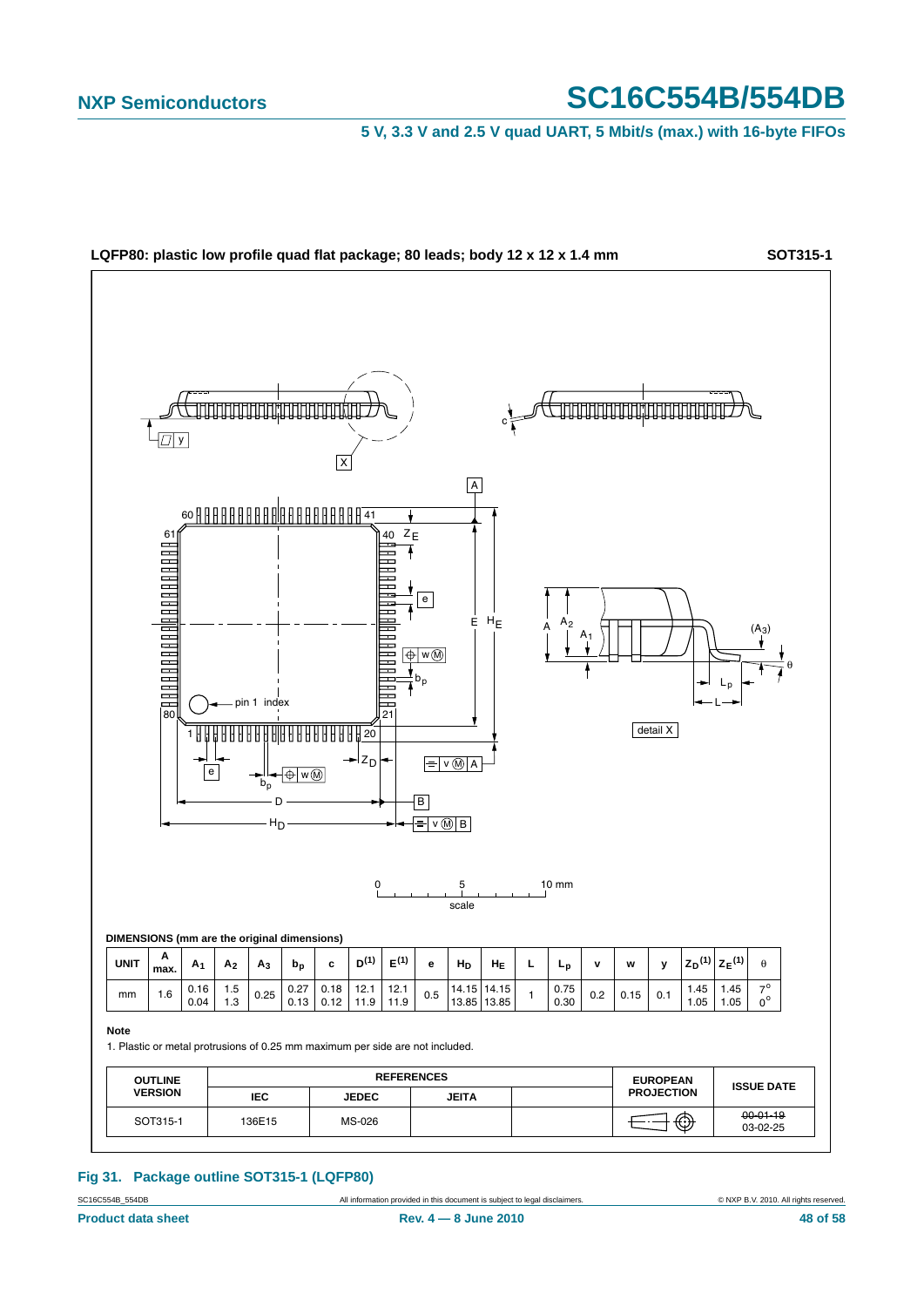**LQFP80: plastic low profile quad flat package; 80 leads; body 12 x 12 x 1.4 mm** **SOT315-1**

**DIMENSIONS (mm are the original dimensions)**

| UNIT | A max. | $A_1$ | $A_2$ | $A_3$ | $b_p$ | c | $D^{(1)}$ | $E^{(1)}$ | e | $H_D$ | $H_E$ | L | $L_p$ | v | w | y | $Z_D^{(1)}$ | $Z_E^{(1)}$ | θ |
|---|---|---|---|---|---|---|---|---|---|---|---|---|---|---|---|---|---|---|---|
| mm | 1.6 | 0.16<br>0.04 | 1.5<br>1.3 | 0.25 | 0.27<br>0.13 | 0.18<br>0.12 | 12.1<br>11.9 | 12.1<br>11.9 | 0.5 | 14.15<br>13.85 | 14.15<br>13.85 | 1 | 0.75<br>0.30 | 0.2 | 0.15 | 0.1 | 1.45<br>1.05 | 1.45<br>1.05 | 7°<br>0° |

**Note**

1. Plastic or metal protrusions of 0.25 mm maximum per side are not included.

| OUTLINE VERSION | REFERENCES | | | | EUROPEAN PROJECTION | ISSUE DATE |
|---|---|---|---|---|---|---|
| | IEC | JEDEC | JEITA | | | |
| SOT315-1 | 136E15 | MS-026 | | | | ~~00-01-19~~<br>03-02-25 |

**Fig 31. Package outline SOT315-1 (LQFP80)**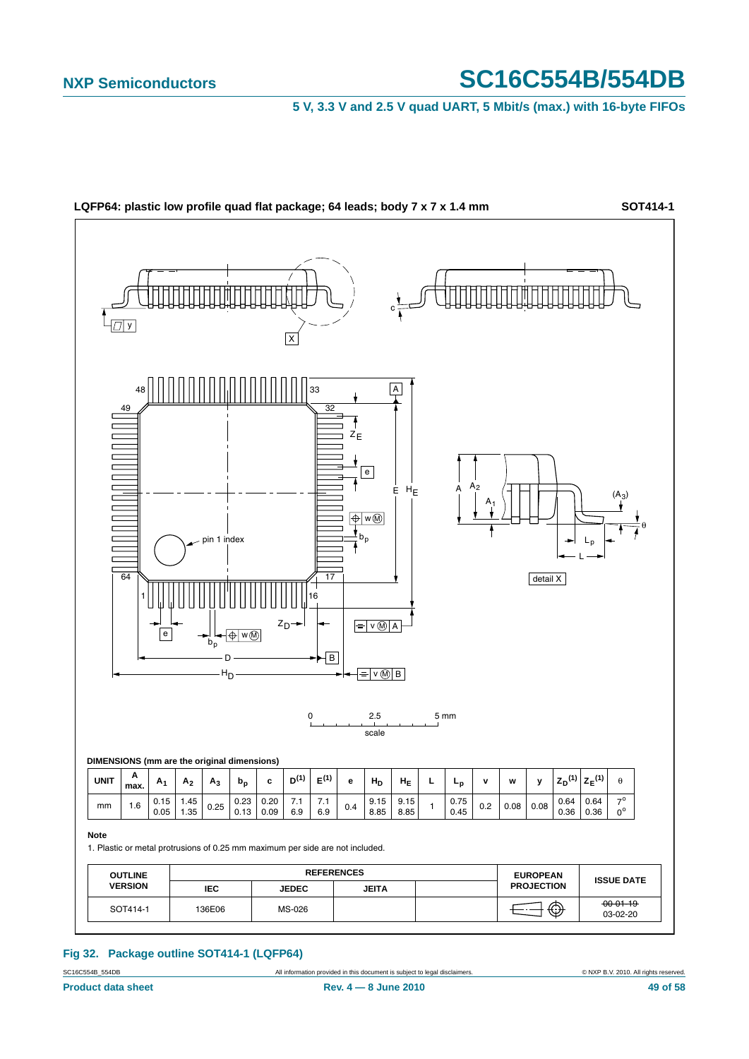**LQFP64: plastic low profile quad flat package; 64 leads; body 7 x 7 x 1.4 mm** **SOT414-1**

**DIMENSIONS (mm are the original dimensions)**

| UNIT | A max. | $A_1$ | $A_2$ | $A_3$ | $b_p$ | c | $D^{(1)}$ | $E^{(1)}$ | e | $H_D$ | $H_E$ | L | $L_p$ | v | w | y | $Z_D^{(1)}$ | $Z_E^{(1)}$ | θ |
|---|---|---|---|---|---|---|---|---|---|---|---|---|---|---|---|---|---|---|---|
| mm | 1.6 | 0.15<br>0.05 | 1.45<br>1.35 | 0.25 | 0.23<br>0.13 | 0.20<br>0.09 | 7.1<br>6.9 | 7.1<br>6.9 | 0.4 | 9.15<br>8.85 | 9.15<br>8.85 | 1 | 0.75<br>0.45 | 0.2 | 0.08 | 0.08 | 0.64<br>0.36 | 0.64<br>0.36 | 7°<br>0° |

**Note**

1. Plastic or metal protrusions of 0.25 mm maximum per side are not included.

| OUTLINE VERSION | REFERENCES | | | | EUROPEAN PROJECTION | ISSUE DATE |
|---|---|---|---|---|---|---|
| | IEC | JEDEC | JEITA | | | |
| SOT414-1 | 136E06 | MS-026 | | | | ~~00-01-19~~<br>03-02-20 |

**Fig 32. Package outline SOT414-1 (LQFP64)**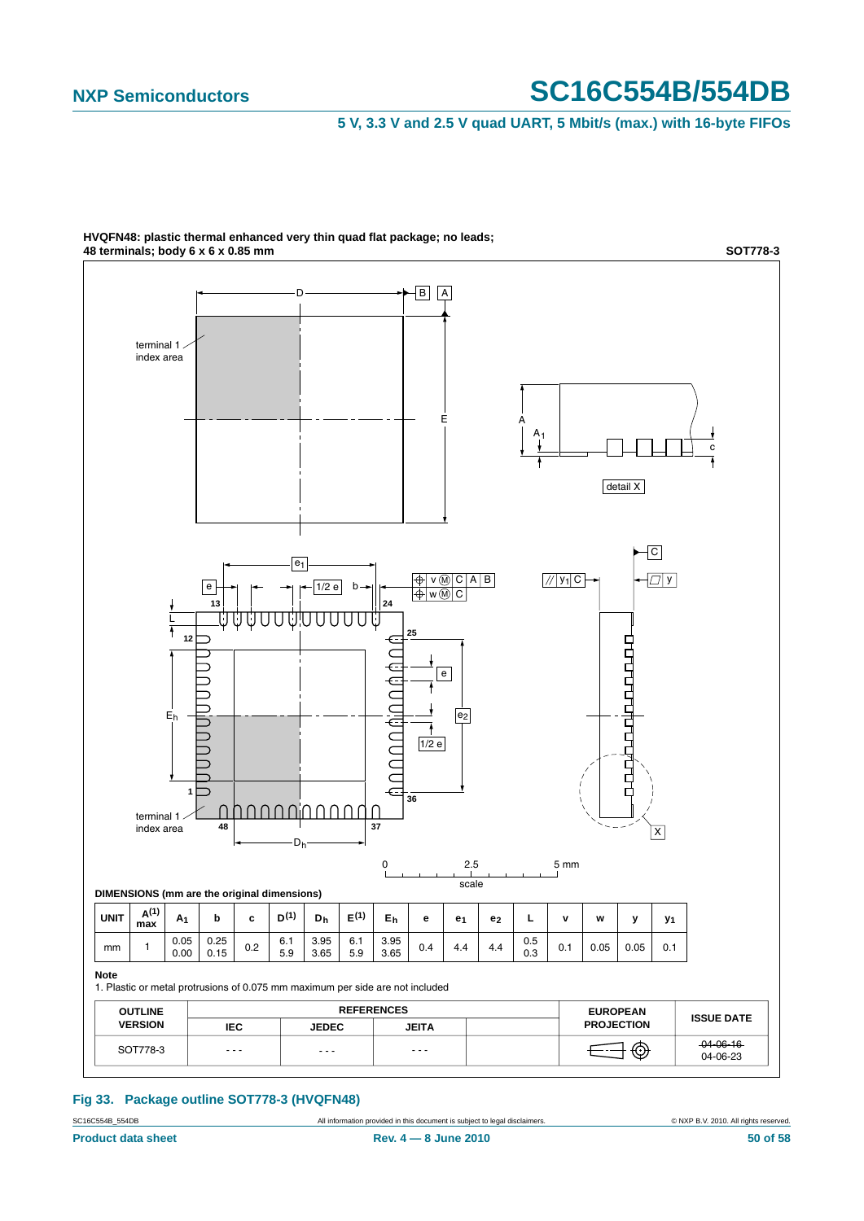**HVQFN48: plastic thermal enhanced very thin quad flat package; no leads; 48 terminals; body 6 x 6 x 0.85 mm** **SOT778-3**

**DIMENSIONS (mm are the original dimensions)**

| UNIT | A(1) max | $A_1$ | b | c | D(1) | $D_h$ | E(1) | $E_h$ | e | $e_1$ | $e_2$ | L | v | w | y | $y_1$ |
|---|---|---|---|---|---|---|---|---|---|---|---|---|---|---|---|---|
| mm | 1 | 0.05<br>0.00 | 0.25<br>0.15 | 0.2 | 6.1<br>5.9 | 3.95<br>3.65 | 6.1<br>5.9 | 3.95<br>3.65 | 0.4 | 4.4 | 4.4 | 0.5<br>0.3 | 0.1 | 0.05 | 0.05 | 0.1 |

**Note**

1. Plastic or metal protrusions of 0.075 mm maximum per side are not included

| OUTLINE VERSION | REFERENCES IEC | REFERENCES JEDEC | REFERENCES JEITA | | EUROPEAN PROJECTION | ISSUE DATE |
|---|---|---|---|---|---|---|
| SOT778-3 | - - - | - - - | - - - | | | ~~04-06-16~~<br>04-06-23 |

**Fig 33. Package outline SOT778-3 (HVQFN48)**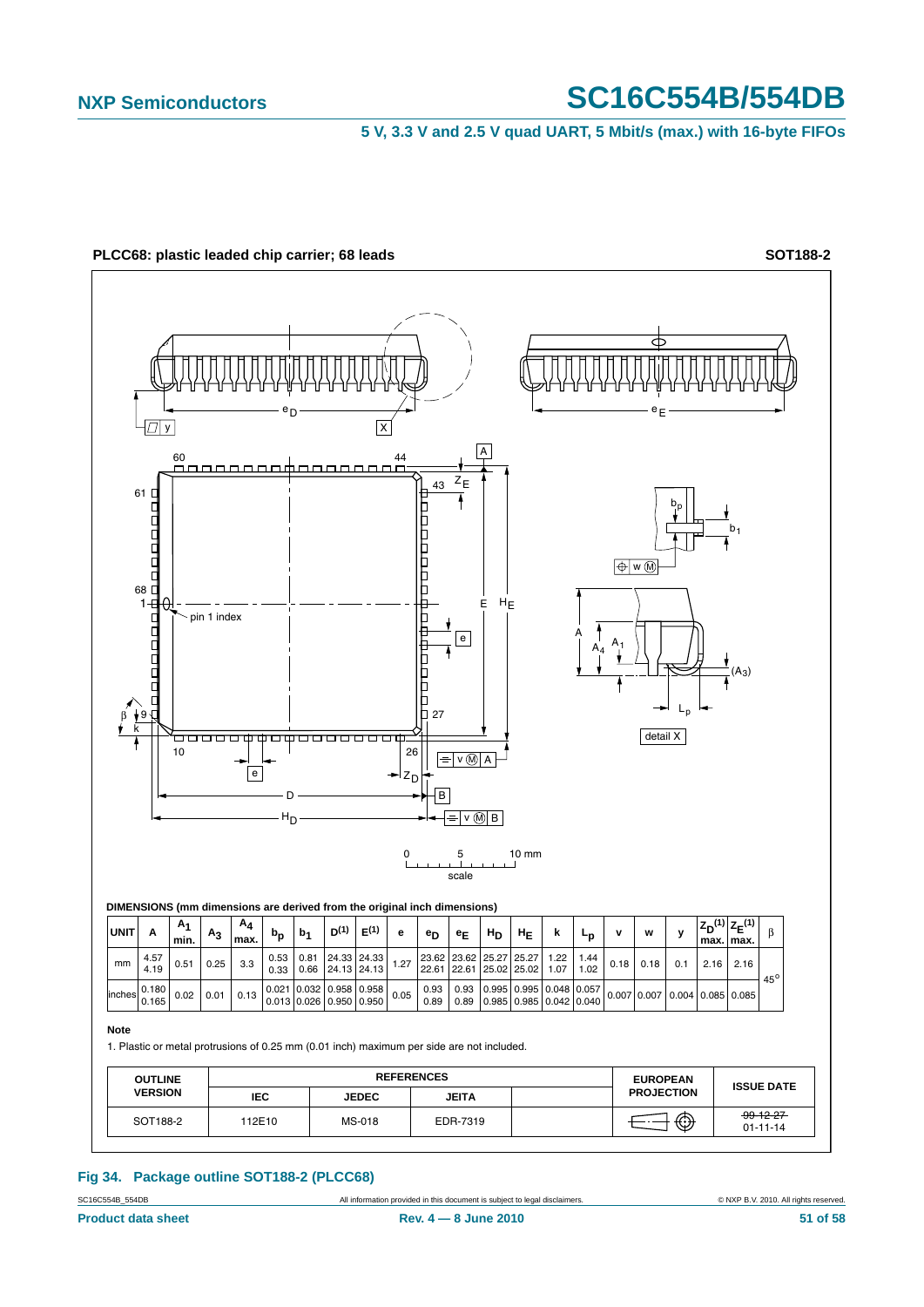**PLCC68: plastic leaded chip carrier; 68 leads** **SOT188-2**

**DIMENSIONS (mm dimensions are derived from the original inch dimensions)**

| UNIT | A | $A_1$ min. | $A_3$ | $A_4$ max. | $b_p$ | $b_1$ | $D^{(1)}$ | $E^{(1)}$ | e | $e_D$ | $e_E$ | $H_D$ | $H_E$ | k | $L_p$ | v | w | y | $Z_D^{(1)}$ max. | $Z_E^{(1)}$ max. | β |
|---|---|---|---|---|---|---|---|---|---|---|---|---|---|---|---|---|---|---|---|---|---|
| mm | 4.57 4.19 | 0.51 | 0.25 | 3.3 | 0.53 0.33 | 0.81 0.66 | 24.33 24.13 | 24.33 24.13 | 1.27 | 23.62 22.61 | 23.62 22.61 | 25.27 25.02 | 25.27 25.02 | 1.22 1.07 | 1.44 1.02 | 0.18 | 0.18 | 0.1 | 2.16 | 2.16 | 45° |
| inches | 0.180 0.165 | 0.02 | 0.01 | 0.13 | 0.021 0.013 | 0.032 0.026 | 0.958 0.950 | 0.958 0.950 | 0.05 | 0.93 0.89 | 0.93 0.89 | 0.995 0.985 | 0.995 0.985 | 0.048 0.042 | 0.057 0.040 | 0.007 | 0.007 | 0.004 | 0.085 | 0.085 | |

**Note**

1. Plastic or metal protrusions of 0.25 mm (0.01 inch) maximum per side are not included.

| OUTLINE VERSION | REFERENCES | | | | EUROPEAN PROJECTION | ISSUE DATE |
|---|---|---|---|---|---|---|
| | IEC | JEDEC | JEITA | | | |
| SOT188-2 | 112E10 | MS-018 | EDR-7319 | | | ~~99-12-27~~ 01-11-14 |

**Fig 34. Package outline SOT188-2 (PLCC68)**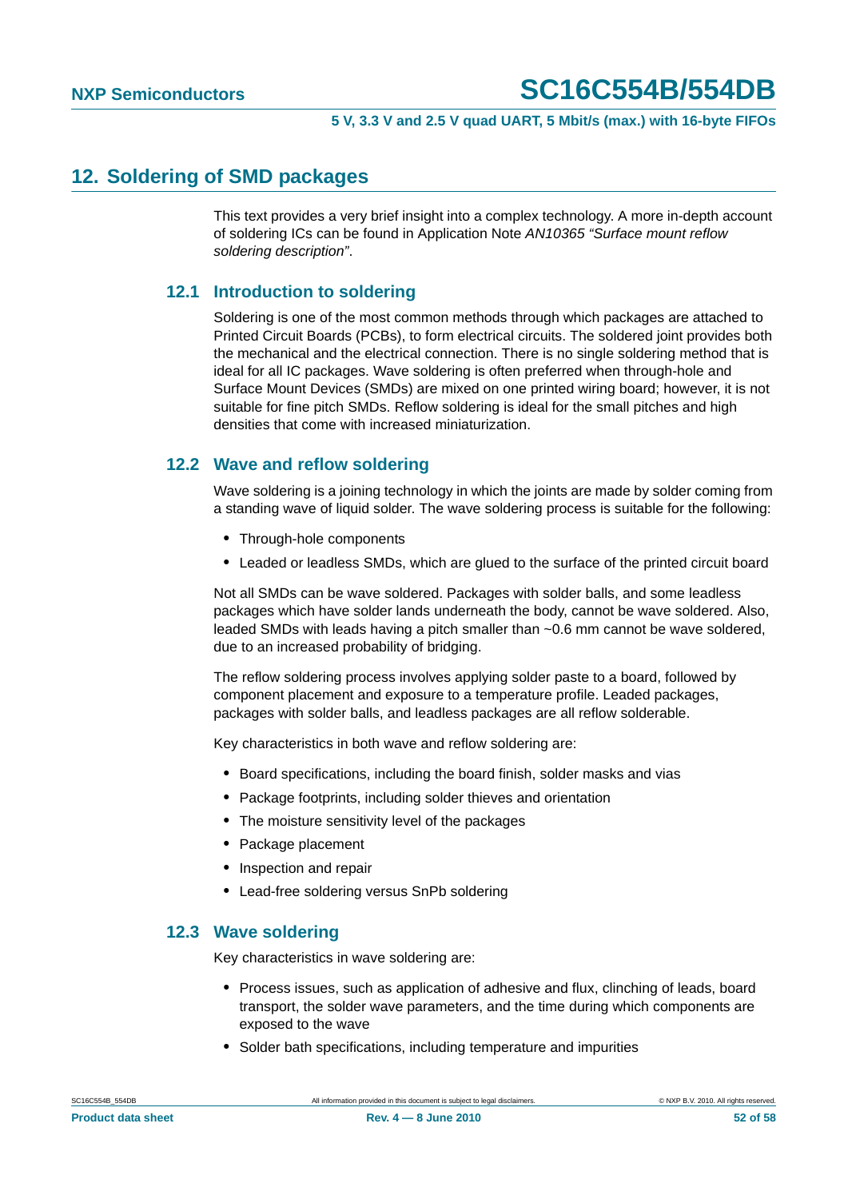## 12. Soldering of SMD packages

This text provides a very brief insight into a complex technology. A more in-depth account of soldering ICs can be found in Application Note *AN10365 "Surface mount reflow soldering description"*.

### 12.1 Introduction to soldering

Soldering is one of the most common methods through which packages are attached to Printed Circuit Boards (PCBs), to form electrical circuits. The soldered joint provides both the mechanical and the electrical connection. There is no single soldering method that is ideal for all IC packages. Wave soldering is often preferred when through-hole and Surface Mount Devices (SMDs) are mixed on one printed wiring board; however, it is not suitable for fine pitch SMDs. Reflow soldering is ideal for the small pitches and high densities that come with increased miniaturization.

### 12.2 Wave and reflow soldering

Wave soldering is a joining technology in which the joints are made by solder coming from a standing wave of liquid solder. The wave soldering process is suitable for the following:

- Through-hole components
- Leaded or leadless SMDs, which are glued to the surface of the printed circuit board

Not all SMDs can be wave soldered. Packages with solder balls, and some leadless packages which have solder lands underneath the body, cannot be wave soldered. Also, leaded SMDs with leads having a pitch smaller than ~0.6 mm cannot be wave soldered, due to an increased probability of bridging.

The reflow soldering process involves applying solder paste to a board, followed by component placement and exposure to a temperature profile. Leaded packages, packages with solder balls, and leadless packages are all reflow solderable.

Key characteristics in both wave and reflow soldering are:

- Board specifications, including the board finish, solder masks and vias
- Package footprints, including solder thieves and orientation
- The moisture sensitivity level of the packages
- Package placement
- Inspection and repair
- Lead-free soldering versus SnPb soldering

### 12.3 Wave soldering

Key characteristics in wave soldering are:

- Process issues, such as application of adhesive and flux, clinching of leads, board transport, the solder wave parameters, and the time during which components are exposed to the wave
- Solder bath specifications, including temperature and impurities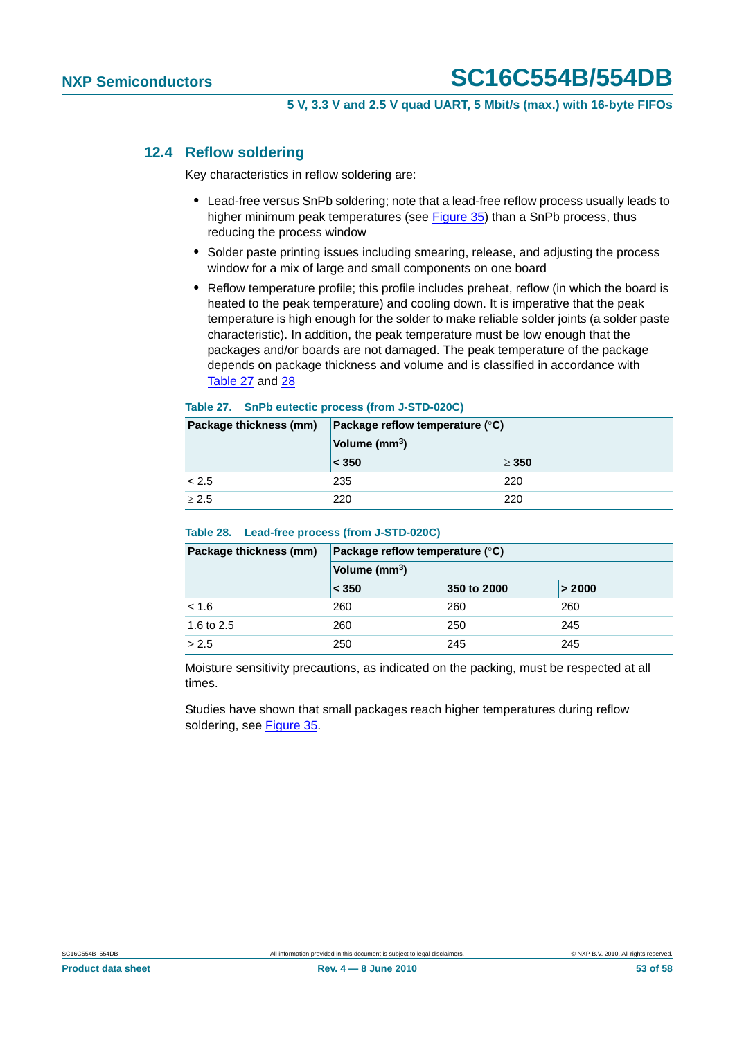### 12.4 Reflow soldering

Key characteristics in reflow soldering are:

- Lead-free versus SnPb soldering; note that a lead-free reflow process usually leads to higher minimum peak temperatures (see Figure 35) than a SnPb process, thus reducing the process window
- Solder paste printing issues including smearing, release, and adjusting the process window for a mix of large and small components on one board
- Reflow temperature profile; this profile includes preheat, reflow (in which the board is heated to the peak temperature) and cooling down. It is imperative that the peak temperature is high enough for the solder to make reliable solder joints (a solder paste characteristic). In addition, the peak temperature must be low enough that the packages and/or boards are not damaged. The peak temperature of the package depends on package thickness and volume and is classified in accordance with Table 27 and 28

**Table 27. SnPb eutectic process (from J-STD-020C)**

| Package thickness (mm) | Package reflow temperature (°C) | |
|---|---|---|
| | Volume (mm$^3$) | |
| | < 350 | ≥ 350 |
| < 2.5 | 235 | 220 |
| ≥ 2.5 | 220 | 220 |

**Table 28. Lead-free process (from J-STD-020C)**

| Package thickness (mm) | Package reflow temperature (°C) | | |
|---|---|---|---|
| | Volume (mm$^3$) | | |
| | < 350 | 350 to 2000 | > 2000 |
| < 1.6 | 260 | 260 | 260 |
| 1.6 to 2.5 | 260 | 250 | 245 |
| > 2.5 | 250 | 245 | 245 |

Moisture sensitivity precautions, as indicated on the packing, must be respected at all times.

Studies have shown that small packages reach higher temperatures during reflow soldering, see Figure 35.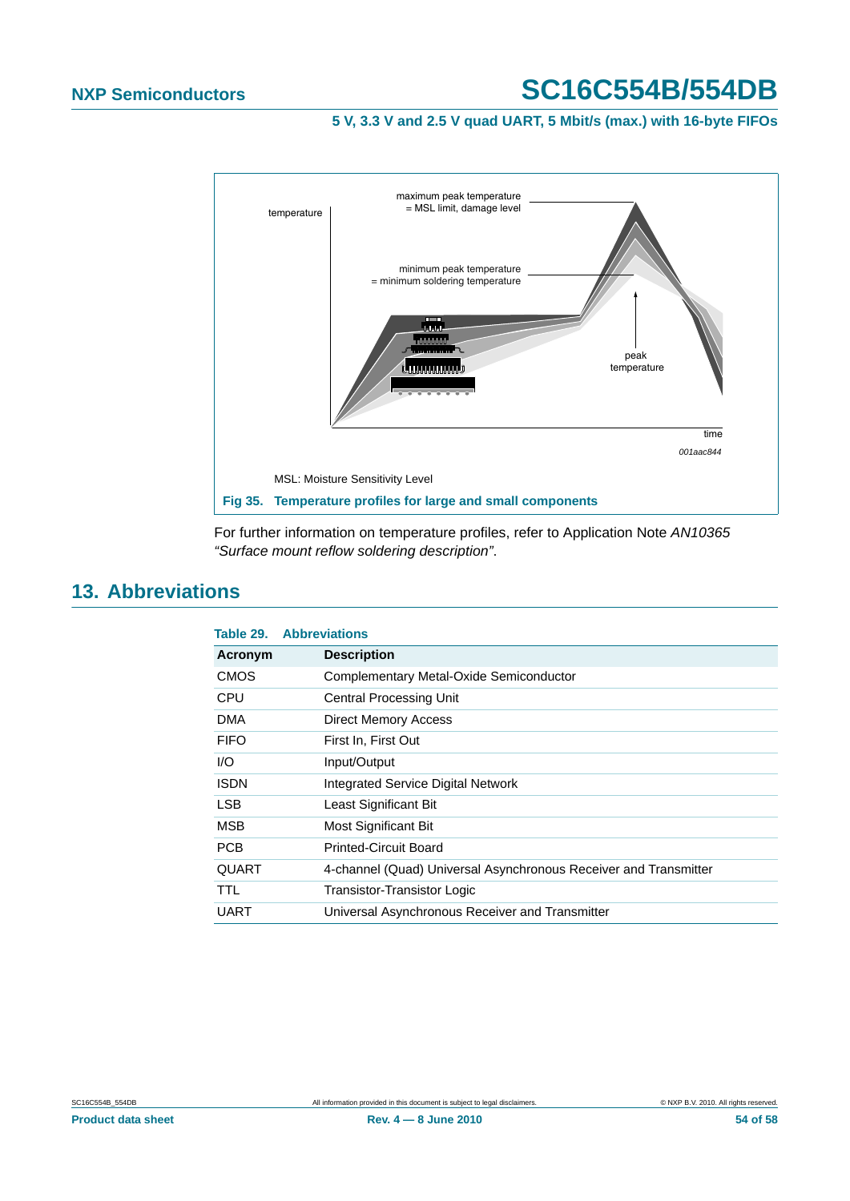MSL: Moisture Sensitivity Level

**Fig 35. Temperature profiles for large and small components**

For further information on temperature profiles, refer to Application Note *AN10365 “Surface mount reflow soldering description”*.

## 13. Abbreviations

**Table 29. Abbreviations**

| Acronym | Description |
|---|---|
| CMOS | Complementary Metal-Oxide Semiconductor |
| CPU | Central Processing Unit |
| DMA | Direct Memory Access |
| FIFO | First In, First Out |
| I/O | Input/Output |
| ISDN | Integrated Service Digital Network |
| LSB | Least Significant Bit |
| MSB | Most Significant Bit |
| PCB | Printed-Circuit Board |
| QUART | 4-channel (Quad) Universal Asynchronous Receiver and Transmitter |
| TTL | Transistor-Transistor Logic |
| UART | Universal Asynchronous Receiver and Transmitter |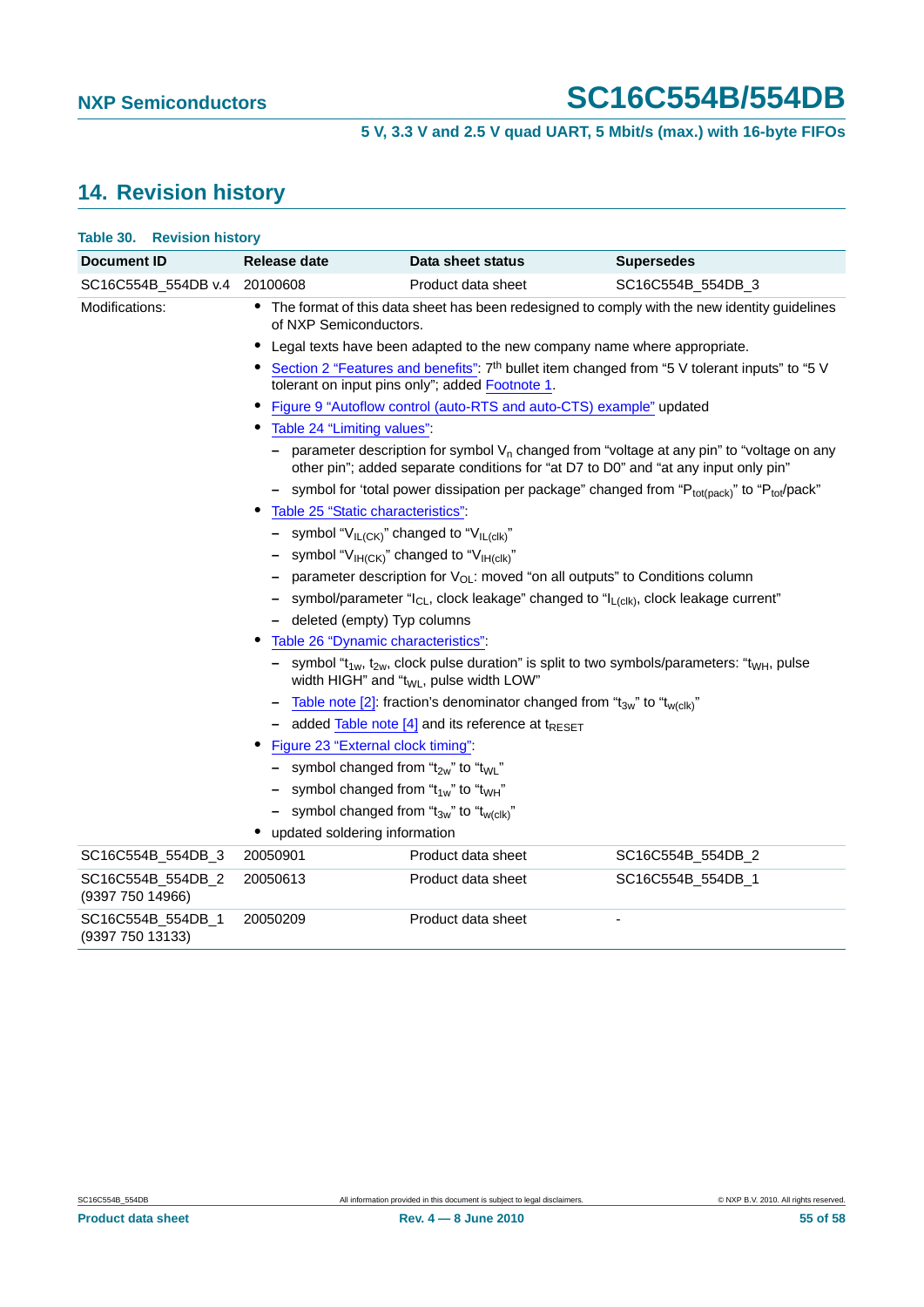## 14. Revision history

**Table 30. Revision history**

| Document ID | Release date | Data sheet status | Supersedes |
|---|---|---|---|
| SC16C554B_554DB v.4 | 20100608 | Product data sheet | SC16C554B_554DB_3 |
| Modifications: | • The format of this data sheet has been redesigned to comply with the new identity guidelines of NXP Semiconductors.<br>• Legal texts have been adapted to the new company name where appropriate.<br>• Section 2 “Features and benefits”: 7th bullet item changed from “5 V tolerant inputs” to “5 V tolerant on input pins only”; added Footnote 1.<br>• Figure 9 “Autoflow control (auto-RTS and auto-CTS) example” updated<br>• Table 24 “Limiting values”:<br>– parameter description for symbol $V_n$ changed from “voltage at any pin” to “voltage on any other pin”; added separate conditions for “at D7 to D0” and “at any input only pin”<br>– symbol for ‘total power dissipation per package” changed from “$P_{tot(pack)}$” to “$P_{tot}$/pack”<br>• Table 25 “Static characteristics”:<br>– symbol “$V_{IL(CK)}$” changed to “$V_{IL(clk)}$”<br>– symbol “$V_{IH(CK)}$” changed to “$V_{IH(clk)}$”<br>– parameter description for $V_{OL}$: moved “on all outputs” to Conditions column<br>– symbol/parameter “$I_{CL}$, clock leakage” changed to “$I_{L(clk)}$, clock leakage current”<br>– deleted (empty) Typ columns<br>• Table 26 “Dynamic characteristics”:<br>– symbol “$t_{1w}$, $t_{2w}$, clock pulse duration” is split to two symbols/parameters: “$t_{WH}$, pulse width HIGH” and “$t_{WL}$, pulse width LOW”<br>– Table note [2]: fraction’s denominator changed from “$t_{3w}$” to “$t_{w(clk)}$”<br>– added Table note [4] and its reference at $t_{RESET}$<br>• Figure 23 “External clock timing”:<br>– symbol changed from “$t_{2w}$” to “$t_{WL}$”<br>– symbol changed from “$t_{1w}$” to “$t_{WH}$”<br>– symbol changed from “$t_{3w}$” to “$t_{w(clk)}$”<br>• updated soldering information | | |
| SC16C554B_554DB_3 | 20050901 | Product data sheet | SC16C554B_554DB_2 |
| SC16C554B_554DB_2 (9397 750 14966) | 20050613 | Product data sheet | SC16C554B_554DB_1 |
| SC16C554B_554DB_1 (9397 750 13133) | 20050209 | Product data sheet | - |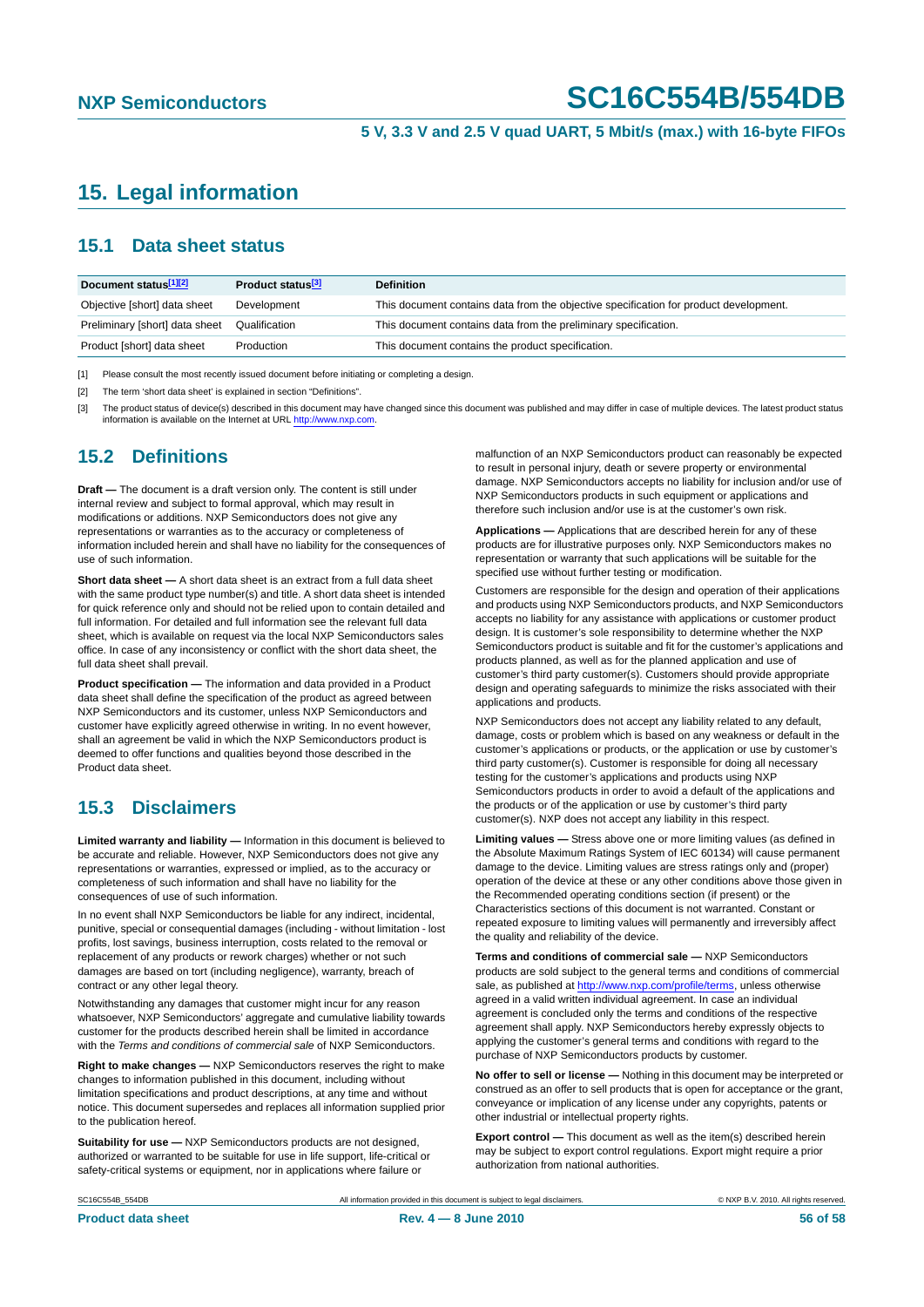# 15. Legal information

## 15.1 Data sheet status

| Document status[1][2] | Product status[3] | Definition |
|---|---|---|
| Objective [short] data sheet | Development | This document contains data from the objective specification for product development. |
| Preliminary [short] data sheet | Qualification | This document contains data from the preliminary specification. |
| Product [short] data sheet | Production | This document contains the product specification. |

[1] Please consult the most recently issued document before initiating or completing a design.

[2] The term 'short data sheet' is explained in section "Definitions".

[3] The product status of device(s) described in this document may have changed since this document was published and may differ in case of multiple devices. The latest product status information is available on the Internet at URL http://www.nxp.com.

## 15.2 Definitions

**Draft —** The document is a draft version only. The content is still under internal review and subject to formal approval, which may result in modifications or additions. NXP Semiconductors does not give any representations or warranties as to the accuracy or completeness of information included herein and shall have no liability for the consequences of use of such information.

**Short data sheet —** A short data sheet is an extract from a full data sheet with the same product type number(s) and title. A short data sheet is intended for quick reference only and should not be relied upon to contain detailed and full information. For detailed and full information see the relevant full data sheet, which is available on request via the local NXP Semiconductors sales office. In case of any inconsistency or conflict with the short data sheet, the full data sheet shall prevail.

**Product specification —** The information and data provided in a Product data sheet shall define the specification of the product as agreed between NXP Semiconductors and its customer, unless NXP Semiconductors and customer have explicitly agreed otherwise in writing. In no event however, shall an agreement be valid in which the NXP Semiconductors product is deemed to offer functions and qualities beyond those described in the Product data sheet.

## 15.3 Disclaimers

**Limited warranty and liability —** Information in this document is believed to be accurate and reliable. However, NXP Semiconductors does not give any representations or warranties, expressed or implied, as to the accuracy or completeness of such information and shall have no liability for the consequences of use of such information.

In no event shall NXP Semiconductors be liable for any indirect, incidental, punitive, special or consequential damages (including - without limitation - lost profits, lost savings, business interruption, costs related to the removal or replacement of any products or rework charges) whether or not such damages are based on tort (including negligence), warranty, breach of contract or any other legal theory.

Notwithstanding any damages that customer might incur for any reason whatsoever, NXP Semiconductors' aggregate and cumulative liability towards customer for the products described herein shall be limited in accordance with the *Terms and conditions of commercial sale* of NXP Semiconductors.

**Right to make changes —** NXP Semiconductors reserves the right to make changes to information published in this document, including without limitation specifications and product descriptions, at any time and without notice. This document supersedes and replaces all information supplied prior to the publication hereof.

**Suitability for use —** NXP Semiconductors products are not designed, authorized or warranted to be suitable for use in life support, life-critical or safety-critical systems or equipment, nor in applications where failure or malfunction of an NXP Semiconductors product can reasonably be expected to result in personal injury, death or severe property or environmental damage. NXP Semiconductors accepts no liability for inclusion and/or use of NXP Semiconductors products in such equipment or applications and therefore such inclusion and/or use is at the customer's own risk.

**Applications —** Applications that are described herein for any of these products are for illustrative purposes only. NXP Semiconductors makes no representation or warranty that such applications will be suitable for the specified use without further testing or modification.

Customers are responsible for the design and operation of their applications and products using NXP Semiconductors products, and NXP Semiconductors accepts no liability for any assistance with applications or customer product design. It is customer's sole responsibility to determine whether the NXP Semiconductors product is suitable and fit for the customer's applications and products planned, as well as for the planned application and use of customer's third party customer(s). Customers should provide appropriate design and operating safeguards to minimize the risks associated with their applications and products.

NXP Semiconductors does not accept any liability related to any default, damage, costs or problem which is based on any weakness or default in the customer's applications or products, or the application or use by customer's third party customer(s). Customer is responsible for doing all necessary testing for the customer's applications and products using NXP Semiconductors products in order to avoid a default of the applications and the products or of the application or use by customer's third party customer(s). NXP does not accept any liability in this respect.

**Limiting values —** Stress above one or more limiting values (as defined in the Absolute Maximum Ratings System of IEC 60134) will cause permanent damage to the device. Limiting values are stress ratings only and (proper) operation of the device at these or any other conditions above those given in the Recommended operating conditions section (if present) or the Characteristics sections of this document is not warranted. Constant or repeated exposure to limiting values will permanently and irreversibly affect the quality and reliability of the device.

**Terms and conditions of commercial sale —** NXP Semiconductors products are sold subject to the general terms and conditions of commercial sale, as published at http://www.nxp.com/profile/terms, unless otherwise agreed in a valid written individual agreement. In case an individual agreement is concluded only the terms and conditions of the respective agreement shall apply. NXP Semiconductors hereby expressly objects to applying the customer's general terms and conditions with regard to the purchase of NXP Semiconductors products by customer.

**No offer to sell or license —** Nothing in this document may be interpreted or construed as an offer to sell products that is open for acceptance or the grant, conveyance or implication of any license under any copyrights, patents or other industrial or intellectual property rights.

**Export control —** This document as well as the item(s) described herein may be subject to export control regulations. Export might require a prior authorization from national authorities.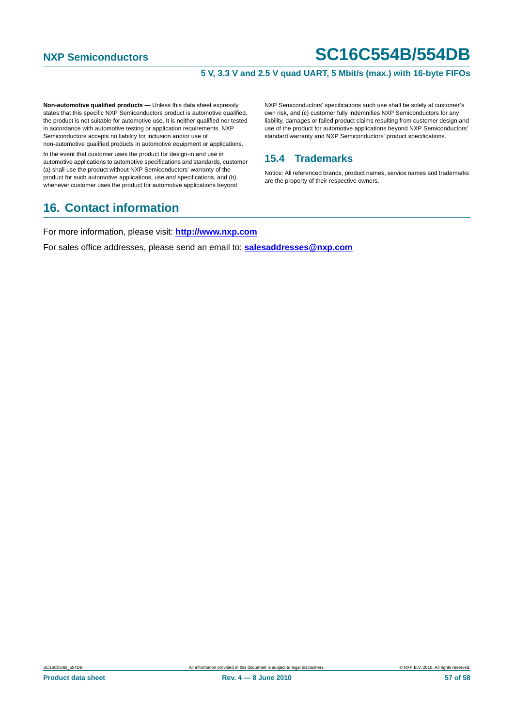**Non-automotive qualified products —** Unless this data sheet expressly states that this specific NXP Semiconductors product is automotive qualified, the product is not suitable for automotive use. It is neither qualified nor tested in accordance with automotive testing or application requirements. NXP Semiconductors accepts no liability for inclusion and/or use of non-automotive qualified products in automotive equipment or applications.

In the event that customer uses the product for design-in and use in automotive applications to automotive specifications and standards, customer (a) shall use the product without NXP Semiconductors' warranty of the product for such automotive applications, use and specifications, and (b) whenever customer uses the product for automotive applications beyond NXP Semiconductors' specifications such use shall be solely at customer's own risk, and (c) customer fully indemnifies NXP Semiconductors for any liability, damages or failed product claims resulting from customer design and use of the product for automotive applications beyond NXP Semiconductors' standard warranty and NXP Semiconductors' product specifications.

### 15.4 Trademarks

Notice: All referenced brands, product names, service names and trademarks are the property of their respective owners.

## 16. Contact information

For more information, please visit: **http://www.nxp.com**

For sales office addresses, please send an email to: **salesaddresses@nxp.com**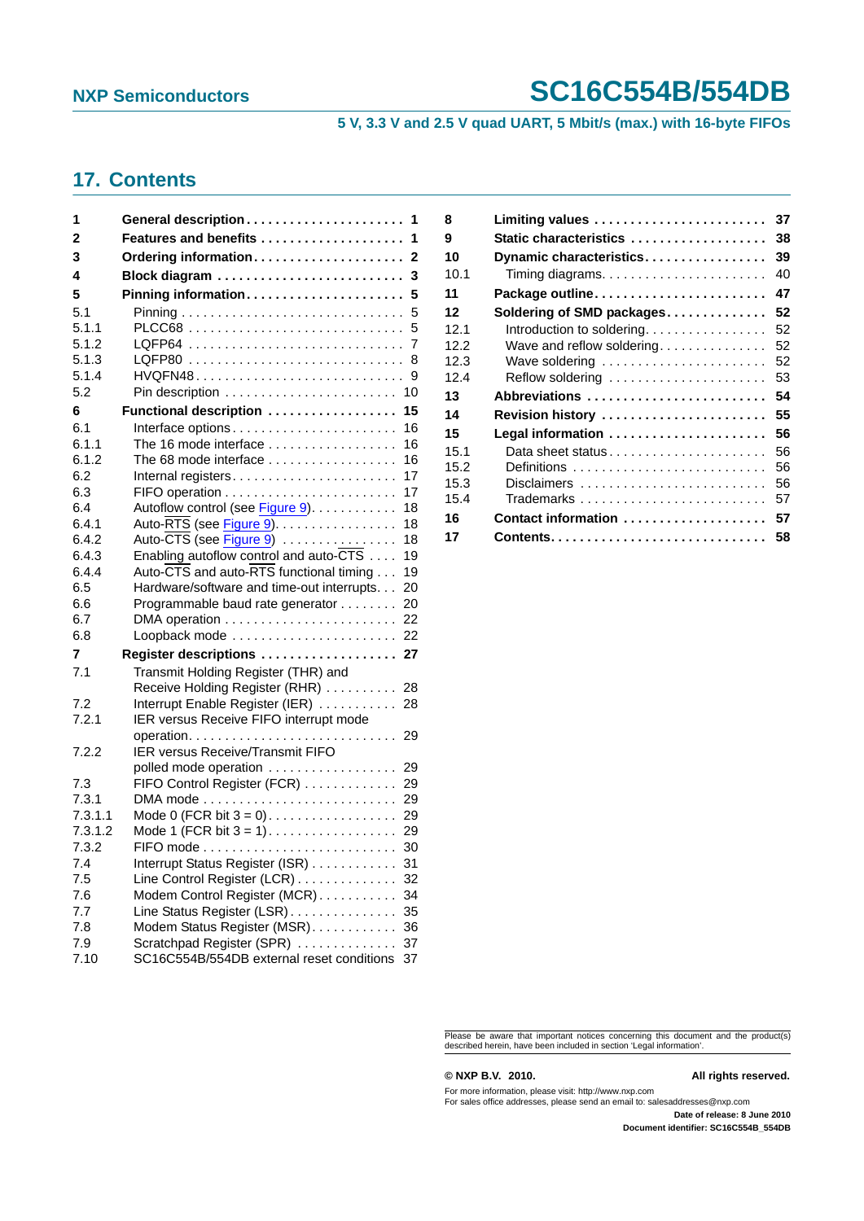## 17. Contents

| | | |
|---|---|---|
| **1** | **General description** | **1** |
| **2** | **Features and benefits** | **1** |
| **3** | **Ordering information** | **2** |
| **4** | **Block diagram** | **3** |
| **5** | **Pinning information** | **5** |
| 5.1 | Pinning | 5 |
| 5.1.1 | PLCC68 | 5 |
| 5.1.2 | LQFP64 | 7 |
| 5.1.3 | LQFP80 | 8 |
| 5.1.4 | HVQFN48 | 9 |
| 5.2 | Pin description | 10 |
| **6** | **Functional description** | **15** |
| 6.1 | Interface options | 16 |
| 6.1.1 | The 16 mode interface | 16 |
| 6.1.2 | The 68 mode interface | 16 |
| 6.2 | Internal registers | 17 |
| 6.3 | FIFO operation | 17 |
| 6.4 | Autoflow control (see Figure 9) | 18 |
| 6.4.1 | Auto-RTS (see Figure 9) | 18 |
| 6.4.2 | Auto-CTS (see Figure 9) | 18 |
| 6.4.3 | Enabling autoflow control and auto-CTS | 19 |
| 6.4.4 | Auto-CTS and auto-RTS functional timing | 19 |
| 6.5 | Hardware/software and time-out interrupts | 20 |
| 6.6 | Programmable baud rate generator | 20 |
| 6.7 | DMA operation | 22 |
| 6.8 | Loopback mode | 22 |
| **7** | **Register descriptions** | **27** |
| 7.1 | Transmit Holding Register (THR) and Receive Holding Register (RHR) | 28 |
| 7.2 | Interrupt Enable Register (IER) | 28 |
| 7.2.1 | IER versus Receive FIFO interrupt mode operation | 29 |
| 7.2.2 | IER versus Receive/Transmit FIFO polled mode operation | 29 |
| 7.3 | FIFO Control Register (FCR) | 29 |
| 7.3.1 | DMA mode | 29 |
| 7.3.1.1 | Mode 0 (FCR bit 3 = 0) | 29 |
| 7.3.1.2 | Mode 1 (FCR bit 3 = 1) | 29 |
| 7.3.2 | FIFO mode | 30 |
| 7.4 | Interrupt Status Register (ISR) | 31 |
| 7.5 | Line Control Register (LCR) | 32 |
| 7.6 | Modem Control Register (MCR) | 34 |
| 7.7 | Line Status Register (LSR) | 35 |
| 7.8 | Modem Status Register (MSR) | 36 |
| 7.9 | Scratchpad Register (SPR) | 37 |
| 7.10 | SC16C554B/554DB external reset conditions | 37 |
| **8** | **Limiting values** | **37** |
| **9** | **Static characteristics** | **38** |
| **10** | **Dynamic characteristics** | **39** |
| 10.1 | Timing diagrams | 40 |
| **11** | **Package outline** | **47** |
| **12** | **Soldering of SMD packages** | **52** |
| 12.1 | Introduction to soldering | 52 |
| 12.2 | Wave and reflow soldering | 52 |
| 12.3 | Wave soldering | 52 |
| 12.4 | Reflow soldering | 53 |
| **13** | **Abbreviations** | **54** |
| **14** | **Revision history** | **55** |
| **15** | **Legal information** | **56** |
| 15.1 | Data sheet status | 56 |
| 15.2 | Definitions | 56 |
| 15.3 | Disclaimers | 56 |
| 15.4 | Trademarks | 57 |
| **16** | **Contact information** | **57** |
| **17** | **Contents** | **58** |

Please be aware that important notices concerning this document and the product(s) described herein, have been included in section 'Legal information'.

**© NXP B.V. 2010. All rights reserved.**

For more information, please visit: http://www.nxp.com
For sales office addresses, please send an email to: salesaddresses@nxp.com

**Date of release: 8 June 2010**
**Document identifier: SC16C554B_554DB**